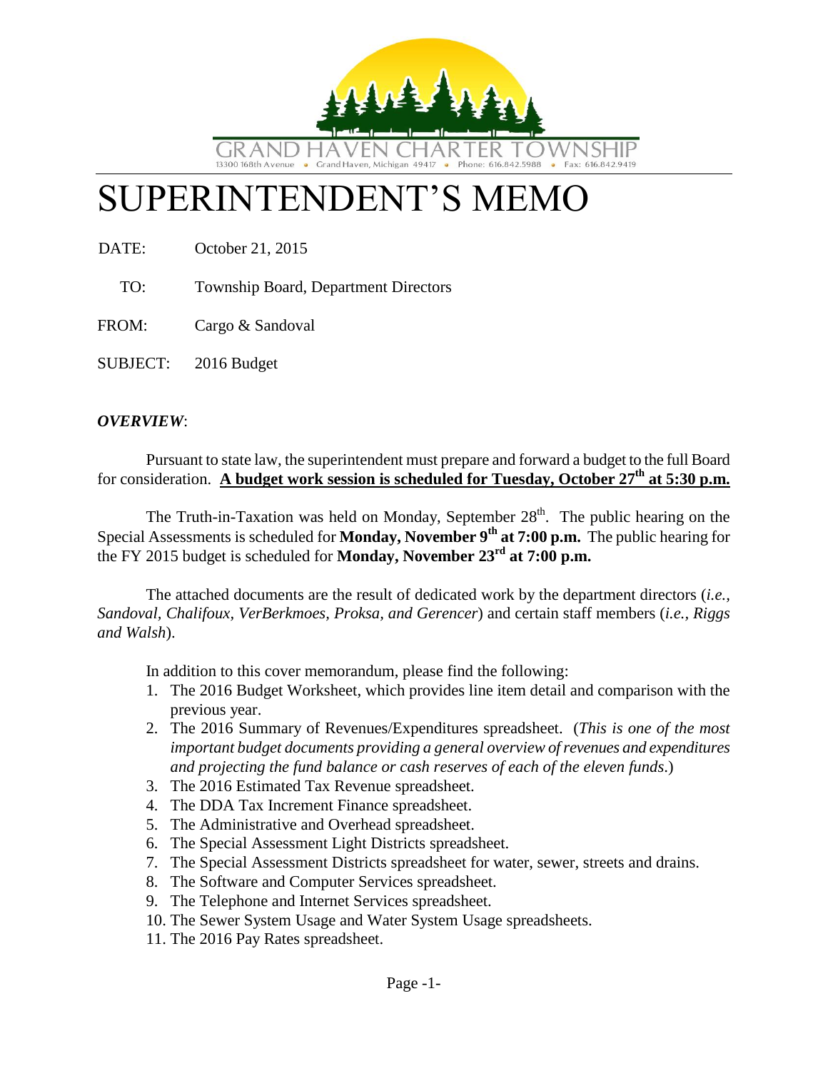GRAND HAVEN CHARTER TOWNSHIP
13300 168th Avenue • Grand Haven, Michigan 49417 • Phone: 616.842.5988 • Fax: 616.842.9419

# SUPERINTENDENT'S MEMO

DATE: October 21, 2015

TO: Township Board, Department Directors

FROM: Cargo & Sandoval

SUBJECT: 2016 Budget

***OVERVIEW***:

Pursuant to state law, the superintendent must prepare and forward a budget to the full Board for consideration. **A budget work session is scheduled for Tuesday, October 27th at 5:30 p.m.**

The Truth-in-Taxation was held on Monday, September 28th. The public hearing on the Special Assessments is scheduled for **Monday, November 9th at 7:00 p.m.** The public hearing for the FY 2015 budget is scheduled for **Monday, November 23rd at 7:00 p.m.**

The attached documents are the result of dedicated work by the department directors (*i.e., Sandoval, Chalifoux, VerBerkmoes, Proksa, and Gerencer*) and certain staff members (*i.e., Riggs and Walsh*).

In addition to this cover memorandum, please find the following:

1. The 2016 Budget Worksheet, which provides line item detail and comparison with the previous year.
2. The 2016 Summary of Revenues/Expenditures spreadsheet. (*This is one of the most important budget documents providing a general overview of revenues and expenditures and projecting the fund balance or cash reserves of each of the eleven funds*.)
3. The 2016 Estimated Tax Revenue spreadsheet.
4. The DDA Tax Increment Finance spreadsheet.
5. The Administrative and Overhead spreadsheet.
6. The Special Assessment Light Districts spreadsheet.
7. The Special Assessment Districts spreadsheet for water, sewer, streets and drains.
8. The Software and Computer Services spreadsheet.
9. The Telephone and Internet Services spreadsheet.
10. The Sewer System Usage and Water System Usage spreadsheets.
11. The 2016 Pay Rates spreadsheet.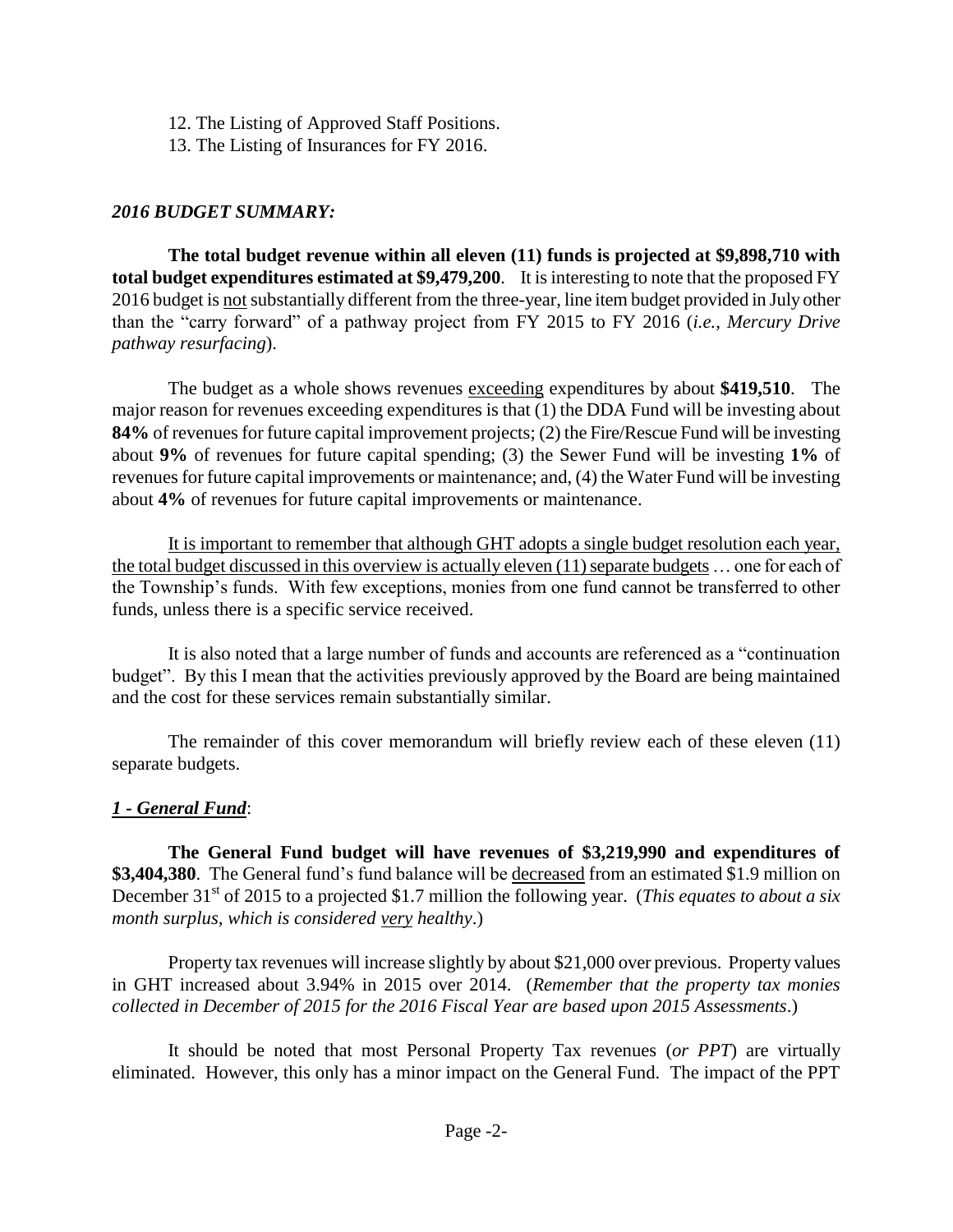12. The Listing of Approved Staff Positions.
13. The Listing of Insurances for FY 2016.

***2016 BUDGET SUMMARY:***

**The total budget revenue within all eleven (11) funds is projected at $9,898,710 with total budget expenditures estimated at $9,479,200**. It is interesting to note that the proposed FY 2016 budget is not substantially different from the three-year, line item budget provided in July other than the "carry forward" of a pathway project from FY 2015 to FY 2016 (*i.e., Mercury Drive pathway resurfacing*).

The budget as a whole shows revenues exceeding expenditures by about **$419,510**. The major reason for revenues exceeding expenditures is that (1) the DDA Fund will be investing about **84%** of revenues for future capital improvement projects; (2) the Fire/Rescue Fund will be investing about **9%** of revenues for future capital spending; (3) the Sewer Fund will be investing **1%** of revenues for future capital improvements or maintenance; and, (4) the Water Fund will be investing about **4%** of revenues for future capital improvements or maintenance.

It is important to remember that although GHT adopts a single budget resolution each year, the total budget discussed in this overview is actually eleven (11) separate budgets … one for each of the Township's funds. With few exceptions, monies from one fund cannot be transferred to other funds, unless there is a specific service received.

It is also noted that a large number of funds and accounts are referenced as a "continuation budget". By this I mean that the activities previously approved by the Board are being maintained and the cost for these services remain substantially similar.

The remainder of this cover memorandum will briefly review each of these eleven (11) separate budgets.

***1 - General Fund***:

**The General Fund budget will have revenues of $3,219,990 and expenditures of $3,404,380**. The General fund's fund balance will be decreased from an estimated $1.9 million on December 31st of 2015 to a projected $1.7 million the following year. (*This equates to about a six month surplus, which is considered very healthy*.)

Property tax revenues will increase slightly by about $21,000 over previous. Property values in GHT increased about 3.94% in 2015 over 2014. (*Remember that the property tax monies collected in December of 2015 for the 2016 Fiscal Year are based upon 2015 Assessments*.)

It should be noted that most Personal Property Tax revenues (*or PPT*) are virtually eliminated. However, this only has a minor impact on the General Fund. The impact of the PPT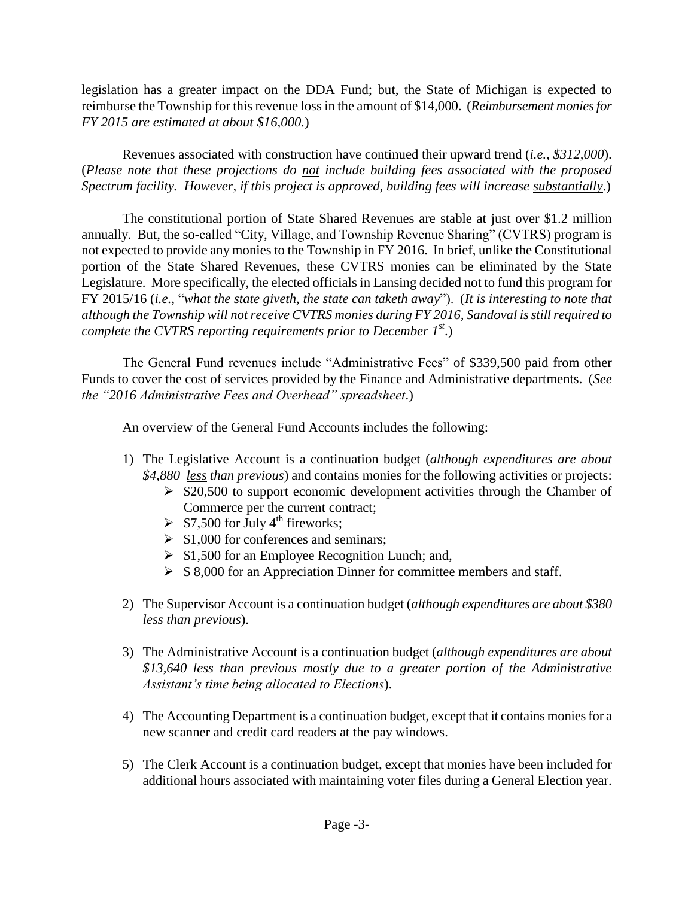legislation has a greater impact on the DDA Fund; but, the State of Michigan is expected to reimburse the Township for this revenue loss in the amount of $14,000. (*Reimbursement monies for FY 2015 are estimated at about $16,000.*)

Revenues associated with construction have continued their upward trend (*i.e., $312,000*). (*Please note that these projections do not include building fees associated with the proposed Spectrum facility. However, if this project is approved, building fees will increase substantially.*)

The constitutional portion of State Shared Revenues are stable at just over $1.2 million annually. But, the so-called "City, Village, and Township Revenue Sharing" (CVTRS) program is not expected to provide any monies to the Township in FY 2016. In brief, unlike the Constitutional portion of the State Shared Revenues, these CVTRS monies can be eliminated by the State Legislature. More specifically, the elected officials in Lansing decided not to fund this program for FY 2015/16 (*i.e.,* "*what the state giveth, the state can taketh away*"). (*It is interesting to note that although the Township will not receive CVTRS monies during FY 2016, Sandoval is still required to complete the CVTRS reporting requirements prior to December 1st.*)

The General Fund revenues include "Administrative Fees" of $339,500 paid from other Funds to cover the cost of services provided by the Finance and Administrative departments. (*See the "2016 Administrative Fees and Overhead" spreadsheet.*)

An overview of the General Fund Accounts includes the following:

1) The Legislative Account is a continuation budget (*although expenditures are about $4,880 less than previous*) and contains monies for the following activities or projects:
   - $20,500 to support economic development activities through the Chamber of Commerce per the current contract;
   - $7,500 for July 4th fireworks;
   - $1,000 for conferences and seminars;
   - $1,500 for an Employee Recognition Lunch; and,
   - $ 8,000 for an Appreciation Dinner for committee members and staff.

2) The Supervisor Account is a continuation budget (*although expenditures are about $380 less than previous*).

3) The Administrative Account is a continuation budget (*although expenditures are about $13,640 less than previous mostly due to a greater portion of the Administrative Assistant's time being allocated to Elections*).

4) The Accounting Department is a continuation budget, except that it contains monies for a new scanner and credit card readers at the pay windows.

5) The Clerk Account is a continuation budget, except that monies have been included for additional hours associated with maintaining voter files during a General Election year.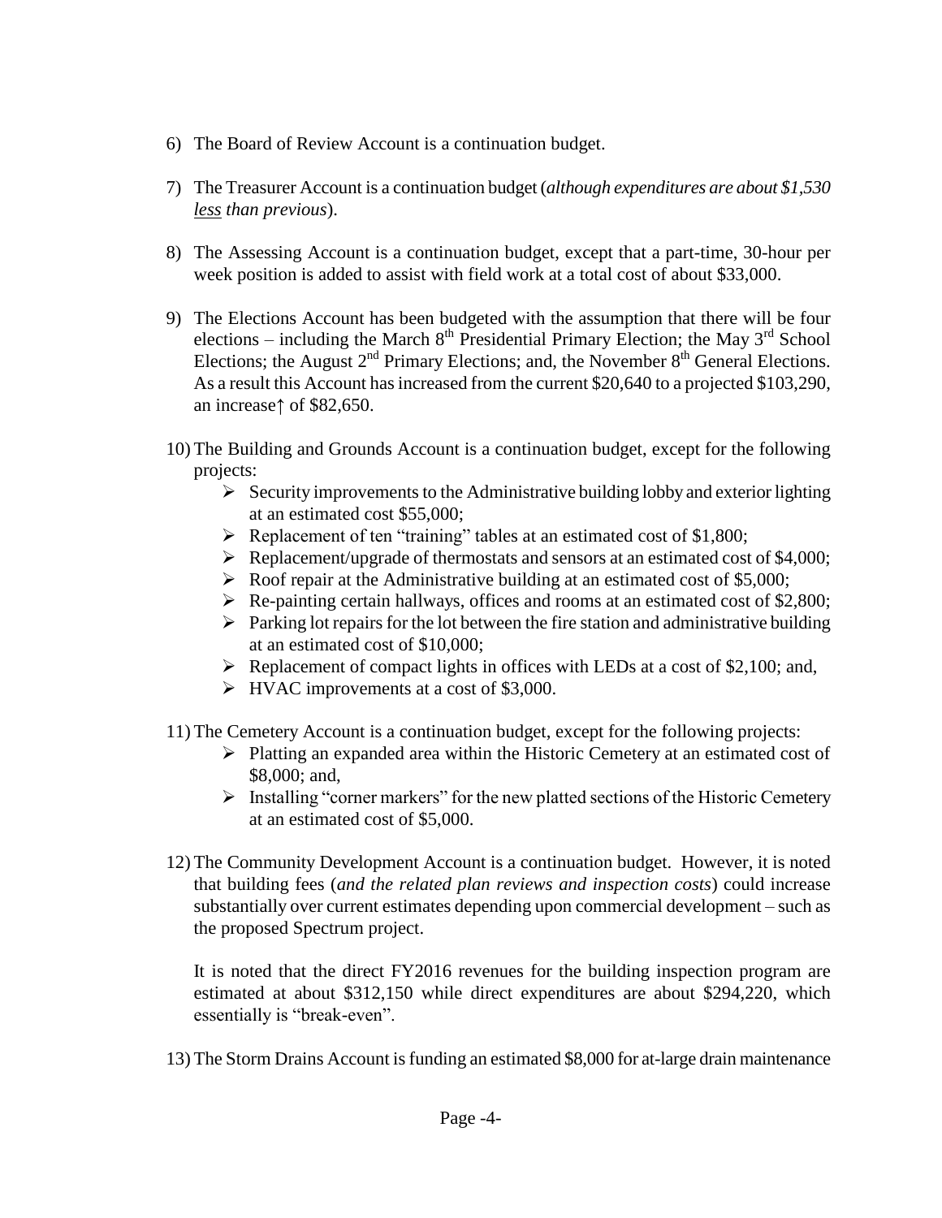6) The Board of Review Account is a continuation budget.

7) The Treasurer Account is a continuation budget (*although expenditures are about $1,530 <u>less</u> than previous*).

8) The Assessing Account is a continuation budget, except that a part-time, 30-hour per week position is added to assist with field work at a total cost of about $33,000.

9) The Elections Account has been budgeted with the assumption that there will be four elections – including the March 8th Presidential Primary Election; the May 3rd School Elections; the August 2nd Primary Elections; and, the November 8th General Elections. As a result this Account has increased from the current $20,640 to a projected $103,290, an increase↑ of $82,650.

10) The Building and Grounds Account is a continuation budget, except for the following projects:
    - Security improvements to the Administrative building lobby and exterior lighting at an estimated cost $55,000;
    - Replacement of ten "training" tables at an estimated cost of $1,800;
    - Replacement/upgrade of thermostats and sensors at an estimated cost of $4,000;
    - Roof repair at the Administrative building at an estimated cost of $5,000;
    - Re-painting certain hallways, offices and rooms at an estimated cost of $2,800;
    - Parking lot repairs for the lot between the fire station and administrative building at an estimated cost of $10,000;
    - Replacement of compact lights in offices with LEDs at a cost of $2,100; and,
    - HVAC improvements at a cost of $3,000.

11) The Cemetery Account is a continuation budget, except for the following projects:
    - Platting an expanded area within the Historic Cemetery at an estimated cost of $8,000; and,
    - Installing "corner markers" for the new platted sections of the Historic Cemetery at an estimated cost of $5,000.

12) The Community Development Account is a continuation budget. However, it is noted that building fees (*and the related plan reviews and inspection costs*) could increase substantially over current estimates depending upon commercial development – such as the proposed Spectrum project.

    It is noted that the direct FY2016 revenues for the building inspection program are estimated at about $312,150 while direct expenditures are about $294,220, which essentially is "break-even".

13) The Storm Drains Account is funding an estimated $8,000 for at-large drain maintenance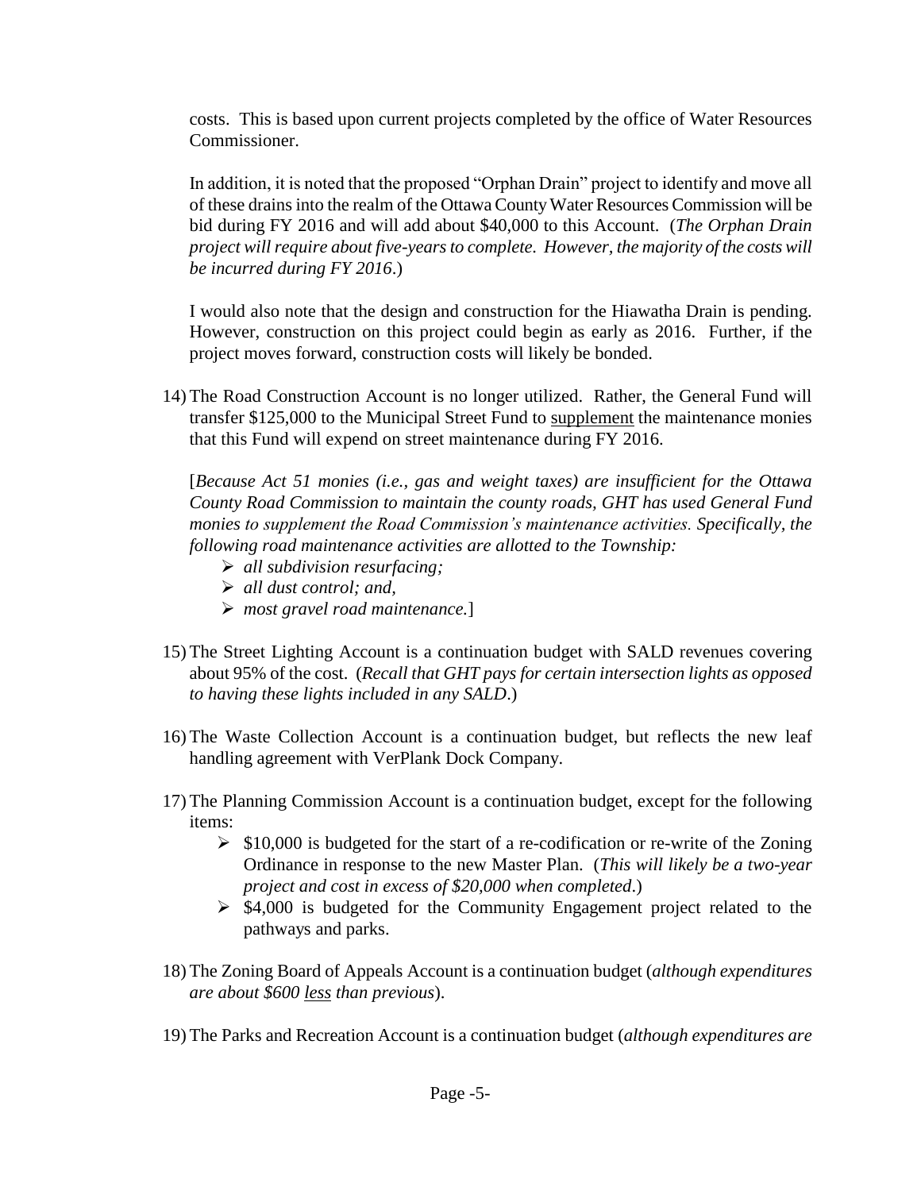costs. This is based upon current projects completed by the office of Water Resources Commissioner.

In addition, it is noted that the proposed "Orphan Drain" project to identify and move all of these drains into the realm of the Ottawa County Water Resources Commission will be bid during FY 2016 and will add about $40,000 to this Account. (*The Orphan Drain project will require about five-years to complete. However, the majority of the costs will be incurred during FY 2016.*)

I would also note that the design and construction for the Hiawatha Drain is pending. However, construction on this project could begin as early as 2016. Further, if the project moves forward, construction costs will likely be bonded.

14) The Road Construction Account is no longer utilized. Rather, the General Fund will transfer $125,000 to the Municipal Street Fund to <u>supplement</u> the maintenance monies that this Fund will expend on street maintenance during FY 2016.

    [*Because Act 51 monies (i.e., gas and weight taxes) are insufficient for the Ottawa County Road Commission to maintain the county roads, GHT has used General Fund monies to supplement the Road Commission's maintenance activities. Specifically, the following road maintenance activities are allotted to the Township:*
    - *all subdivision resurfacing;*
    - *all dust control; and,*
    - *most gravel road maintenance.*]

15) The Street Lighting Account is a continuation budget with SALD revenues covering about 95% of the cost. (*Recall that GHT pays for certain intersection lights as opposed to having these lights included in any SALD.*)

16) The Waste Collection Account is a continuation budget, but reflects the new leaf handling agreement with VerPlank Dock Company.

17) The Planning Commission Account is a continuation budget, except for the following items:
    - $10,000 is budgeted for the start of a re-codification or re-write of the Zoning Ordinance in response to the new Master Plan. (*This will likely be a two-year project and cost in excess of $20,000 when completed.*)
    - $4,000 is budgeted for the Community Engagement project related to the pathways and parks.

18) The Zoning Board of Appeals Account is a continuation budget (*although expenditures are about $600 <u>less</u> than previous*).

19) The Parks and Recreation Account is a continuation budget (*although expenditures are*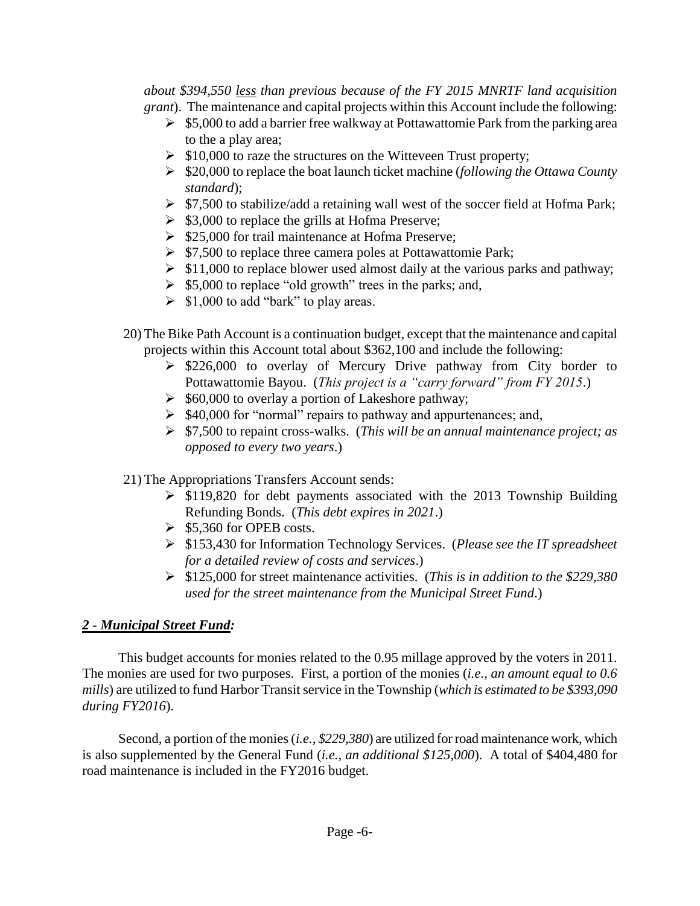*about $394,550 <u>less</u> than previous because of the FY 2015 MNRTF land acquisition grant*). The maintenance and capital projects within this Account include the following:

- $5,000 to add a barrier free walkway at Pottawattomie Park from the parking area to the a play area;
- $10,000 to raze the structures on the Witteveen Trust property;
- $20,000 to replace the boat launch ticket machine (*following the Ottawa County standard*);
- $7,500 to stabilize/add a retaining wall west of the soccer field at Hofma Park;
- $3,000 to replace the grills at Hofma Preserve;
- $25,000 for trail maintenance at Hofma Preserve;
- $7,500 to replace three camera poles at Pottawattomie Park;
- $11,000 to replace blower used almost daily at the various parks and pathway;
- $5,000 to replace "old growth" trees in the parks; and,
- $1,000 to add "bark" to play areas.

20) The Bike Path Account is a continuation budget, except that the maintenance and capital projects within this Account total about $362,100 and include the following:
   - $226,000 to overlay of Mercury Drive pathway from City border to Pottawattomie Bayou. (*This project is a "carry forward" from FY 2015*.)
   - $60,000 to overlay a portion of Lakeshore pathway;
   - $40,000 for "normal" repairs to pathway and appurtenances; and,
   - $7,500 to repaint cross-walks. (*This will be an annual maintenance project; as opposed to every two years*.)

21) The Appropriations Transfers Account sends:
   - $119,820 for debt payments associated with the 2013 Township Building Refunding Bonds. (*This debt expires in 2021*.)
   - $5,360 for OPEB costs.
   - $153,430 for Information Technology Services. (*Please see the IT spreadsheet for a detailed review of costs and services*.)
   - $125,000 for street maintenance activities. (*This is in addition to the $229,380 used for the street maintenance from the Municipal Street Fund*.)

## ***<u>2 - Municipal Street Fund:</u>***

This budget accounts for monies related to the 0.95 millage approved by the voters in 2011. The monies are used for two purposes. First, a portion of the monies (*i.e., an amount equal to 0.6 mills*) are utilized to fund Harbor Transit service in the Township (*which is estimated to be $393,090 during FY2016*).

Second, a portion of the monies (*i.e., $229,380*) are utilized for road maintenance work, which is also supplemented by the General Fund (*i.e., an additional $125,000*). A total of $404,480 for road maintenance is included in the FY2016 budget.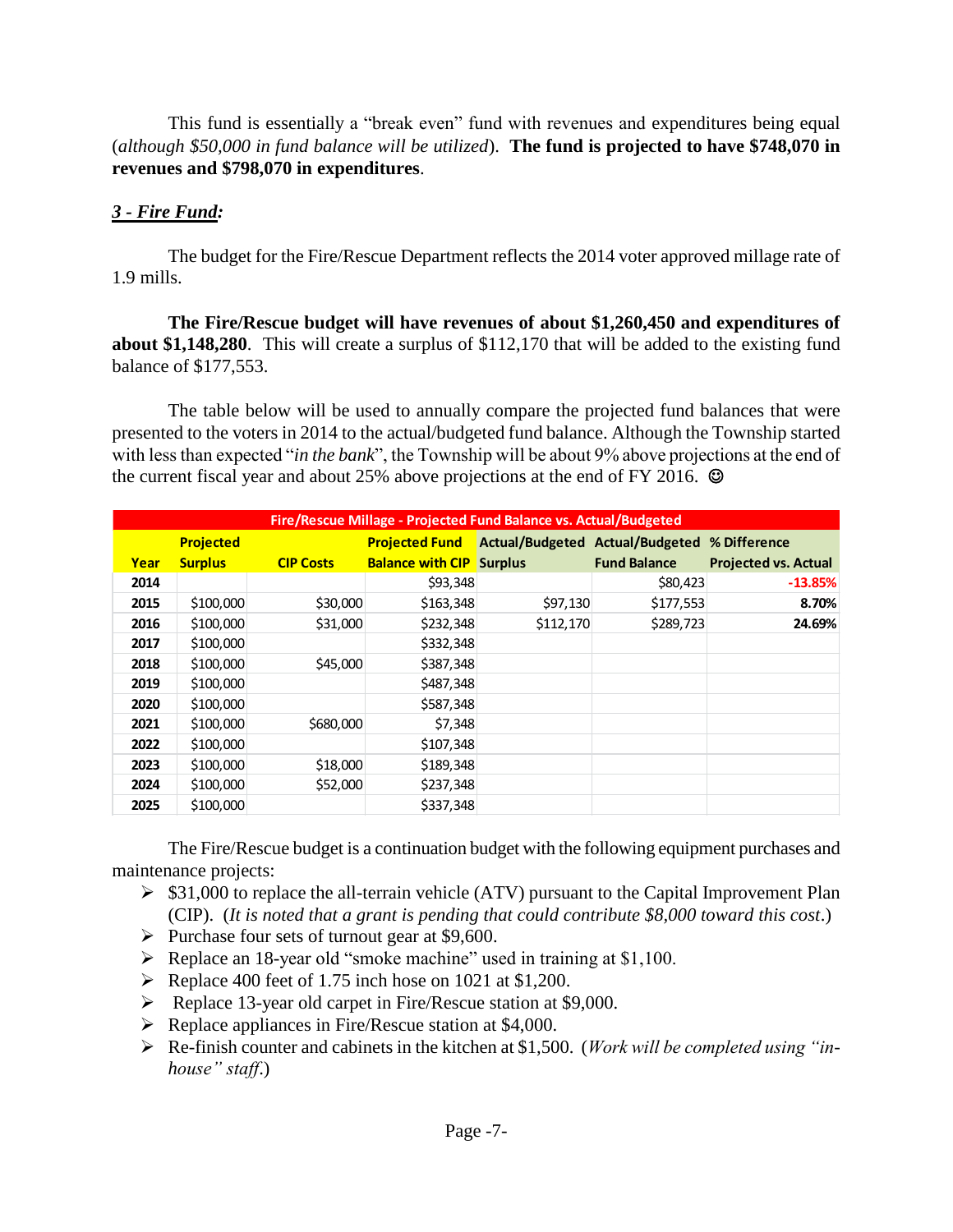This fund is essentially a "break even" fund with revenues and expenditures being equal (*although $50,000 in fund balance will be utilized*). **The fund is projected to have $748,070 in revenues and $798,070 in expenditures**.

### ***3 - Fire Fund:***

The budget for the Fire/Rescue Department reflects the 2014 voter approved millage rate of 1.9 mills.

**The Fire/Rescue budget will have revenues of about $1,260,450 and expenditures of about $1,148,280**. This will create a surplus of $112,170 that will be added to the existing fund balance of $177,553.

The table below will be used to annually compare the projected fund balances that were presented to the voters in 2014 to the actual/budgeted fund balance. Although the Township started with less than expected "*in the bank*", the Township will be about 9% above projections at the end of the current fiscal year and about 25% above projections at the end of FY 2016. ☺

| Fire/Rescue Millage - Projected Fund Balance vs. Actual/Budgeted | | | | | | |
|---|---|---|---|---|---|---|
| **Year** | **Projected Surplus** | **CIP Costs** | **Projected Fund Balance with CIP** | **Actual/Budgeted Surplus** | **Actual/Budgeted Fund Balance** | **% Difference Projected vs. Actual** |
| **2014** | | | $93,348 | | $80,423 | -13.85% |
| **2015** | $100,000 | $30,000 | $163,348 | $97,130 | $177,553 | 8.70% |
| **2016** | $100,000 | $31,000 | $232,348 | $112,170 | $289,723 | 24.69% |
| **2017** | $100,000 | | $332,348 | | | |
| **2018** | $100,000 | $45,000 | $387,348 | | | |
| **2019** | $100,000 | | $487,348 | | | |
| **2020** | $100,000 | | $587,348 | | | |
| **2021** | $100,000 | $680,000 | $7,348 | | | |
| **2022** | $100,000 | | $107,348 | | | |
| **2023** | $100,000 | $18,000 | $189,348 | | | |
| **2024** | $100,000 | $52,000 | $237,348 | | | |
| **2025** | $100,000 | | $337,348 | | | |

The Fire/Rescue budget is a continuation budget with the following equipment purchases and maintenance projects:

- $31,000 to replace the all-terrain vehicle (ATV) pursuant to the Capital Improvement Plan (CIP). (*It is noted that a grant is pending that could contribute $8,000 toward this cost*.)
- Purchase four sets of turnout gear at $9,600.
- Replace an 18-year old "smoke machine" used in training at $1,100.
- Replace 400 feet of 1.75 inch hose on 1021 at $1,200.
- Replace 13-year old carpet in Fire/Rescue station at $9,000.
- Replace appliances in Fire/Rescue station at $4,000.
- Re-finish counter and cabinets in the kitchen at $1,500. (*Work will be completed using "in-house" staff*.)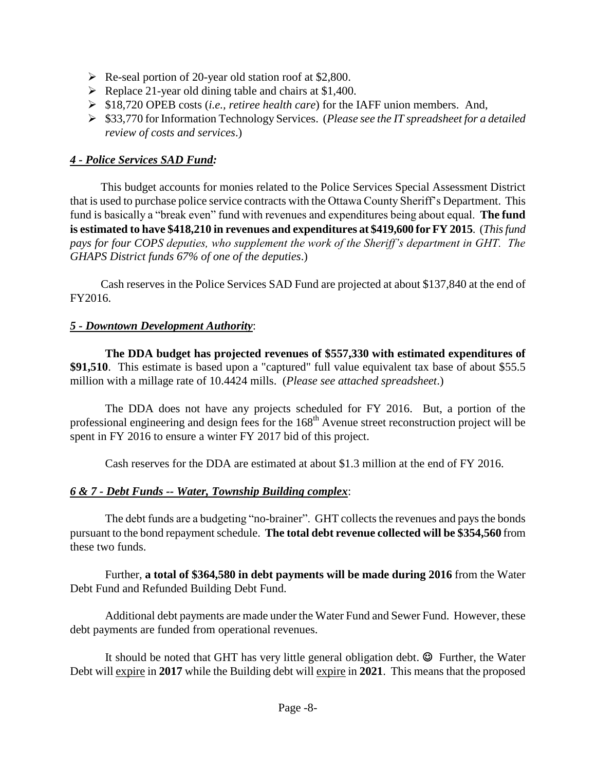- Re-seal portion of 20-year old station roof at $2,800.
- Replace 21-year old dining table and chairs at $1,400.
- $18,720 OPEB costs (*i.e., retiree health care*) for the IAFF union members. And,
- $33,770 for Information Technology Services. (*Please see the IT spreadsheet for a detailed review of costs and services*.)

### *4 - Police Services SAD Fund:*

This budget accounts for monies related to the Police Services Special Assessment District that is used to purchase police service contracts with the Ottawa County Sheriff's Department. This fund is basically a "break even" fund with revenues and expenditures being about equal. **The fund is estimated to have $418,210 in revenues and expenditures at $419,600 for FY 2015**. (*This fund pays for four COPS deputies, who supplement the work of the Sheriff's department in GHT. The GHAPS District funds 67% of one of the deputies*.)

Cash reserves in the Police Services SAD Fund are projected at about $137,840 at the end of FY2016.

### *5 - Downtown Development Authority*:

**The DDA budget has projected revenues of $557,330 with estimated expenditures of $91,510**. This estimate is based upon a "captured" full value equivalent tax base of about $55.5 million with a millage rate of 10.4424 mills. (*Please see attached spreadsheet*.)

The DDA does not have any projects scheduled for FY 2016. But, a portion of the professional engineering and design fees for the 168th Avenue street reconstruction project will be spent in FY 2016 to ensure a winter FY 2017 bid of this project.

Cash reserves for the DDA are estimated at about $1.3 million at the end of FY 2016.

### *6 & 7 - Debt Funds -- Water, Township Building complex*:

The debt funds are a budgeting "no-brainer". GHT collects the revenues and pays the bonds pursuant to the bond repayment schedule. **The total debt revenue collected will be $354,560** from these two funds.

Further, **a total of $364,580 in debt payments will be made during 2016** from the Water Debt Fund and Refunded Building Debt Fund.

Additional debt payments are made under the Water Fund and Sewer Fund. However, these debt payments are funded from operational revenues.

It should be noted that GHT has very little general obligation debt. ☺ Further, the Water Debt will expire in **2017** while the Building debt will expire in **2021**. This means that the proposed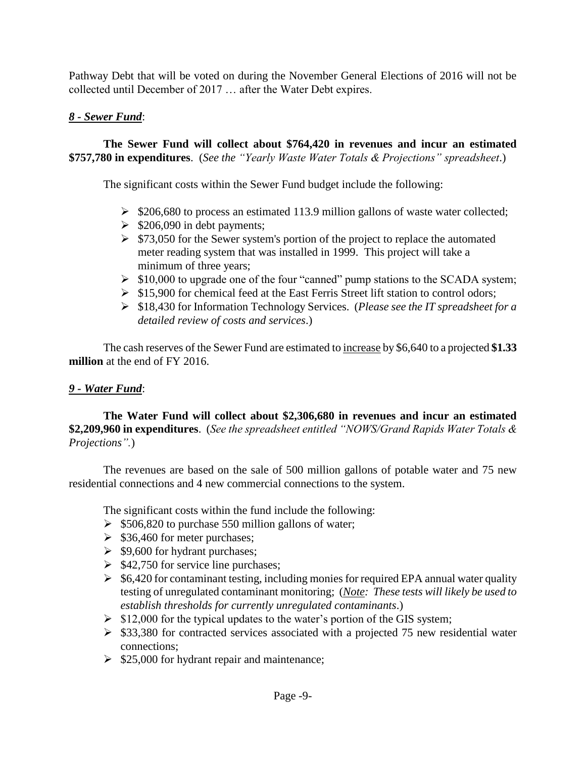Pathway Debt that will be voted on during the November General Elections of 2016 will not be collected until December of 2017 … after the Water Debt expires.

***8 - Sewer Fund***:

**The Sewer Fund will collect about $764,420 in revenues and incur an estimated $757,780 in expenditures**. (*See the "Yearly Waste Water Totals & Projections" spreadsheet*.)

The significant costs within the Sewer Fund budget include the following:

- $206,680 to process an estimated 113.9 million gallons of waste water collected;
- $206,090 in debt payments;
- $73,050 for the Sewer system's portion of the project to replace the automated meter reading system that was installed in 1999. This project will take a minimum of three years;
- $10,000 to upgrade one of the four "canned" pump stations to the SCADA system;
- $15,900 for chemical feed at the East Ferris Street lift station to control odors;
- $18,430 for Information Technology Services. (*Please see the IT spreadsheet for a detailed review of costs and services*.)

The cash reserves of the Sewer Fund are estimated to increase by $6,640 to a projected **$1.33 million** at the end of FY 2016.

***9 - Water Fund***:

**The Water Fund will collect about $2,306,680 in revenues and incur an estimated $2,209,960 in expenditures**. (*See the spreadsheet entitled "NOWS/Grand Rapids Water Totals & Projections".*)

The revenues are based on the sale of 500 million gallons of potable water and 75 new residential connections and 4 new commercial connections to the system.

The significant costs within the fund include the following:

- $506,820 to purchase 550 million gallons of water;
- $36,460 for meter purchases;
- $9,600 for hydrant purchases;
- $42,750 for service line purchases;
- $6,420 for contaminant testing, including monies for required EPA annual water quality testing of unregulated contaminant monitoring; (*Note: These tests will likely be used to establish thresholds for currently unregulated contaminants*.)
- $12,000 for the typical updates to the water's portion of the GIS system;
- $33,380 for contracted services associated with a projected 75 new residential water connections;
- $25,000 for hydrant repair and maintenance;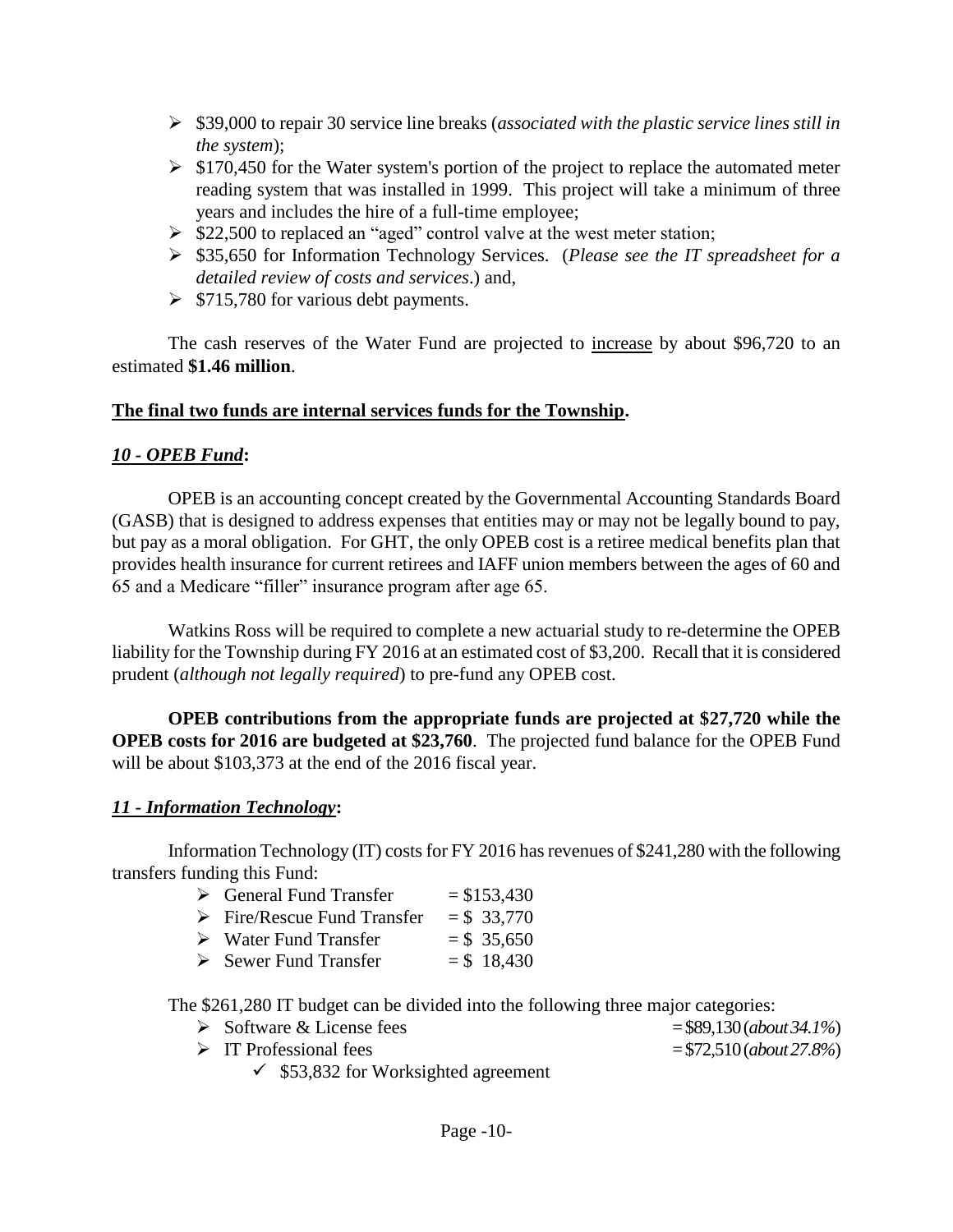- $39,000 to repair 30 service line breaks (*associated with the plastic service lines still in the system*);
- $170,450 for the Water system's portion of the project to replace the automated meter reading system that was installed in 1999. This project will take a minimum of three years and includes the hire of a full-time employee;
- $22,500 to replaced an "aged" control valve at the west meter station;
- $35,650 for Information Technology Services. (*Please see the IT spreadsheet for a detailed review of costs and services*.) and,
- $715,780 for various debt payments.

The cash reserves of the Water Fund are projected to <u>increase</u> by about $96,720 to an estimated **$1.46 million**.

**<u>The final two funds are internal services funds for the Township</u>.**

***<u>10 - OPEB Fund</u>*:**

OPEB is an accounting concept created by the Governmental Accounting Standards Board (GASB) that is designed to address expenses that entities may or may not be legally bound to pay, but pay as a moral obligation. For GHT, the only OPEB cost is a retiree medical benefits plan that provides health insurance for current retirees and IAFF union members between the ages of 60 and 65 and a Medicare "filler" insurance program after age 65.

Watkins Ross will be required to complete a new actuarial study to re-determine the OPEB liability for the Township during FY 2016 at an estimated cost of $3,200. Recall that it is considered prudent (*although not legally required*) to pre-fund any OPEB cost.

**OPEB contributions from the appropriate funds are projected at $27,720 while the OPEB costs for 2016 are budgeted at $23,760**. The projected fund balance for the OPEB Fund will be about $103,373 at the end of the 2016 fiscal year.

***<u>11 - Information Technology</u>*:**

Information Technology (IT) costs for FY 2016 has revenues of $241,280 with the following transfers funding this Fund:

- General Fund Transfer = $153,430
- Fire/Rescue Fund Transfer = $ 33,770
- Water Fund Transfer = $ 35,650
- Sewer Fund Transfer = $ 18,430

The $261,280 IT budget can be divided into the following three major categories:

- Software & License fees = $89,130 (*about 34.1%*)
- IT Professional fees = $72,510 (*about 27.8%*)
  - ✓ $53,832 for Worksighted agreement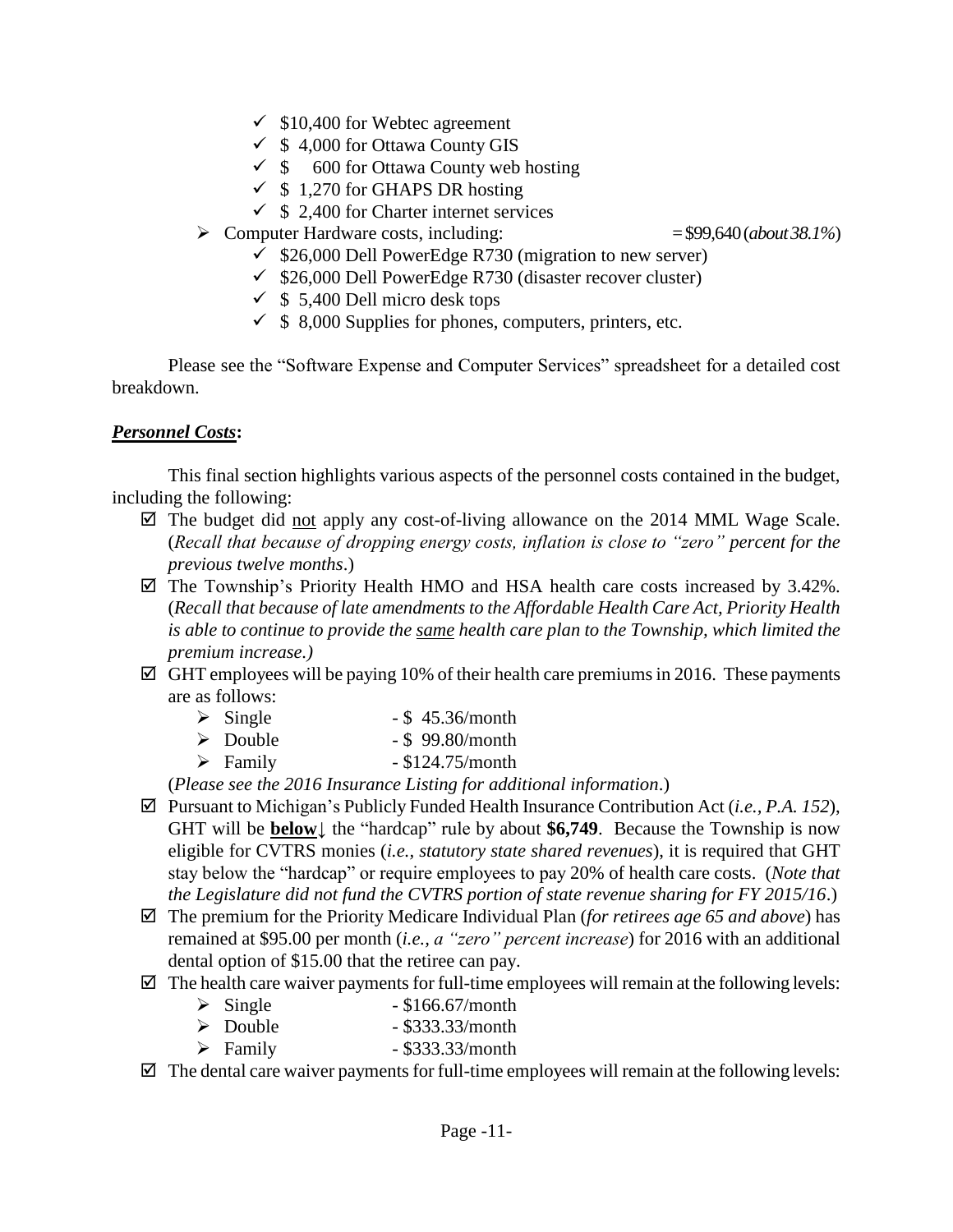- ✓ $10,400 for Webtec agreement
  - ✓ $ 4,000 for Ottawa County GIS
  - ✓ $ 600 for Ottawa County web hosting
  - ✓ $ 1,270 for GHAPS DR hosting
  - ✓ $ 2,400 for Charter internet services
- ➢ Computer Hardware costs, including: = $99,640 (*about 38.1%*)
  - ✓ $26,000 Dell PowerEdge R730 (migration to new server)
  - ✓ $26,000 Dell PowerEdge R730 (disaster recover cluster)
  - ✓ $ 5,400 Dell micro desk tops
  - ✓ $ 8,000 Supplies for phones, computers, printers, etc.

Please see the "Software Expense and Computer Services" spreadsheet for a detailed cost breakdown.

***Personnel Costs*:**

This final section highlights various aspects of the personnel costs contained in the budget, including the following:

- ☑ The budget did not apply any cost-of-living allowance on the 2014 MML Wage Scale. (*Recall that because of dropping energy costs, inflation is close to "zero" percent for the previous twelve months*.)
- ☑ The Township's Priority Health HMO and HSA health care costs increased by 3.42%. (*Recall that because of late amendments to the Affordable Health Care Act, Priority Health is able to continue to provide the same health care plan to the Township, which limited the premium increase.)*
- ☑ GHT employees will be paying 10% of their health care premiums in 2016. These payments are as follows:
  - ➢ Single - $ 45.36/month
  - ➢ Double - $ 99.80/month
  - ➢ Family - $124.75/month

  (*Please see the 2016 Insurance Listing for additional information*.)
- ☑ Pursuant to Michigan's Publicly Funded Health Insurance Contribution Act (*i.e., P.A. 152*), GHT will be **below**↓ the "hardcap" rule by about **$6,749**. Because the Township is now eligible for CVTRS monies (*i.e., statutory state shared revenues*), it is required that GHT stay below the "hardcap" or require employees to pay 20% of health care costs. (*Note that the Legislature did not fund the CVTRS portion of state revenue sharing for FY 2015/16*.)
- ☑ The premium for the Priority Medicare Individual Plan (*for retirees age 65 and above*) has remained at $95.00 per month (*i.e., a "zero" percent increase*) for 2016 with an additional dental option of $15.00 that the retiree can pay.
- ☑ The health care waiver payments for full-time employees will remain at the following levels:
  - ➢ Single - $166.67/month
  - ➢ Double - $333.33/month
  - ➢ Family - $333.33/month
- ☑ The dental care waiver payments for full-time employees will remain at the following levels: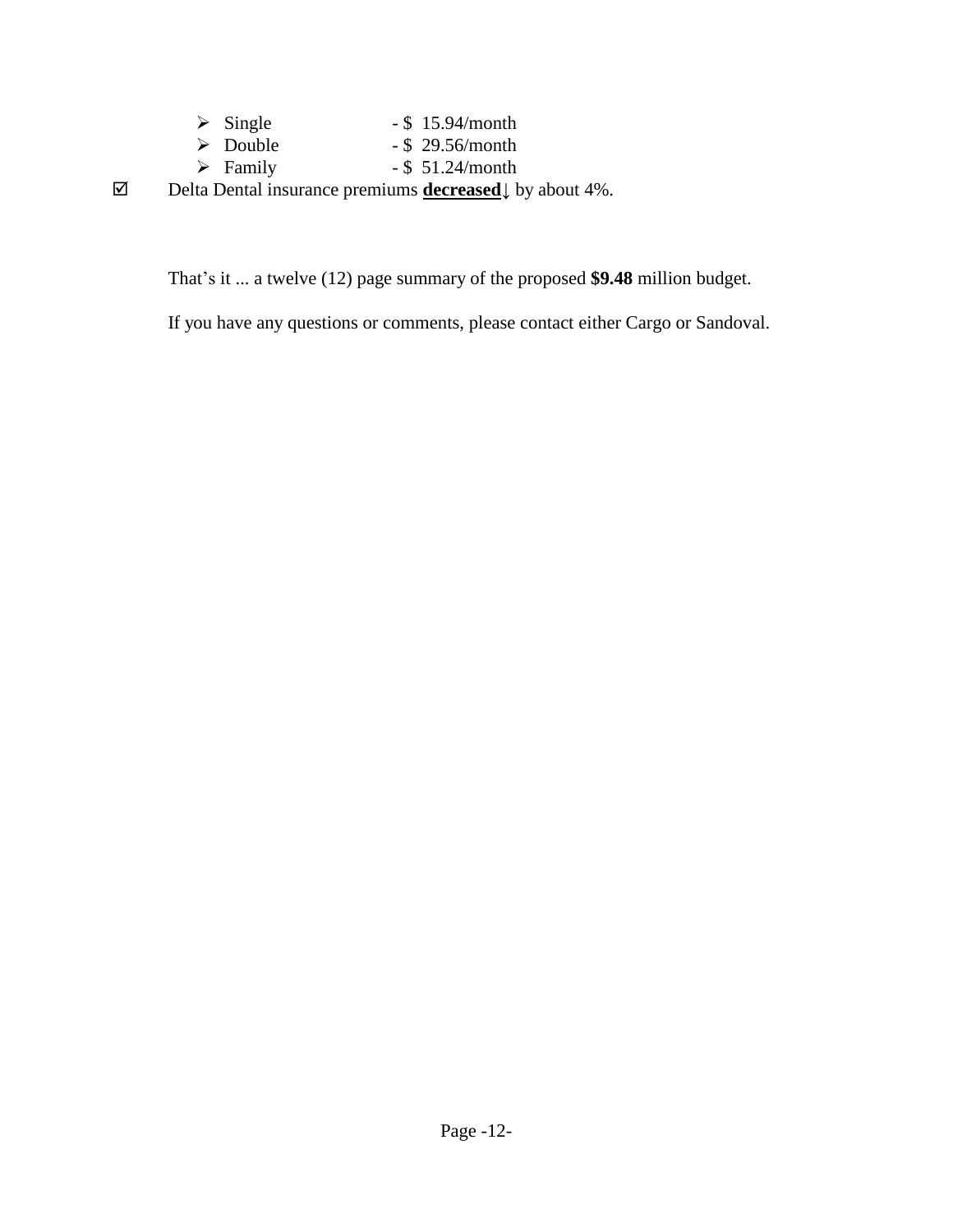- Single - $ 15.94/month
- Double - $ 29.56/month
- Family - $ 51.24/month

☑ Delta Dental insurance premiums **<u>decreased</u>**↓ by about 4%.

That's it ... a twelve (12) page summary of the proposed **$9.48** million budget.

If you have any questions or comments, please contact either Cargo or Sandoval.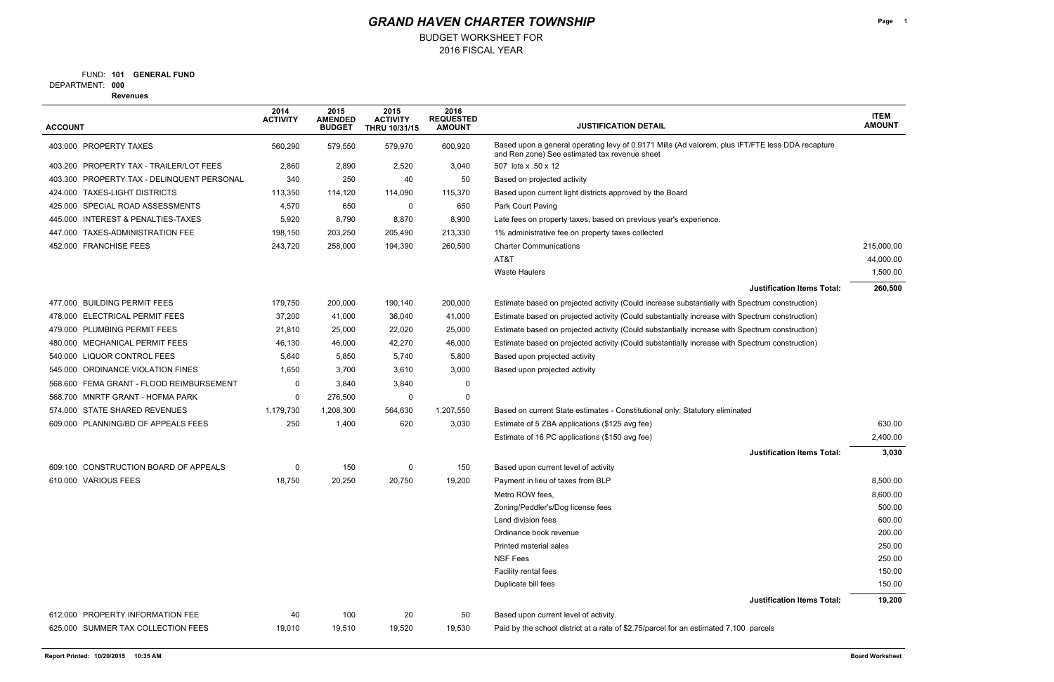# GRAND HAVEN CHARTER TOWNSHIP

BUDGET WORKSHEET FOR
2016 FISCAL YEAR

FUND: **101 GENERAL FUND**
DEPARTMENT: **000**
**Revenues**

| ACCOUNT | 2014 ACTIVITY | 2015 AMENDED BUDGET | 2015 ACTIVITY THRU 10/31/15 | 2016 REQUESTED AMOUNT | JUSTIFICATION DETAIL | ITEM AMOUNT |
|---|---|---|---|---|---|---|
| 403.000 PROPERTY TAXES | 560,290 | 579,550 | 579,970 | 600,920 | Based upon a general operating levy of 0.9171 Mills (Ad valorem, plus IFT/FTE less DDA recapture and Ren zone) See estimated tax revenue sheet | |
| 403.200 PROPERTY TAX - TRAILER/LOT FEES | 2,860 | 2,890 | 2,520 | 3,040 | 507 lots x .50 x 12 | |
| 403.300 PROPERTY TAX - DELINQUENT PERSONAL | 340 | 250 | 40 | 50 | Based on projected activity | |
| 424.000 TAXES-LIGHT DISTRICTS | 113,350 | 114,120 | 114,090 | 115,370 | Based upon current light districts approved by the Board | |
| 425.000 SPECIAL ROAD ASSESSMENTS | 4,570 | 650 | 0 | 650 | Park Court Paving | |
| 445.000 INTEREST & PENALTIES-TAXES | 5,920 | 8,790 | 8,870 | 8,900 | Late fees on property taxes, based on previous year's experience. | |
| 447.000 TAXES-ADMINISTRATION FEE | 198,150 | 203,250 | 205,490 | 213,330 | 1% administrative fee on property taxes collected | |
| 452.000 FRANCHISE FEES | 243,720 | 258,000 | 194,390 | 260,500 | Charter Communications | 215,000.00 |
| | | | | | AT&T | 44,000.00 |
| | | | | | Waste Haulers | 1,500.00 |
| | | | | | **Justification Items Total:** | **260,500** |
| 477.000 BUILDING PERMIT FEES | 179,750 | 200,000 | 190,140 | 200,000 | Estimate based on projected activity (Could increase substantially with Spectrum construction) | |
| 478.000 ELECTRICAL PERMIT FEES | 37,200 | 41,000 | 36,040 | 41,000 | Estimate based on projected activity (Could substantially increase with Spectrum construction) | |
| 479.000 PLUMBING PERMIT FEES | 21,810 | 25,000 | 22,020 | 25,000 | Estimate based on projected activity (Could substantially increase with Spectrum construction) | |
| 480.000 MECHANICAL PERMIT FEES | 46,130 | 46,000 | 42,270 | 46,000 | Estimate based on projected activity (Could substantially increase with Spectrum construction) | |
| 540.000 LIQUOR CONTROL FEES | 5,640 | 5,850 | 5,740 | 5,800 | Based upon projected activity | |
| 545.000 ORDINANCE VIOLATION FINES | 1,650 | 3,700 | 3,610 | 3,000 | Based upon projected activity | |
| 568.600 FEMA GRANT - FLOOD REIMBURSEMENT | 0 | 3,840 | 3,840 | 0 | | |
| 568.700 MNRTF GRANT - HOFMA PARK | 0 | 276,500 | 0 | 0 | | |
| 574.000 STATE SHARED REVENUES | 1,179,730 | 1,208,300 | 564,630 | 1,207,550 | Based on current State estimates - Constitutional only: Statutory eliminated | |
| 609.000 PLANNING/BD OF APPEALS FEES | 250 | 1,400 | 620 | 3,030 | Estimate of 5 ZBA applications ($125 avg fee) | 630.00 |
| | | | | | Estimate of 16 PC applications ($150 avg fee) | 2,400.00 |
| | | | | | **Justification Items Total:** | **3,030** |
| 609.100 CONSTRUCTION BOARD OF APPEALS | 0 | 150 | 0 | 150 | Based upon current level of activity | |
| 610.000 VARIOUS FEES | 18,750 | 20,250 | 20,750 | 19,200 | Payment in lieu of taxes from BLP | 8,500.00 |
| | | | | | Metro ROW fees, | 8,600.00 |
| | | | | | Zoning/Peddler's/Dog license fees | 500.00 |
| | | | | | Land division fees | 600.00 |
| | | | | | Ordinance book revenue | 200.00 |
| | | | | | Printed material sales | 250.00 |
| | | | | | NSF Fees | 250.00 |
| | | | | | Facility rental fees | 150.00 |
| | | | | | Duplicate bill fees | 150.00 |
| | | | | | **Justification Items Total:** | **19,200** |
| 612.000 PROPERTY INFORMATION FEE | 40 | 100 | 20 | 50 | Based upon current level of activity. | |
| 625.000 SUMMER TAX COLLECTION FEES | 19,010 | 19,510 | 19,520 | 19,530 | Paid by the school district at a rate of $2.75/parcel for an estimated 7,100 parcels | |

Report Printed: 10/20/2015 10:35 AM — Board Worksheet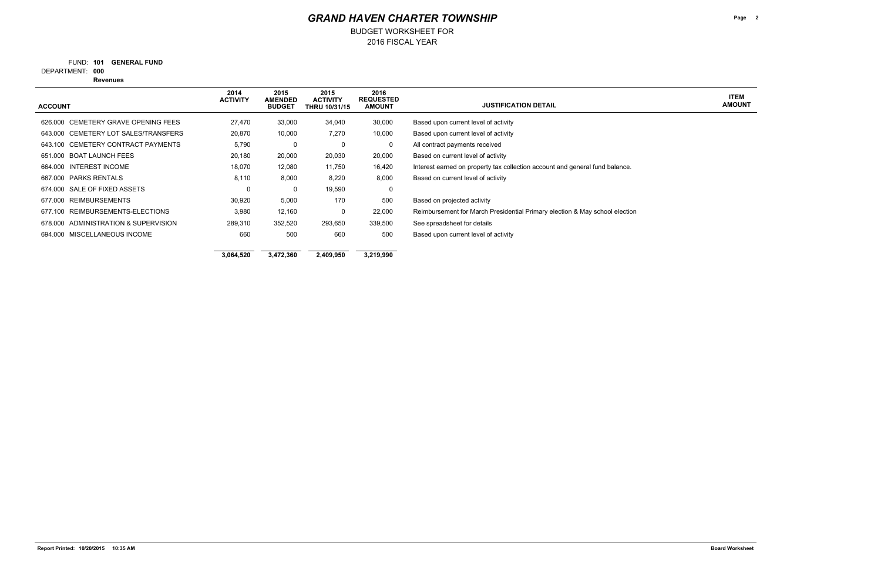# GRAND HAVEN CHARTER TOWNSHIP

BUDGET WORKSHEET FOR
2016 FISCAL YEAR

FUND: **101 GENERAL FUND**
DEPARTMENT: **000**
**Revenues**

| ACCOUNT | 2014 ACTIVITY | 2015 AMENDED BUDGET | 2015 ACTIVITY THRU 10/31/15 | 2016 REQUESTED AMOUNT | JUSTIFICATION DETAIL | ITEM AMOUNT |
|---|---|---|---|---|---|---|
| 626.000 CEMETERY GRAVE OPENING FEES | 27,470 | 33,000 | 34,040 | 30,000 | Based upon current level of activity | |
| 643.000 CEMETERY LOT SALES/TRANSFERS | 20,870 | 10,000 | 7,270 | 10,000 | Based upon current level of activity | |
| 643.100 CEMETERY CONTRACT PAYMENTS | 5,790 | 0 | 0 | 0 | All contract payments received | |
| 651.000 BOAT LAUNCH FEES | 20,180 | 20,000 | 20,030 | 20,000 | Based on current level of activity | |
| 664.000 INTEREST INCOME | 18,070 | 12,080 | 11,750 | 16,420 | Interest earned on property tax collection account and general fund balance. | |
| 667.000 PARKS RENTALS | 8,110 | 8,000 | 8,220 | 8,000 | Based on current level of activity | |
| 674.000 SALE OF FIXED ASSETS | 0 | 0 | 19,590 | 0 | | |
| 677.000 REIMBURSEMENTS | 30,920 | 5,000 | 170 | 500 | Based on projected activity | |
| 677.100 REIMBURSEMENTS-ELECTIONS | 3,980 | 12,160 | 0 | 22,000 | Reimbursement for March Presidential Primary election & May school election | |
| 678.000 ADMINISTRATION & SUPERVISION | 289,310 | 352,520 | 293,650 | 339,500 | See spreadsheet for details | |
| 694.000 MISCELLANEOUS INCOME | 660 | 500 | 660 | 500 | Based upon current level of activity | |
| | **3,064,520** | **3,472,360** | **2,409,950** | **3,219,990** | | |

Report Printed: 10/20/2015 10:35 AM

Board Worksheet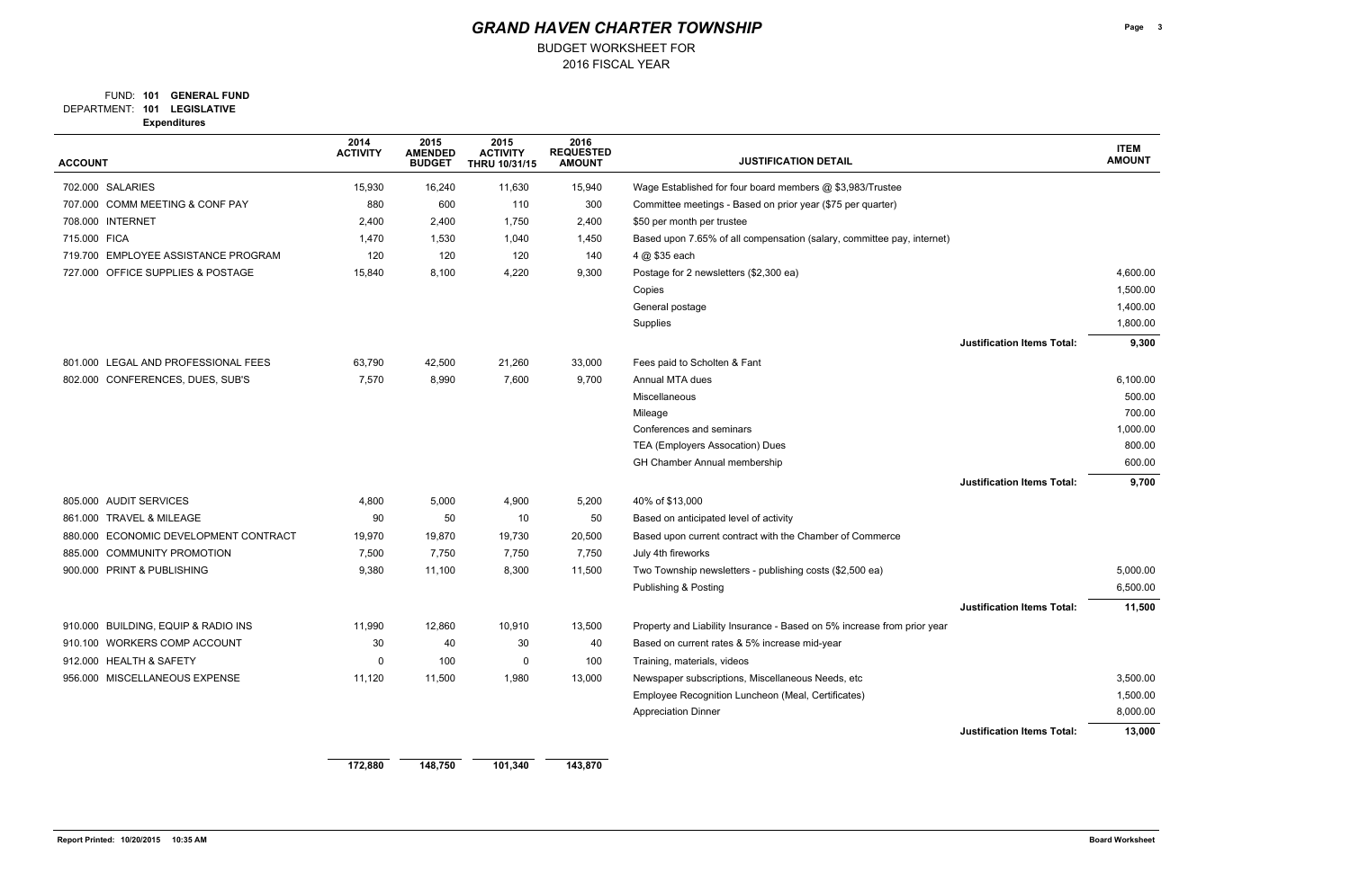# GRAND HAVEN CHARTER TOWNSHIP

BUDGET WORKSHEET FOR
2016 FISCAL YEAR

FUND: **101 GENERAL FUND**
DEPARTMENT: **101 LEGISLATIVE**
**Expenditures**

| ACCOUNT | 2014 ACTIVITY | 2015 AMENDED BUDGET | 2015 ACTIVITY THRU 10/31/15 | 2016 REQUESTED AMOUNT | JUSTIFICATION DETAIL | ITEM AMOUNT |
|---|---|---|---|---|---|---|
| 702.000 SALARIES | 15,930 | 16,240 | 11,630 | 15,940 | Wage Established for four board members @ $3,983/Trustee | |
| 707.000 COMM MEETING & CONF PAY | 880 | 600 | 110 | 300 | Committee meetings - Based on prior year ($75 per quarter) | |
| 708.000 INTERNET | 2,400 | 2,400 | 1,750 | 2,400 | $50 per month per trustee | |
| 715.000 FICA | 1,470 | 1,530 | 1,040 | 1,450 | Based upon 7.65% of all compensation (salary, committee pay, internet) | |
| 719.700 EMPLOYEE ASSISTANCE PROGRAM | 120 | 120 | 120 | 140 | 4 @ $35 each | |
| 727.000 OFFICE SUPPLIES & POSTAGE | 15,840 | 8,100 | 4,220 | 9,300 | Postage for 2 newsletters ($2,300 ea) | 4,600.00 |
| | | | | | Copies | 1,500.00 |
| | | | | | General postage | 1,400.00 |
| | | | | | Supplies | 1,800.00 |
| | | | | | **Justification Items Total:** | **9,300** |
| 801.000 LEGAL AND PROFESSIONAL FEES | 63,790 | 42,500 | 21,260 | 33,000 | Fees paid to Scholten & Fant | |
| 802.000 CONFERENCES, DUES, SUB'S | 7,570 | 8,990 | 7,600 | 9,700 | Annual MTA dues | 6,100.00 |
| | | | | | Miscellaneous | 500.00 |
| | | | | | Mileage | 700.00 |
| | | | | | Conferences and seminars | 1,000.00 |
| | | | | | TEA (Employers Assocation) Dues | 800.00 |
| | | | | | GH Chamber Annual membership | 600.00 |
| | | | | | **Justification Items Total:** | **9,700** |
| 805.000 AUDIT SERVICES | 4,800 | 5,000 | 4,900 | 5,200 | 40% of $13,000 | |
| 861.000 TRAVEL & MILEAGE | 90 | 50 | 10 | 50 | Based on anticipated level of activity | |
| 880.000 ECONOMIC DEVELOPMENT CONTRACT | 19,970 | 19,870 | 19,730 | 20,500 | Based upon current contract with the Chamber of Commerce | |
| 885.000 COMMUNITY PROMOTION | 7,500 | 7,750 | 7,750 | 7,750 | July 4th fireworks | |
| 900.000 PRINT & PUBLISHING | 9,380 | 11,100 | 8,300 | 11,500 | Two Township newsletters - publishing costs ($2,500 ea) | 5,000.00 |
| | | | | | Publishing & Posting | 6,500.00 |
| | | | | | **Justification Items Total:** | **11,500** |
| 910.000 BUILDING, EQUIP & RADIO INS | 11,990 | 12,860 | 10,910 | 13,500 | Property and Liability Insurance - Based on 5% increase from prior year | |
| 910.100 WORKERS COMP ACCOUNT | 30 | 40 | 30 | 40 | Based on current rates & 5% increase mid-year | |
| 912.000 HEALTH & SAFETY | 0 | 100 | 0 | 100 | Training, materials, videos | |
| 956.000 MISCELLANEOUS EXPENSE | 11,120 | 11,500 | 1,980 | 13,000 | Newspaper subscriptions, Miscellaneous Needs, etc | 3,500.00 |
| | | | | | Employee Recognition Luncheon (Meal, Certificates) | 1,500.00 |
| | | | | | Appreciation Dinner | 8,000.00 |
| | | | | | **Justification Items Total:** | **13,000** |
| | **172,880** | **148,750** | **101,340** | **143,870** | | |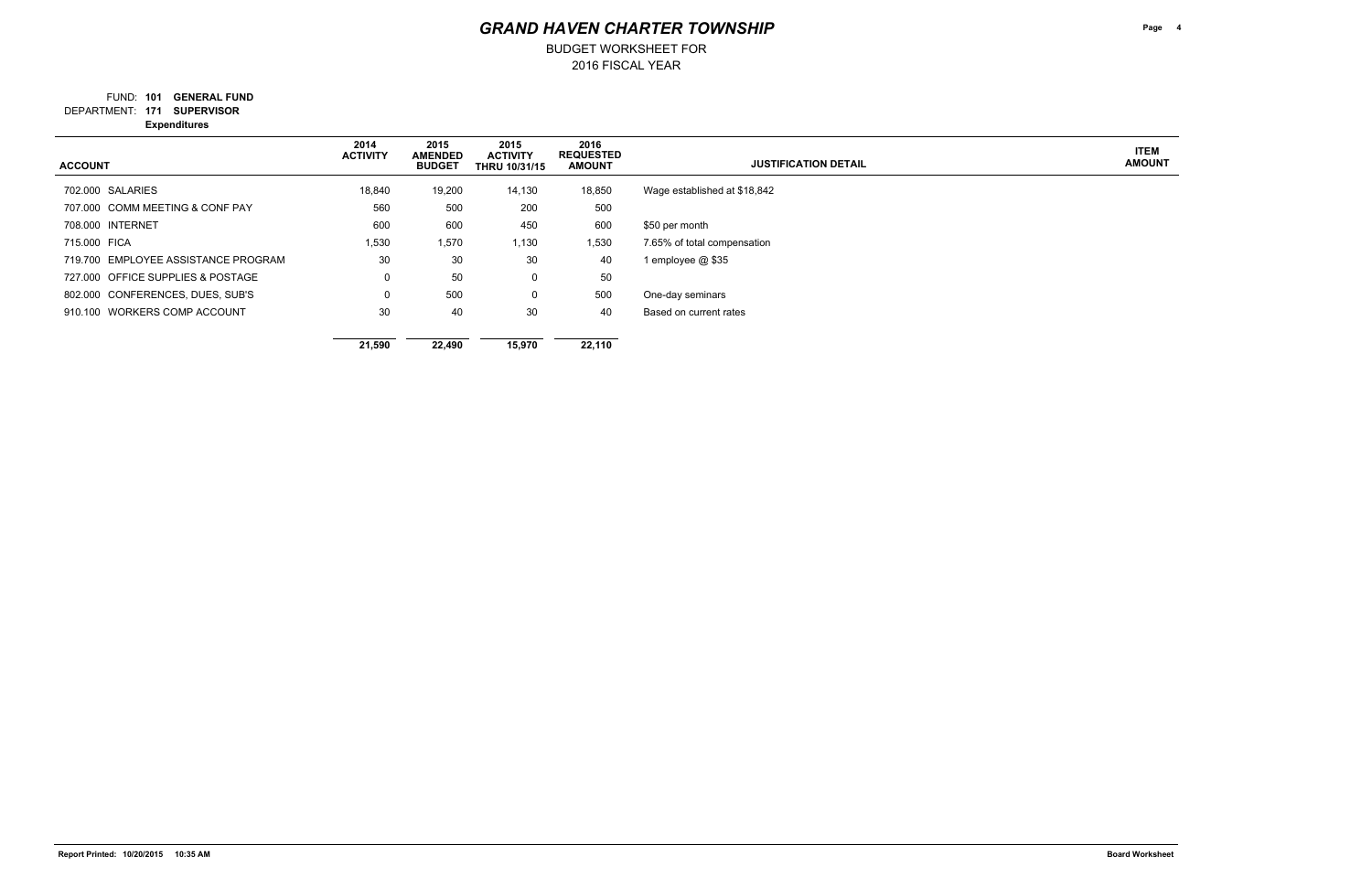# GRAND HAVEN CHARTER TOWNSHIP

BUDGET WORKSHEET FOR
2016 FISCAL YEAR

FUND: **101 GENERAL FUND**
DEPARTMENT: **171 SUPERVISOR**
**Expenditures**

| ACCOUNT | 2014 ACTIVITY | 2015 AMENDED BUDGET | 2015 ACTIVITY THRU 10/31/15 | 2016 REQUESTED AMOUNT | JUSTIFICATION DETAIL | ITEM AMOUNT |
|---|---|---|---|---|---|---|
| 702.000 SALARIES | 18,840 | 19,200 | 14,130 | 18,850 | Wage established at $18,842 | |
| 707.000 COMM MEETING & CONF PAY | 560 | 500 | 200 | 500 | | |
| 708.000 INTERNET | 600 | 600 | 450 | 600 | $50 per month | |
| 715.000 FICA | 1,530 | 1,570 | 1,130 | 1,530 | 7.65% of total compensation | |
| 719.700 EMPLOYEE ASSISTANCE PROGRAM | 30 | 30 | 30 | 40 | 1 employee @ $35 | |
| 727.000 OFFICE SUPPLIES & POSTAGE | 0 | 50 | 0 | 50 | | |
| 802.000 CONFERENCES, DUES, SUB'S | 0 | 500 | 0 | 500 | One-day seminars | |
| 910.100 WORKERS COMP ACCOUNT | 30 | 40 | 30 | 40 | Based on current rates | |
| | **21,590** | **22,490** | **15,970** | **22,110** | | |

Report Printed: 10/20/2015 10:35 AM

Board Worksheet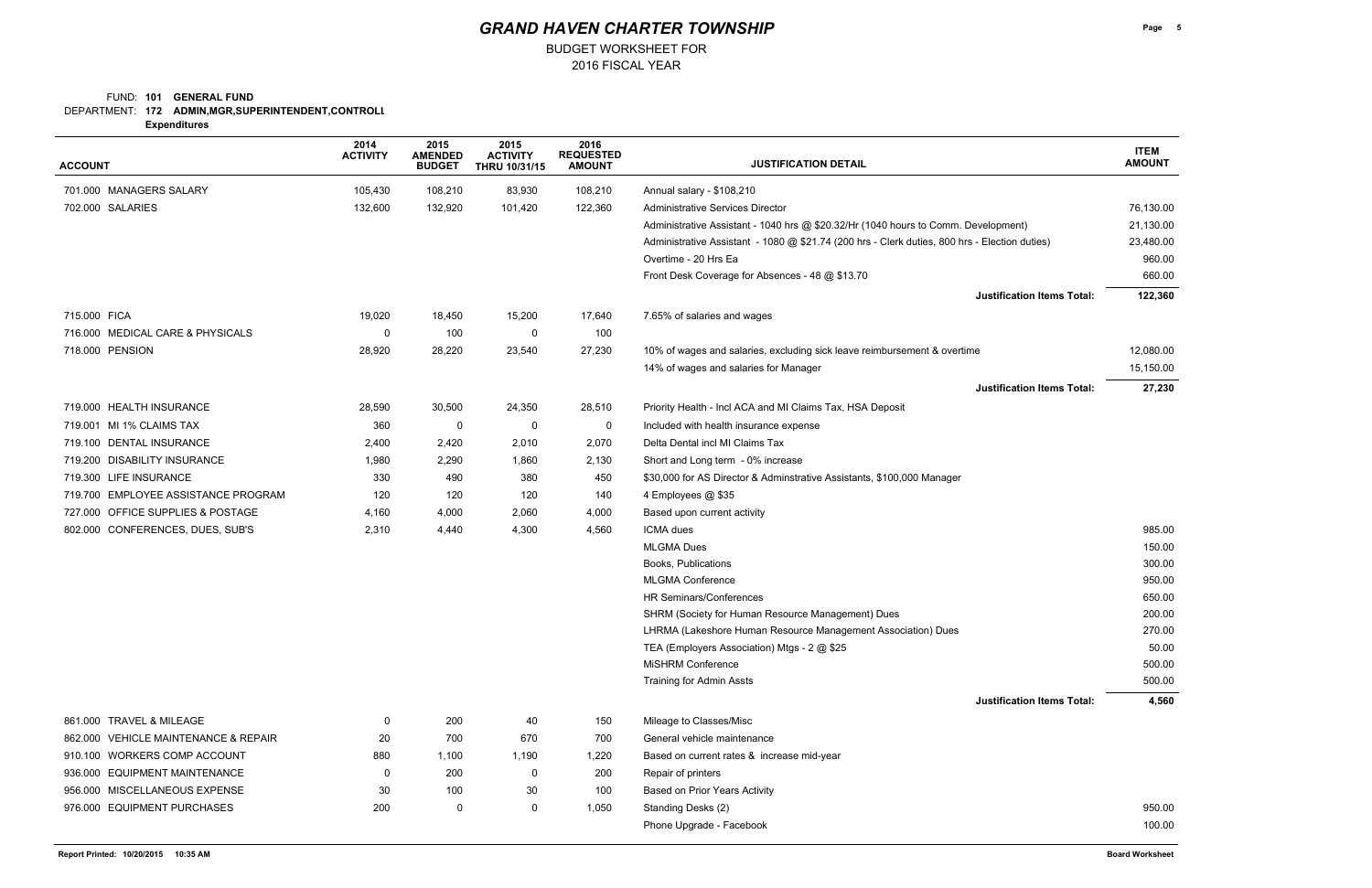# GRAND HAVEN CHARTER TOWNSHIP

BUDGET WORKSHEET FOR
2016 FISCAL YEAR

FUND: **101 GENERAL FUND**
DEPARTMENT: **172 ADMIN,MGR,SUPERINTENDENT,CONTROLL**
**Expenditures**

| ACCOUNT | 2014 ACTIVITY | 2015 AMENDED BUDGET | 2015 ACTIVITY THRU 10/31/15 | 2016 REQUESTED AMOUNT | JUSTIFICATION DETAIL | ITEM AMOUNT |
|---|---|---|---|---|---|---|
| 701.000 MANAGERS SALARY | 105,430 | 108,210 | 83,930 | 108,210 | Annual salary - $108,210 | |
| 702.000 SALARIES | 132,600 | 132,920 | 101,420 | 122,360 | Administrative Services Director | 76,130.00 |
| | | | | | Administrative Assistant - 1040 hrs @ $20.32/Hr (1040 hours to Comm. Development) | 21,130.00 |
| | | | | | Administrative Assistant - 1080 @ $21.74 (200 hrs - Clerk duties, 800 hrs - Election duties) | 23,480.00 |
| | | | | | Overtime - 20 Hrs Ea | 960.00 |
| | | | | | Front Desk Coverage for Absences - 48 @ $13.70 | 660.00 |
| | | | | | **Justification Items Total:** | **122,360** |
| 715.000 FICA | 19,020 | 18,450 | 15,200 | 17,640 | 7.65% of salaries and wages | |
| 716.000 MEDICAL CARE & PHYSICALS | 0 | 100 | 0 | 100 | | |
| 718.000 PENSION | 28,920 | 28,220 | 23,540 | 27,230 | 10% of wages and salaries, excluding sick leave reimbursement & overtime | 12,080.00 |
| | | | | | 14% of wages and salaries for Manager | 15,150.00 |
| | | | | | **Justification Items Total:** | **27,230** |
| 719.000 HEALTH INSURANCE | 28,590 | 30,500 | 24,350 | 28,510 | Priority Health - Incl ACA and MI Claims Tax, HSA Deposit | |
| 719.001 MI 1% CLAIMS TAX | 360 | 0 | 0 | 0 | Included with health insurance expense | |
| 719.100 DENTAL INSURANCE | 2,400 | 2,420 | 2,010 | 2,070 | Delta Dental incl MI Claims Tax | |
| 719.200 DISABILITY INSURANCE | 1,980 | 2,290 | 1,860 | 2,130 | Short and Long term - 0% increase | |
| 719.300 LIFE INSURANCE | 330 | 490 | 380 | 450 | $30,000 for AS Director & Adminstrative Assistants, $100,000 Manager | |
| 719.700 EMPLOYEE ASSISTANCE PROGRAM | 120 | 120 | 120 | 140 | 4 Employees @ $35 | |
| 727.000 OFFICE SUPPLIES & POSTAGE | 4,160 | 4,000 | 2,060 | 4,000 | Based upon current activity | |
| 802.000 CONFERENCES, DUES, SUB'S | 2,310 | 4,440 | 4,300 | 4,560 | ICMA dues | 985.00 |
| | | | | | MLGMA Dues | 150.00 |
| | | | | | Books, Publications | 300.00 |
| | | | | | MLGMA Conference | 950.00 |
| | | | | | HR Seminars/Conferences | 650.00 |
| | | | | | SHRM (Society for Human Resource Management) Dues | 200.00 |
| | | | | | LHRMA (Lakeshore Human Resource Management Association) Dues | 270.00 |
| | | | | | TEA (Employers Association) Mtgs - 2 @ $25 | 50.00 |
| | | | | | MiSHRM Conference | 500.00 |
| | | | | | Training for Admin Assts | 500.00 |
| | | | | | **Justification Items Total:** | **4,560** |
| 861.000 TRAVEL & MILEAGE | 0 | 200 | 40 | 150 | Mileage to Classes/Misc | |
| 862.000 VEHICLE MAINTENANCE & REPAIR | 20 | 700 | 670 | 700 | General vehicle maintenance | |
| 910.100 WORKERS COMP ACCOUNT | 880 | 1,100 | 1,190 | 1,220 | Based on current rates & increase mid-year | |
| 936.000 EQUIPMENT MAINTENANCE | 0 | 200 | 0 | 200 | Repair of printers | |
| 956.000 MISCELLANEOUS EXPENSE | 30 | 100 | 30 | 100 | Based on Prior Years Activity | |
| 976.000 EQUIPMENT PURCHASES | 200 | 0 | 0 | 1,050 | Standing Desks (2) | 950.00 |
| | | | | | Phone Upgrade - Facebook | 100.00 |

Report Printed: 10/20/2015 10:35 AM

Board Worksheet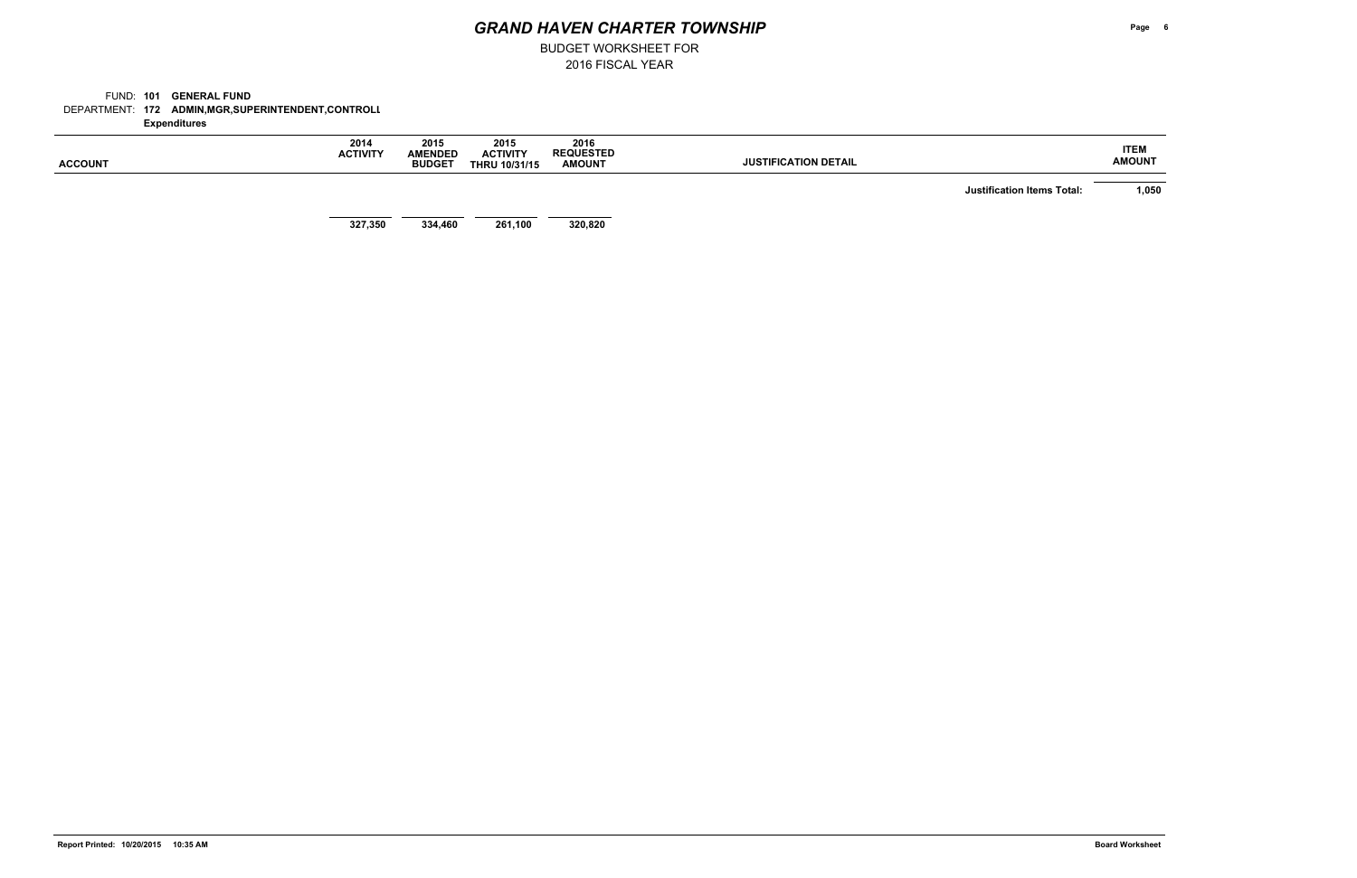# GRAND HAVEN CHARTER TOWNSHIP

BUDGET WORKSHEET FOR
2016 FISCAL YEAR

FUND: **101 GENERAL FUND**
DEPARTMENT: **172 ADMIN,MGR,SUPERINTENDENT,CONTROLL**
**Expenditures**

| ACCOUNT | 2014 ACTIVITY | 2015 AMENDED BUDGET | 2015 ACTIVITY THRU 10/31/15 | 2016 REQUESTED AMOUNT | JUSTIFICATION DETAIL | ITEM AMOUNT |
|---|---|---|---|---|---|---|
| | | | | | **Justification Items Total:** | **1,050** |
| | **327,350** | **334,460** | **261,100** | **320,820** | | |

Report Printed: 10/20/2015 10:35 AM

Board Worksheet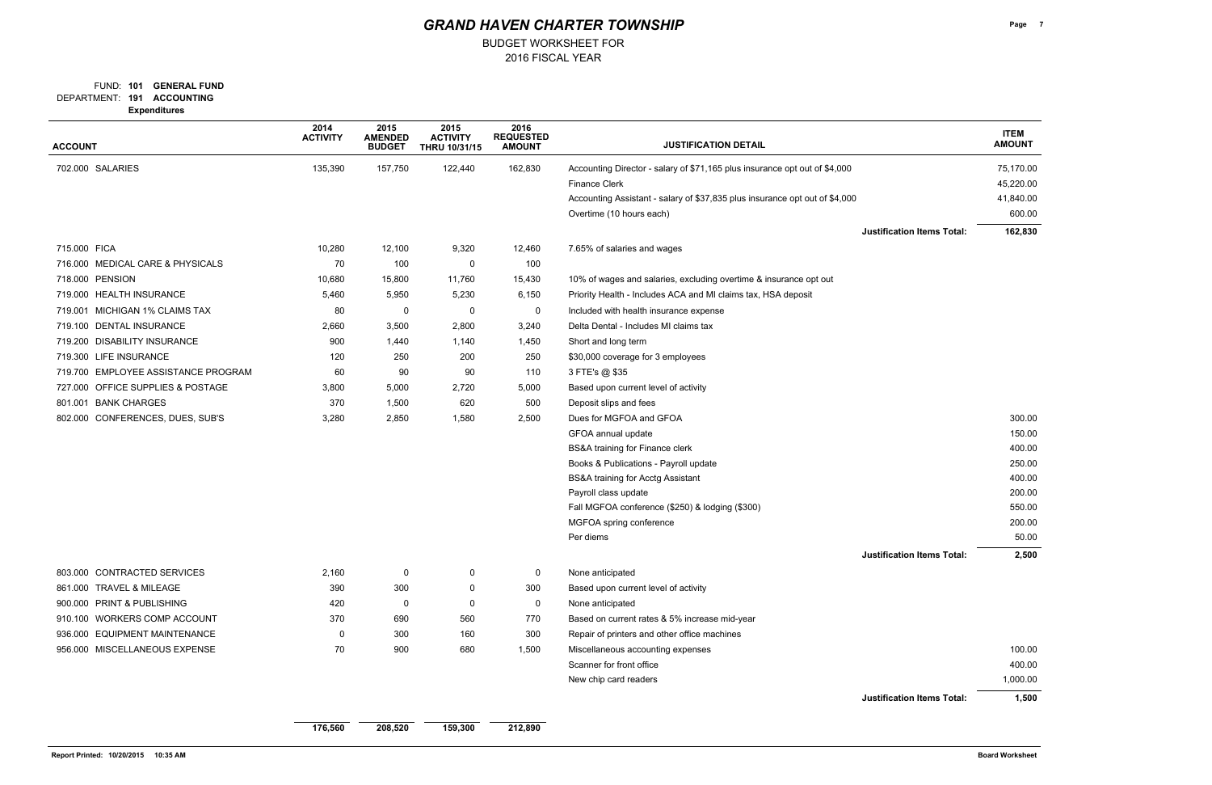# GRAND HAVEN CHARTER TOWNSHIP

BUDGET WORKSHEET FOR
2016 FISCAL YEAR

FUND: **101 GENERAL FUND**
DEPARTMENT: **191 ACCOUNTING**
**Expenditures**

| ACCOUNT | 2014 ACTIVITY | 2015 AMENDED BUDGET | 2015 ACTIVITY THRU 10/31/15 | 2016 REQUESTED AMOUNT | JUSTIFICATION DETAIL | ITEM AMOUNT |
|---|---|---|---|---|---|---|
| 702.000 SALARIES | 135,390 | 157,750 | 122,440 | 162,830 | Accounting Director - salary of $71,165 plus insurance opt out of $4,000 | 75,170.00 |
| | | | | | Finance Clerk | 45,220.00 |
| | | | | | Accounting Assistant - salary of $37,835 plus insurance opt out of $4,000 | 41,840.00 |
| | | | | | Overtime (10 hours each) | 600.00 |
| | | | | | **Justification Items Total:** | **162,830** |
| 715.000 FICA | 10,280 | 12,100 | 9,320 | 12,460 | 7.65% of salaries and wages | |
| 716.000 MEDICAL CARE & PHYSICALS | 70 | 100 | 0 | 100 | | |
| 718.000 PENSION | 10,680 | 15,800 | 11,760 | 15,430 | 10% of wages and salaries, excluding overtime & insurance opt out | |
| 719.000 HEALTH INSURANCE | 5,460 | 5,950 | 5,230 | 6,150 | Priority Health - Includes ACA and MI claims tax, HSA deposit | |
| 719.001 MICHIGAN 1% CLAIMS TAX | 80 | 0 | 0 | 0 | Included with health insurance expense | |
| 719.100 DENTAL INSURANCE | 2,660 | 3,500 | 2,800 | 3,240 | Delta Dental - Includes MI claims tax | |
| 719.200 DISABILITY INSURANCE | 900 | 1,440 | 1,140 | 1,450 | Short and long term | |
| 719.300 LIFE INSURANCE | 120 | 250 | 200 | 250 | $30,000 coverage for 3 employees | |
| 719.700 EMPLOYEE ASSISTANCE PROGRAM | 60 | 90 | 90 | 110 | 3 FTE's @ $35 | |
| 727.000 OFFICE SUPPLIES & POSTAGE | 3,800 | 5,000 | 2,720 | 5,000 | Based upon current level of activity | |
| 801.001 BANK CHARGES | 370 | 1,500 | 620 | 500 | Deposit slips and fees | |
| 802.000 CONFERENCES, DUES, SUB'S | 3,280 | 2,850 | 1,580 | 2,500 | Dues for MGFOA and GFOA | 300.00 |
| | | | | | GFOA annual update | 150.00 |
| | | | | | BS&A training for Finance clerk | 400.00 |
| | | | | | Books & Publications - Payroll update | 250.00 |
| | | | | | BS&A training for Acctg Assistant | 400.00 |
| | | | | | Payroll class update | 200.00 |
| | | | | | Fall MGFOA conference ($250) & lodging ($300) | 550.00 |
| | | | | | MGFOA spring conference | 200.00 |
| | | | | | Per diems | 50.00 |
| | | | | | **Justification Items Total:** | **2,500** |
| 803.000 CONTRACTED SERVICES | 2,160 | 0 | 0 | 0 | None anticipated | |
| 861.000 TRAVEL & MILEAGE | 390 | 300 | 0 | 300 | Based upon current level of activity | |
| 900.000 PRINT & PUBLISHING | 420 | 0 | 0 | 0 | None anticipated | |
| 910.100 WORKERS COMP ACCOUNT | 370 | 690 | 560 | 770 | Based on current rates & 5% increase mid-year | |
| 936.000 EQUIPMENT MAINTENANCE | 0 | 300 | 160 | 300 | Repair of printers and other office machines | |
| 956.000 MISCELLANEOUS EXPENSE | 70 | 900 | 680 | 1,500 | Miscellaneous accounting expenses | 100.00 |
| | | | | | Scanner for front office | 400.00 |
| | | | | | New chip card readers | 1,000.00 |
| | | | | | **Justification Items Total:** | **1,500** |
| | **176,560** | **208,520** | **159,300** | **212,890** | | |

Report Printed: 10/20/2015 10:35 AM

Board Worksheet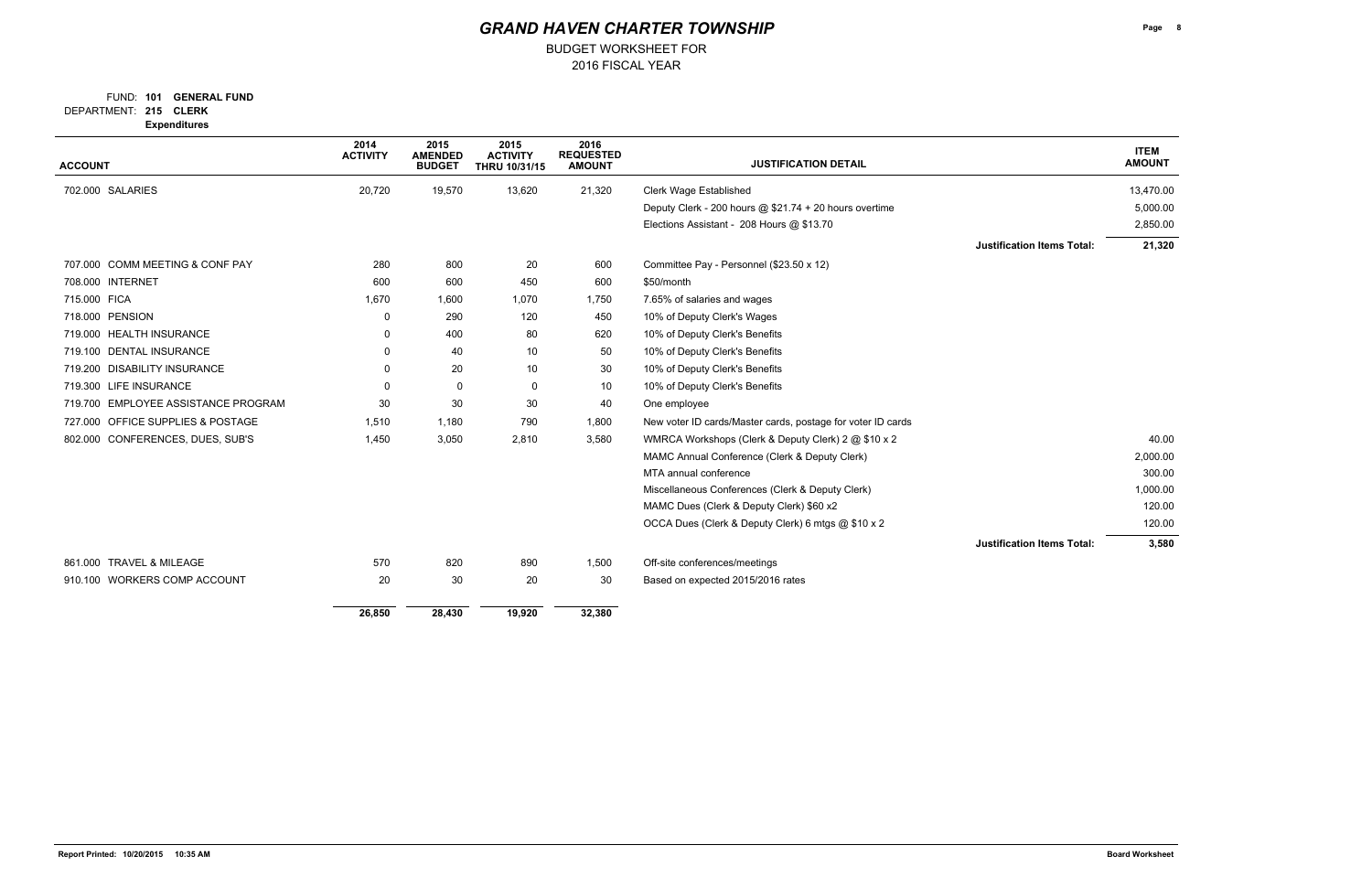# GRAND HAVEN CHARTER TOWNSHIP

BUDGET WORKSHEET FOR
2016 FISCAL YEAR

FUND: **101 GENERAL FUND**
DEPARTMENT: **215 CLERK**
**Expenditures**

| ACCOUNT | 2014 ACTIVITY | 2015 AMENDED BUDGET | 2015 ACTIVITY THRU 10/31/15 | 2016 REQUESTED AMOUNT | JUSTIFICATION DETAIL | ITEM AMOUNT |
|---|---|---|---|---|---|---|
| 702.000 SALARIES | 20,720 | 19,570 | 13,620 | 21,320 | Clerk Wage Established | 13,470.00 |
| | | | | | Deputy Clerk - 200 hours @ $21.74 + 20 hours overtime | 5,000.00 |
| | | | | | Elections Assistant - 208 Hours @ $13.70 | 2,850.00 |
| | | | | | **Justification Items Total:** | **21,320** |
| 707.000 COMM MEETING & CONF PAY | 280 | 800 | 20 | 600 | Committee Pay - Personnel ($23.50 x 12) | |
| 708.000 INTERNET | 600 | 600 | 450 | 600 | $50/month | |
| 715.000 FICA | 1,670 | 1,600 | 1,070 | 1,750 | 7.65% of salaries and wages | |
| 718.000 PENSION | 0 | 290 | 120 | 450 | 10% of Deputy Clerk's Wages | |
| 719.000 HEALTH INSURANCE | 0 | 400 | 80 | 620 | 10% of Deputy Clerk's Benefits | |
| 719.100 DENTAL INSURANCE | 0 | 40 | 10 | 50 | 10% of Deputy Clerk's Benefits | |
| 719.200 DISABILITY INSURANCE | 0 | 20 | 10 | 30 | 10% of Deputy Clerk's Benefits | |
| 719.300 LIFE INSURANCE | 0 | 0 | 0 | 10 | 10% of Deputy Clerk's Benefits | |
| 719.700 EMPLOYEE ASSISTANCE PROGRAM | 30 | 30 | 30 | 40 | One employee | |
| 727.000 OFFICE SUPPLIES & POSTAGE | 1,510 | 1,180 | 790 | 1,800 | New voter ID cards/Master cards, postage for voter ID cards | |
| 802.000 CONFERENCES, DUES, SUB'S | 1,450 | 3,050 | 2,810 | 3,580 | WMRCA Workshops (Clerk & Deputy Clerk) 2 @ $10 x 2 | 40.00 |
| | | | | | MAMC Annual Conference (Clerk & Deputy Clerk) | 2,000.00 |
| | | | | | MTA annual conference | 300.00 |
| | | | | | Miscellaneous Conferences (Clerk & Deputy Clerk) | 1,000.00 |
| | | | | | MAMC Dues (Clerk & Deputy Clerk) $60 x2 | 120.00 |
| | | | | | OCCA Dues (Clerk & Deputy Clerk) 6 mtgs @ $10 x 2 | 120.00 |
| | | | | | **Justification Items Total:** | **3,580** |
| 861.000 TRAVEL & MILEAGE | 570 | 820 | 890 | 1,500 | Off-site conferences/meetings | |
| 910.100 WORKERS COMP ACCOUNT | 20 | 30 | 20 | 30 | Based on expected 2015/2016 rates | |
| | **26,850** | **28,430** | **19,920** | **32,380** | | |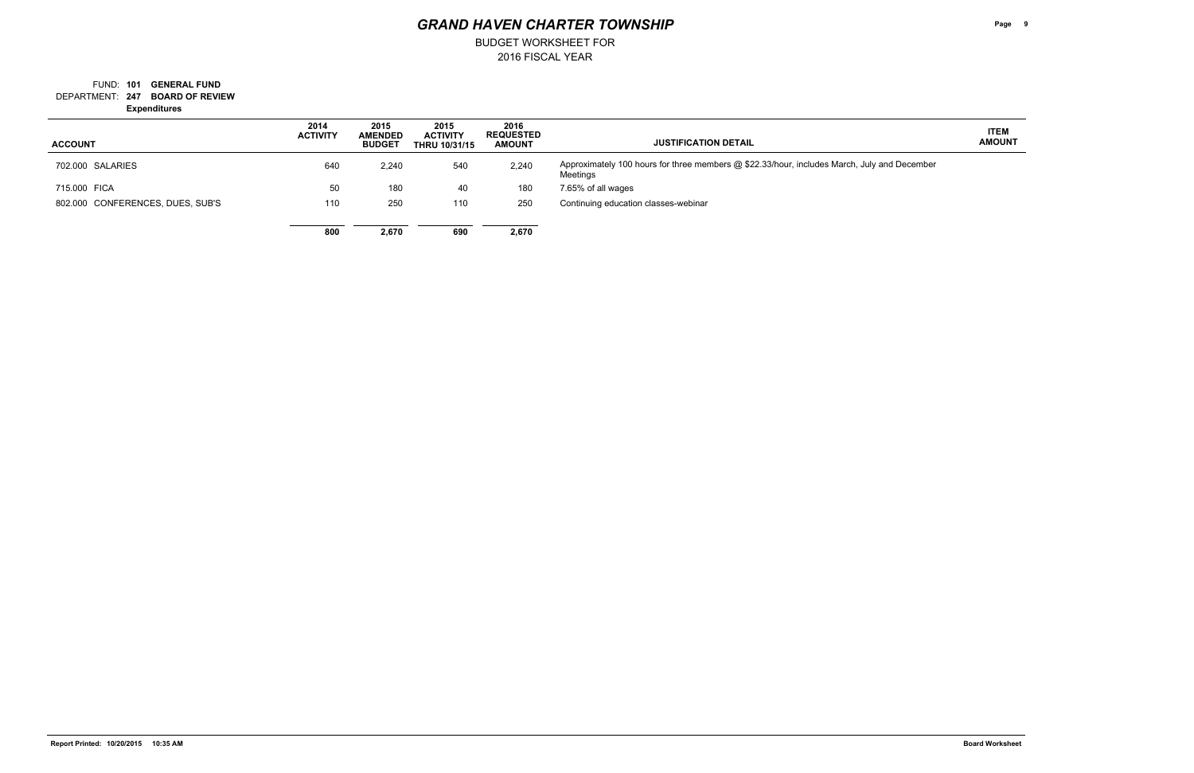# GRAND HAVEN CHARTER TOWNSHIP

BUDGET WORKSHEET FOR
2016 FISCAL YEAR

FUND: **101 GENERAL FUND**
DEPARTMENT: **247 BOARD OF REVIEW**
**Expenditures**

| ACCOUNT | 2014 ACTIVITY | 2015 AMENDED BUDGET | 2015 ACTIVITY THRU 10/31/15 | 2016 REQUESTED AMOUNT | JUSTIFICATION DETAIL | ITEM AMOUNT |
|---|---|---|---|---|---|---|
| 702.000 SALARIES | 640 | 2,240 | 540 | 2,240 | Approximately 100 hours for three members @ $22.33/hour, includes March, July and December Meetings | |
| 715.000 FICA | 50 | 180 | 40 | 180 | 7.65% of all wages | |
| 802.000 CONFERENCES, DUES, SUB'S | 110 | 250 | 110 | 250 | Continuing education classes-webinar | |
| | **800** | **2,670** | **690** | **2,670** | | |

Report Printed: 10/20/2015 10:35 AM

Board Worksheet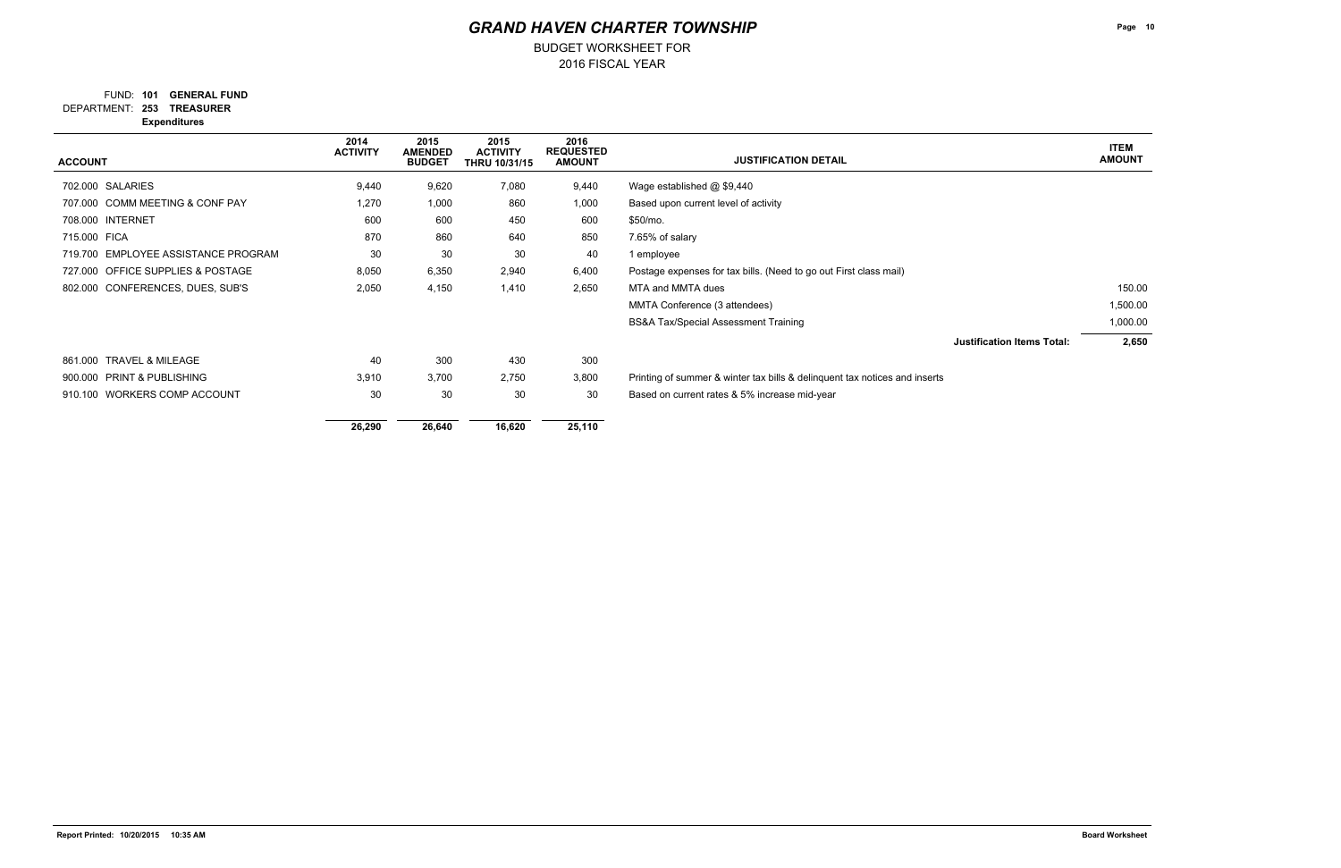# GRAND HAVEN CHARTER TOWNSHIP

BUDGET WORKSHEET FOR
2016 FISCAL YEAR

FUND: **101 GENERAL FUND**
DEPARTMENT: **253 TREASURER**
**Expenditures**

| ACCOUNT | 2014 ACTIVITY | 2015 AMENDED BUDGET | 2015 ACTIVITY THRU 10/31/15 | 2016 REQUESTED AMOUNT | JUSTIFICATION DETAIL | ITEM AMOUNT |
|---|---|---|---|---|---|---|
| 702.000 SALARIES | 9,440 | 9,620 | 7,080 | 9,440 | Wage established @ $9,440 | |
| 707.000 COMM MEETING & CONF PAY | 1,270 | 1,000 | 860 | 1,000 | Based upon current level of activity | |
| 708.000 INTERNET | 600 | 600 | 450 | 600 | $50/mo. | |
| 715.000 FICA | 870 | 860 | 640 | 850 | 7.65% of salary | |
| 719.700 EMPLOYEE ASSISTANCE PROGRAM | 30 | 30 | 30 | 40 | 1 employee | |
| 727.000 OFFICE SUPPLIES & POSTAGE | 8,050 | 6,350 | 2,940 | 6,400 | Postage expenses for tax bills. (Need to go out First class mail) | |
| 802.000 CONFERENCES, DUES, SUB'S | 2,050 | 4,150 | 1,410 | 2,650 | MTA and MMTA dues | 150.00 |
| | | | | | MMTA Conference (3 attendees) | 1,500.00 |
| | | | | | BS&A Tax/Special Assessment Training | 1,000.00 |
| | | | | | **Justification Items Total:** | **2,650** |
| 861.000 TRAVEL & MILEAGE | 40 | 300 | 430 | 300 | | |
| 900.000 PRINT & PUBLISHING | 3,910 | 3,700 | 2,750 | 3,800 | Printing of summer & winter tax bills & delinquent tax notices and inserts | |
| 910.100 WORKERS COMP ACCOUNT | 30 | 30 | 30 | 30 | Based on current rates & 5% increase mid-year | |
| | **26,290** | **26,640** | **16,620** | **25,110** | | |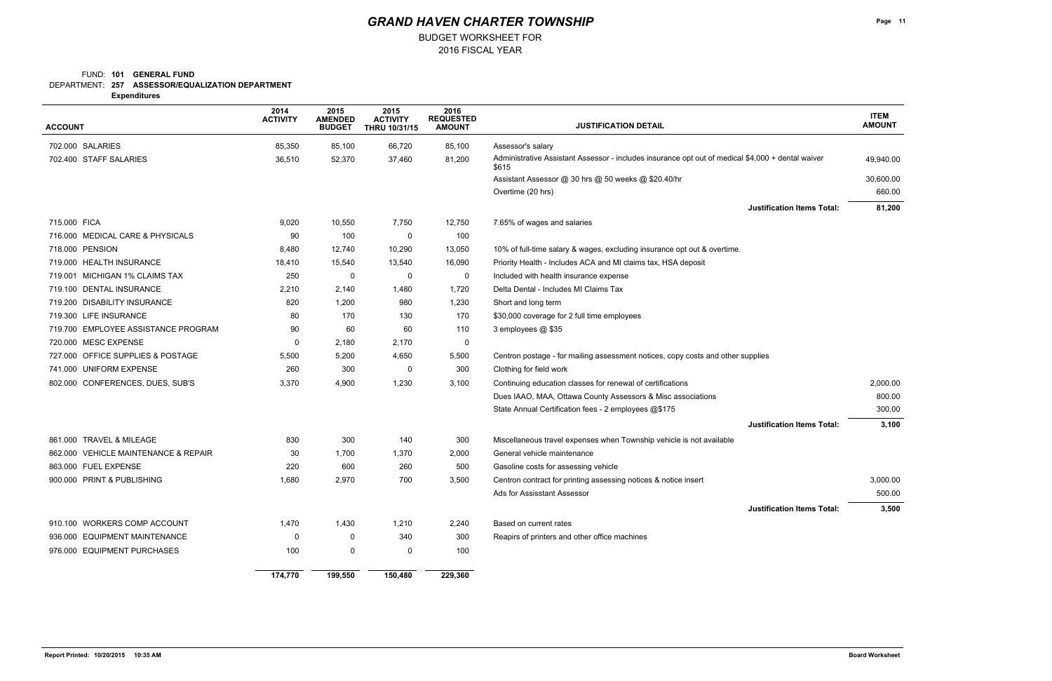# GRAND HAVEN CHARTER TOWNSHIP

BUDGET WORKSHEET FOR
2016 FISCAL YEAR

FUND: **101 GENERAL FUND**
DEPARTMENT: **257 ASSESSOR/EQUALIZATION DEPARTMENT**
**Expenditures**

| ACCOUNT | 2014 ACTIVITY | 2015 AMENDED BUDGET | 2015 ACTIVITY THRU 10/31/15 | 2016 REQUESTED AMOUNT | JUSTIFICATION DETAIL | ITEM AMOUNT |
|---|---|---|---|---|---|---|
| 702.000 SALARIES | 85,350 | 85,100 | 66,720 | 85,100 | Assessor's salary | |
| 702.400 STAFF SALARIES | 36,510 | 52,370 | 37,460 | 81,200 | Administrative Assistant Assessor - includes insurance opt out of medical $4,000 + dental waiver $615 | 49,940.00 |
| | | | | | Assistant Assessor @ 30 hrs @ 50 weeks @ $20.40/hr | 30,600.00 |
| | | | | | Overtime (20 hrs) | 660.00 |
| | | | | | **Justification Items Total:** | **81,200** |
| 715.000 FICA | 9,020 | 10,550 | 7,750 | 12,750 | 7.65% of wages and salaries | |
| 716.000 MEDICAL CARE & PHYSICALS | 90 | 100 | 0 | 100 | | |
| 718.000 PENSION | 8,480 | 12,740 | 10,290 | 13,050 | 10% of full-time salary & wages, excluding insurance opt out & overtime. | |
| 719.000 HEALTH INSURANCE | 18,410 | 15,540 | 13,540 | 16,090 | Priority Health - Includes ACA and MI claims tax, HSA deposit | |
| 719.001 MICHIGAN 1% CLAIMS TAX | 250 | 0 | 0 | 0 | Included with health insurance expense | |
| 719.100 DENTAL INSURANCE | 2,210 | 2,140 | 1,480 | 1,720 | Delta Dental - Includes MI Claims Tax | |
| 719.200 DISABILITY INSURANCE | 820 | 1,200 | 980 | 1,230 | Short and long term | |
| 719.300 LIFE INSURANCE | 80 | 170 | 130 | 170 | $30,000 coverage for 2 full time employees | |
| 719.700 EMPLOYEE ASSISTANCE PROGRAM | 90 | 60 | 60 | 110 | 3 employees @ $35 | |
| 720.000 MESC EXPENSE | 0 | 2,180 | 2,170 | 0 | | |
| 727.000 OFFICE SUPPLIES & POSTAGE | 5,500 | 5,200 | 4,650 | 5,500 | Centron postage - for mailing assessment notices, copy costs and other supplies | |
| 741.000 UNIFORM EXPENSE | 260 | 300 | 0 | 300 | Clothing for field work | |
| 802.000 CONFERENCES, DUES, SUB'S | 3,370 | 4,900 | 1,230 | 3,100 | Continuing education classes for renewal of certifications | 2,000.00 |
| | | | | | Dues IAAO, MAA, Ottawa County Assessors & Misc associations | 800.00 |
| | | | | | State Annual Certification fees - 2 employees @$175 | 300.00 |
| | | | | | **Justification Items Total:** | **3,100** |
| 861.000 TRAVEL & MILEAGE | 830 | 300 | 140 | 300 | Miscellaneous travel expenses when Township vehicle is not available | |
| 862.000 VEHICLE MAINTENANCE & REPAIR | 30 | 1,700 | 1,370 | 2,000 | General vehicle maintenance | |
| 863.000 FUEL EXPENSE | 220 | 600 | 260 | 500 | Gasoline costs for assessing vehicle | |
| 900.000 PRINT & PUBLISHING | 1,680 | 2,970 | 700 | 3,500 | Centron contract for printing assessing notices & notice insert | 3,000.00 |
| | | | | | Ads for Assisstant Assessor | 500.00 |
| | | | | | **Justification Items Total:** | **3,500** |
| 910.100 WORKERS COMP ACCOUNT | 1,470 | 1,430 | 1,210 | 2,240 | Based on current rates | |
| 936.000 EQUIPMENT MAINTENANCE | 0 | 0 | 340 | 300 | Reapirs of printers and other office machines | |
| 976.000 EQUIPMENT PURCHASES | 100 | 0 | 0 | 100 | | |
| | **174,770** | **199,550** | **150,480** | **229,360** | | |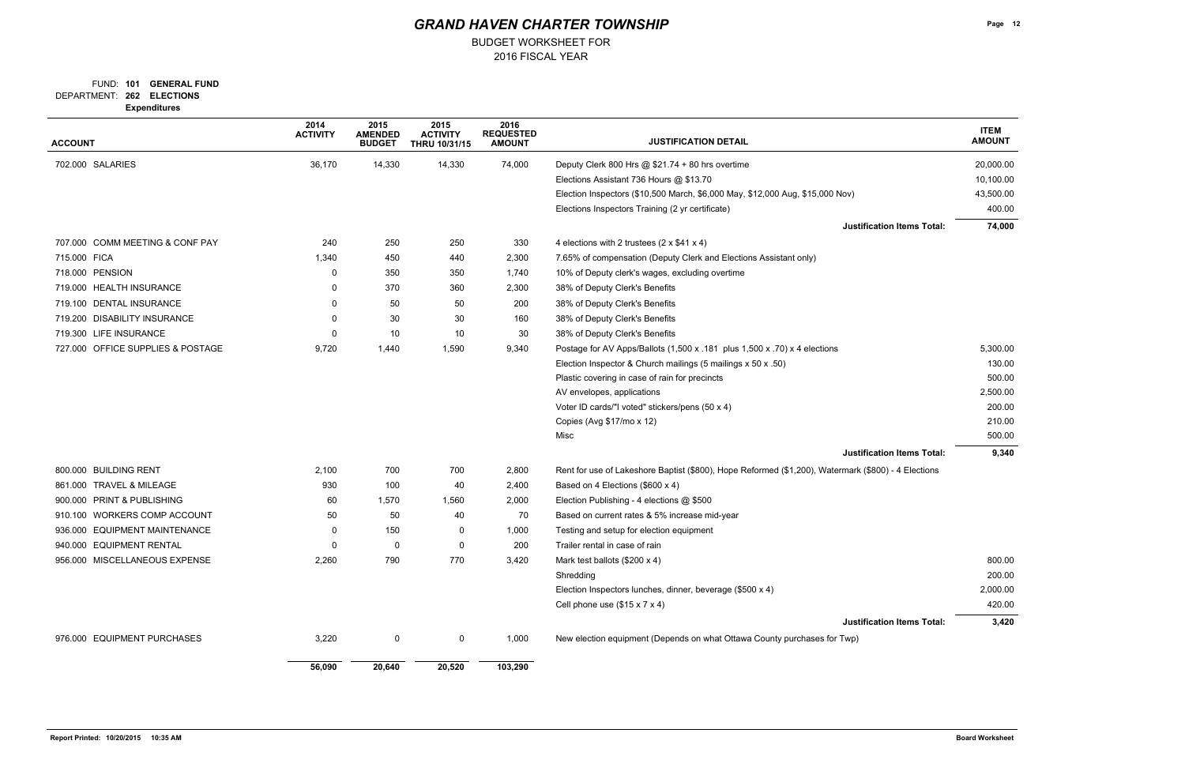# GRAND HAVEN CHARTER TOWNSHIP

BUDGET WORKSHEET FOR
2016 FISCAL YEAR

FUND: **101 GENERAL FUND**
DEPARTMENT: **262 ELECTIONS**
**Expenditures**

| ACCOUNT | 2014 ACTIVITY | 2015 AMENDED BUDGET | 2015 ACTIVITY THRU 10/31/15 | 2016 REQUESTED AMOUNT | JUSTIFICATION DETAIL | ITEM AMOUNT |
|---|---|---|---|---|---|---|
| 702.000 SALARIES | 36,170 | 14,330 | 14,330 | 74,000 | Deputy Clerk 800 Hrs @ $21.74 + 80 hrs overtime | 20,000.00 |
| | | | | | Elections Assistant 736 Hours @ $13.70 | 10,100.00 |
| | | | | | Election Inspectors ($10,500 March, $6,000 May, $12,000 Aug, $15,000 Nov) | 43,500.00 |
| | | | | | Elections Inspectors Training (2 yr certificate) | 400.00 |
| | | | | | **Justification Items Total:** | **74,000** |
| 707.000 COMM MEETING & CONF PAY | 240 | 250 | 250 | 330 | 4 elections with 2 trustees (2 x $41 x 4) | |
| 715.000 FICA | 1,340 | 450 | 440 | 2,300 | 7.65% of compensation (Deputy Clerk and Elections Assistant only) | |
| 718.000 PENSION | 0 | 350 | 350 | 1,740 | 10% of Deputy clerk's wages, excluding overtime | |
| 719.000 HEALTH INSURANCE | 0 | 370 | 360 | 2,300 | 38% of Deputy Clerk's Benefits | |
| 719.100 DENTAL INSURANCE | 0 | 50 | 50 | 200 | 38% of Deputy Clerk's Benefits | |
| 719.200 DISABILITY INSURANCE | 0 | 30 | 30 | 160 | 38% of Deputy Clerk's Benefits | |
| 719.300 LIFE INSURANCE | 0 | 10 | 10 | 30 | 38% of Deputy Clerk's Benefits | |
| 727.000 OFFICE SUPPLIES & POSTAGE | 9,720 | 1,440 | 1,590 | 9,340 | Postage for AV Apps/Ballots (1,500 x .181 plus 1,500 x .70) x 4 elections | 5,300.00 |
| | | | | | Election Inspector & Church mailings (5 mailings x 50 x .50) | 130.00 |
| | | | | | Plastic covering in case of rain for precincts | 500.00 |
| | | | | | AV envelopes, applications | 2,500.00 |
| | | | | | Voter ID cards/"I voted" stickers/pens (50 x 4) | 200.00 |
| | | | | | Copies (Avg $17/mo x 12) | 210.00 |
| | | | | | Misc | 500.00 |
| | | | | | **Justification Items Total:** | **9,340** |
| 800.000 BUILDING RENT | 2,100 | 700 | 700 | 2,800 | Rent for use of Lakeshore Baptist ($800), Hope Reformed ($1,200), Watermark ($800) - 4 Elections | |
| 861.000 TRAVEL & MILEAGE | 930 | 100 | 40 | 2,400 | Based on 4 Elections ($600 x 4) | |
| 900.000 PRINT & PUBLISHING | 60 | 1,570 | 1,560 | 2,000 | Election Publishing - 4 elections @ $500 | |
| 910.100 WORKERS COMP ACCOUNT | 50 | 50 | 40 | 70 | Based on current rates & 5% increase mid-year | |
| 936.000 EQUIPMENT MAINTENANCE | 0 | 150 | 0 | 1,000 | Testing and setup for election equipment | |
| 940.000 EQUIPMENT RENTAL | 0 | 0 | 0 | 200 | Trailer rental in case of rain | |
| 956.000 MISCELLANEOUS EXPENSE | 2,260 | 790 | 770 | 3,420 | Mark test ballots ($200 x 4) | 800.00 |
| | | | | | Shredding | 200.00 |
| | | | | | Election Inspectors lunches, dinner, beverage ($500 x 4) | 2,000.00 |
| | | | | | Cell phone use ($15 x 7 x 4) | 420.00 |
| | | | | | **Justification Items Total:** | **3,420** |
| 976.000 EQUIPMENT PURCHASES | 3,220 | 0 | 0 | 1,000 | New election equipment (Depends on what Ottawa County purchases for Twp) | |
| | **56,090** | **20,640** | **20,520** | **103,290** | | |

Report Printed: 10/20/2015 10:35 AM

Board Worksheet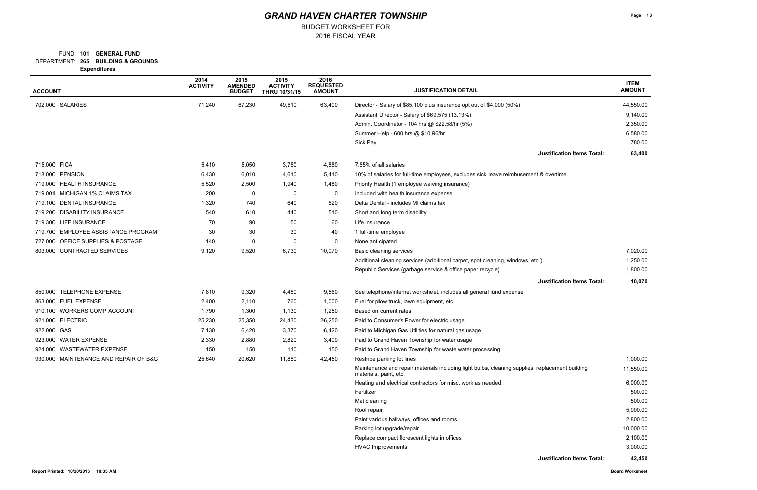# GRAND HAVEN CHARTER TOWNSHIP

BUDGET WORKSHEET FOR
2016 FISCAL YEAR

FUND: **101 GENERAL FUND**
DEPARTMENT: **265 BUILDING & GROUNDS**
**Expenditures**

| ACCOUNT | 2014 ACTIVITY | 2015 AMENDED BUDGET | 2015 ACTIVITY THRU 10/31/15 | 2016 REQUESTED AMOUNT | JUSTIFICATION DETAIL | ITEM AMOUNT |
|---|---|---|---|---|---|---|
| 702.000 SALARIES | 71,240 | 67,230 | 49,510 | 63,400 | Director - Salary of $85,100 plus insurance opt out of $4,000 (50%) | 44,550.00 |
| | | | | | Assistant Director - Salary of $69,575 (13.13%) | 9,140.00 |
| | | | | | Admin. Coordinator - 104 hrs @ $22.58/hr (5%) | 2,350.00 |
| | | | | | Summer Help - 600 hrs @ $10.96/hr | 6,580.00 |
| | | | | | Sick Pay | 780.00 |
| | | | | | **Justification Items Total:** | **63,400** |
| 715.000 FICA | 5,410 | 5,050 | 3,760 | 4,880 | 7.65% of all salaries | |
| 718.000 PENSION | 6,430 | 6,010 | 4,610 | 5,410 | 10% of salaries for full-time employees, excludes sick leave reimbusement & overtime. | |
| 719.000 HEALTH INSURANCE | 5,520 | 2,500 | 1,940 | 1,480 | Priority Health (1 employee waiving insurance) | |
| 719.001 MICHIGAN 1% CLAIMS TAX | 200 | 0 | 0 | 0 | Included with health insurance expense | |
| 719.100 DENTAL INSURANCE | 1,320 | 740 | 640 | 620 | Delta Dental - includes MI claims tax | |
| 719.200 DISABILITY INSURANCE | 540 | 610 | 440 | 510 | Short and long term disability | |
| 719.300 LIFE INSURANCE | 70 | 90 | 50 | 60 | Life insurance | |
| 719.700 EMPLOYEE ASSISTANCE PROGRAM | 30 | 30 | 30 | 40 | 1 full-time employee | |
| 727.000 OFFICE SUPPLIES & POSTAGE | 140 | 0 | 0 | 0 | None anticipated | |
| 803.000 CONTRACTED SERVICES | 9,120 | 9,520 | 6,730 | 10,070 | Basic cleaning services | 7,020.00 |
| | | | | | Additional cleaning services (additional carpet, spot cleaning, windows, etc.) | 1,250.00 |
| | | | | | Republic Services (garbage service & office paper recycle) | 1,800.00 |
| | | | | | **Justification Items Total:** | **10,070** |
| 850.000 TELEPHONE EXPENSE | 7,810 | 9,320 | 4,450 | 9,560 | See telephone/internet worksheet, includes all general fund expense | |
| 863.000 FUEL EXPENSE | 2,400 | 2,110 | 760 | 1,000 | Fuel for plow truck, lawn equipment, etc. | |
| 910.100 WORKERS COMP ACCOUNT | 1,790 | 1,300 | 1,130 | 1,250 | Based on current rates | |
| 921.000 ELECTRIC | 25,230 | 25,350 | 24,430 | 26,250 | Paid to Consumer's Power for electric usage | |
| 922.000 GAS | 7,130 | 6,420 | 3,370 | 6,420 | Paid to Michigan Gas Utilities for natural gas usage | |
| 923.000 WATER EXPENSE | 2,330 | 2,880 | 2,820 | 3,400 | Paid to Grand Haven Township for water usage | |
| 924.000 WASTEWATER EXPENSE | 150 | 150 | 110 | 150 | Paid to Grand Haven Township for waste water processing | |
| 930.000 MAINTENANCE AND REPAIR OF B&G | 25,640 | 20,620 | 11,880 | 42,450 | Restripe parking lot lines | 1,000.00 |
| | | | | | Maintenance and repair materials including light bulbs, cleaning supplies, replacement building materials, paint, etc. | 11,550.00 |
| | | | | | Heating and electrical contractors for misc. work as needed | 6,000.00 |
| | | | | | Fertilizer | 500.00 |
| | | | | | Mat cleaning | 500.00 |
| | | | | | Roof repair | 5,000.00 |
| | | | | | Paint various hallways, offices and rooms | 2,800.00 |
| | | | | | Parking lot upgrade/repair | 10,000.00 |
| | | | | | Replace compact florescent lights in offices | 2,100.00 |
| | | | | | HVAC Improvements | 3,000.00 |
| | | | | | **Justification Items Total:** | **42,450** |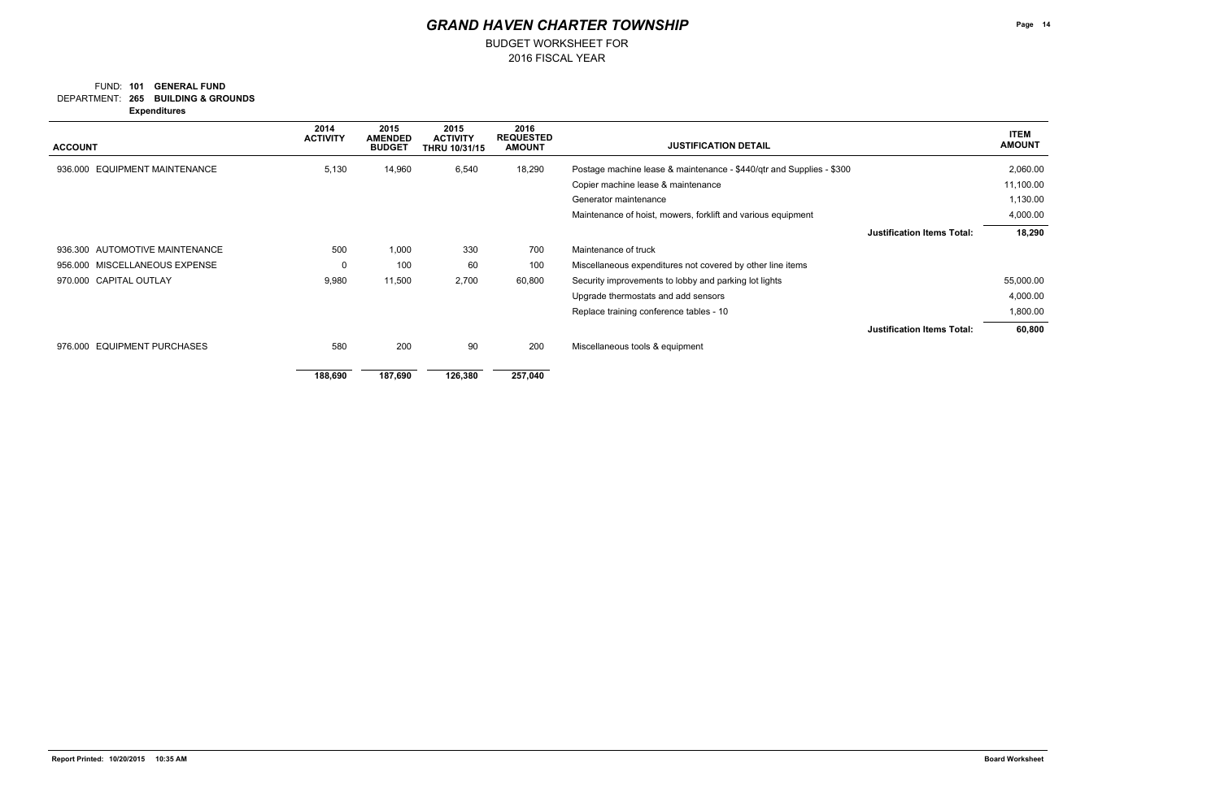# GRAND HAVEN CHARTER TOWNSHIP

BUDGET WORKSHEET FOR
2016 FISCAL YEAR

FUND: **101 GENERAL FUND**
DEPARTMENT: **265 BUILDING & GROUNDS**
**Expenditures**

| ACCOUNT | 2014 ACTIVITY | 2015 AMENDED BUDGET | 2015 ACTIVITY THRU 10/31/15 | 2016 REQUESTED AMOUNT | JUSTIFICATION DETAIL | ITEM AMOUNT |
|---|---|---|---|---|---|---|
| 936.000 EQUIPMENT MAINTENANCE | 5,130 | 14,960 | 6,540 | 18,290 | Postage machine lease & maintenance - $440/qtr and Supplies - $300 | 2,060.00 |
| | | | | | Copier machine lease & maintenance | 11,100.00 |
| | | | | | Generator maintenance | 1,130.00 |
| | | | | | Maintenance of hoist, mowers, forklift and various equipment | 4,000.00 |
| | | | | | **Justification Items Total:** | **18,290** |
| 936.300 AUTOMOTIVE MAINTENANCE | 500 | 1,000 | 330 | 700 | Maintenance of truck | |
| 956.000 MISCELLANEOUS EXPENSE | 0 | 100 | 60 | 100 | Miscellaneous expenditures not covered by other line items | |
| 970.000 CAPITAL OUTLAY | 9,980 | 11,500 | 2,700 | 60,800 | Security improvements to lobby and parking lot lights | 55,000.00 |
| | | | | | Upgrade thermostats and add sensors | 4,000.00 |
| | | | | | Replace training conference tables - 10 | 1,800.00 |
| | | | | | **Justification Items Total:** | **60,800** |
| 976.000 EQUIPMENT PURCHASES | 580 | 200 | 90 | 200 | Miscellaneous tools & equipment | |
| | **188,690** | **187,690** | **126,380** | **257,040** | | |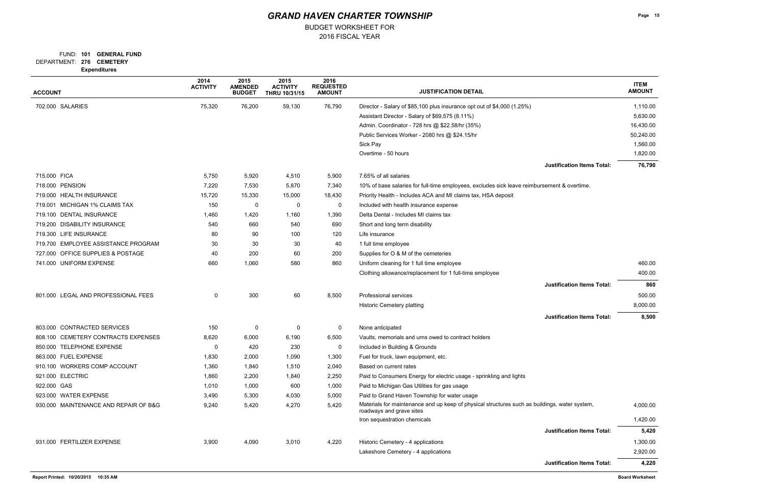# GRAND HAVEN CHARTER TOWNSHIP

BUDGET WORKSHEET FOR
2016 FISCAL YEAR

FUND: **101 GENERAL FUND**
DEPARTMENT: **276 CEMETERY**
**Expenditures**

| ACCOUNT | 2014 ACTIVITY | 2015 AMENDED BUDGET | 2015 ACTIVITY THRU 10/31/15 | 2016 REQUESTED AMOUNT | JUSTIFICATION DETAIL | ITEM AMOUNT |
|---|---|---|---|---|---|---|
| 702.000 SALARIES | 75,320 | 76,200 | 59,130 | 76,790 | Director - Salary of $85,100 plus insurance opt out of $4,000 (1.25%) | 1,110.00 |
| | | | | | Assistant Director - Salary of $69,575 (8.11%) | 5,630.00 |
| | | | | | Admin. Coordinator - 728 hrs @ $22.58/hr (35%) | 16,430.00 |
| | | | | | Public Services Worker - 2080 hrs @ $24.15/hr | 50,240.00 |
| | | | | | Sick Pay | 1,560.00 |
| | | | | | Overtime - 50 hours | 1,820.00 |
| | | | | | **Justification Items Total:** | **76,790** |
| 715.000 FICA | 5,750 | 5,920 | 4,510 | 5,900 | 7.65% of all salaries | |
| 718.000 PENSION | 7,220 | 7,530 | 5,870 | 7,340 | 10% of base salaries for full-time employees, excludes sick leave reimbursement & overtime. | |
| 719.000 HEALTH INSURANCE | 15,720 | 15,330 | 15,000 | 18,430 | Priority Health - Includes ACA and MI claims tax, HSA deposit | |
| 719.001 MICHIGAN 1% CLAIMS TAX | 150 | 0 | 0 | 0 | Included with health insurance expense | |
| 719.100 DENTAL INSURANCE | 1,460 | 1,420 | 1,160 | 1,390 | Delta Dental - Includes MI claims tax | |
| 719.200 DISABILITY INSURANCE | 540 | 660 | 540 | 690 | Short and long term disability | |
| 719.300 LIFE INSURANCE | 80 | 90 | 100 | 120 | Life insurance | |
| 719.700 EMPLOYEE ASSISTANCE PROGRAM | 30 | 30 | 30 | 40 | 1 full time employee | |
| 727.000 OFFICE SUPPLIES & POSTAGE | 40 | 200 | 60 | 200 | Supplies for O & M of the cemeteries | |
| 741.000 UNIFORM EXPENSE | 660 | 1,060 | 580 | 860 | Uniform cleaning for 1 full time employee | 460.00 |
| | | | | | Clothing allowance/replacement for 1 full-time employee | 400.00 |
| | | | | | **Justification Items Total:** | **860** |
| 801.000 LEGAL AND PROFESSIONAL FEES | 0 | 300 | 60 | 8,500 | Professional services | 500.00 |
| | | | | | Historic Cemetery platting | 8,000.00 |
| | | | | | **Justification Items Total:** | **8,500** |
| 803.000 CONTRACTED SERVICES | 150 | 0 | 0 | 0 | None anticipated | |
| 808.100 CEMETERY CONTRACTS EXPENSES | 8,620 | 6,000 | 6,190 | 6,500 | Vaults, memorials and urns owed to contract holders | |
| 850.000 TELEPHONE EXPENSE | 0 | 420 | 230 | 0 | Included in Building & Grounds | |
| 863.000 FUEL EXPENSE | 1,830 | 2,000 | 1,090 | 1,300 | Fuel for truck, lawn equipment, etc. | |
| 910.100 WORKERS COMP ACCOUNT | 1,360 | 1,840 | 1,510 | 2,040 | Based on current rates | |
| 921.000 ELECTRIC | 1,860 | 2,200 | 1,840 | 2,250 | Paid to Consumers Energy for electric usage - sprinkling and lights | |
| 922.000 GAS | 1,010 | 1,000 | 600 | 1,000 | Paid to Michigan Gas Utilities for gas usage | |
| 923.000 WATER EXPENSE | 3,490 | 5,300 | 4,030 | 5,000 | Paid to Grand Haven Township for water usage | |
| 930.000 MAINTENANCE AND REPAIR OF B&G | 9,240 | 5,420 | 4,270 | 5,420 | Materials for maintenance and up keep of physical structures such as buildings, water system, roadways and grave sites | 4,000.00 |
| | | | | | Iron sequestration chemicals | 1,420.00 |
| | | | | | **Justification Items Total:** | **5,420** |
| 931.000 FERTILIZER EXPENSE | 3,900 | 4,090 | 3,010 | 4,220 | Historic Cemetery - 4 applications | 1,300.00 |
| | | | | | Lakeshore Cemetery - 4 applications | 2,920.00 |
| | | | | | **Justification Items Total:** | **4,220** |

Report Printed: 10/20/2015 10:35 AM

Board Worksheet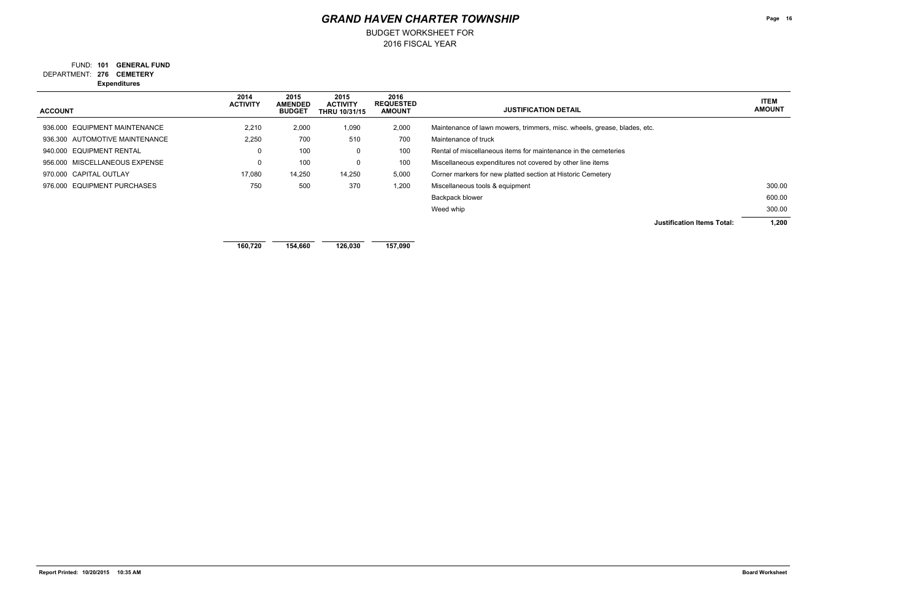# GRAND HAVEN CHARTER TOWNSHIP

BUDGET WORKSHEET FOR
2016 FISCAL YEAR

FUND: **101 GENERAL FUND**
DEPARTMENT: **276 CEMETERY**
**Expenditures**

| ACCOUNT | 2014 ACTIVITY | 2015 AMENDED BUDGET | 2015 ACTIVITY THRU 10/31/15 | 2016 REQUESTED AMOUNT | JUSTIFICATION DETAIL | ITEM AMOUNT |
|---|---|---|---|---|---|---|
| 936.000 EQUIPMENT MAINTENANCE | 2,210 | 2,000 | 1,090 | 2,000 | Maintenance of lawn mowers, trimmers, misc. wheels, grease, blades, etc. | |
| 936.300 AUTOMOTIVE MAINTENANCE | 2,250 | 700 | 510 | 700 | Maintenance of truck | |
| 940.000 EQUIPMENT RENTAL | 0 | 100 | 0 | 100 | Rental of miscellaneous items for maintenance in the cemeteries | |
| 956.000 MISCELLANEOUS EXPENSE | 0 | 100 | 0 | 100 | Miscellaneous expenditures not covered by other line items | |
| 970.000 CAPITAL OUTLAY | 17,080 | 14,250 | 14,250 | 5,000 | Corner markers for new platted section at Historic Cemetery | |
| 976.000 EQUIPMENT PURCHASES | 750 | 500 | 370 | 1,200 | Miscellaneous tools & equipment | 300.00 |
| | | | | | Backpack blower | 600.00 |
| | | | | | Weed whip | 300.00 |
| | | | | | **Justification Items Total:** | **1,200** |
| | **160,720** | **154,660** | **126,030** | **157,090** | | |

Report Printed: 10/20/2015 10:35 AM

Board Worksheet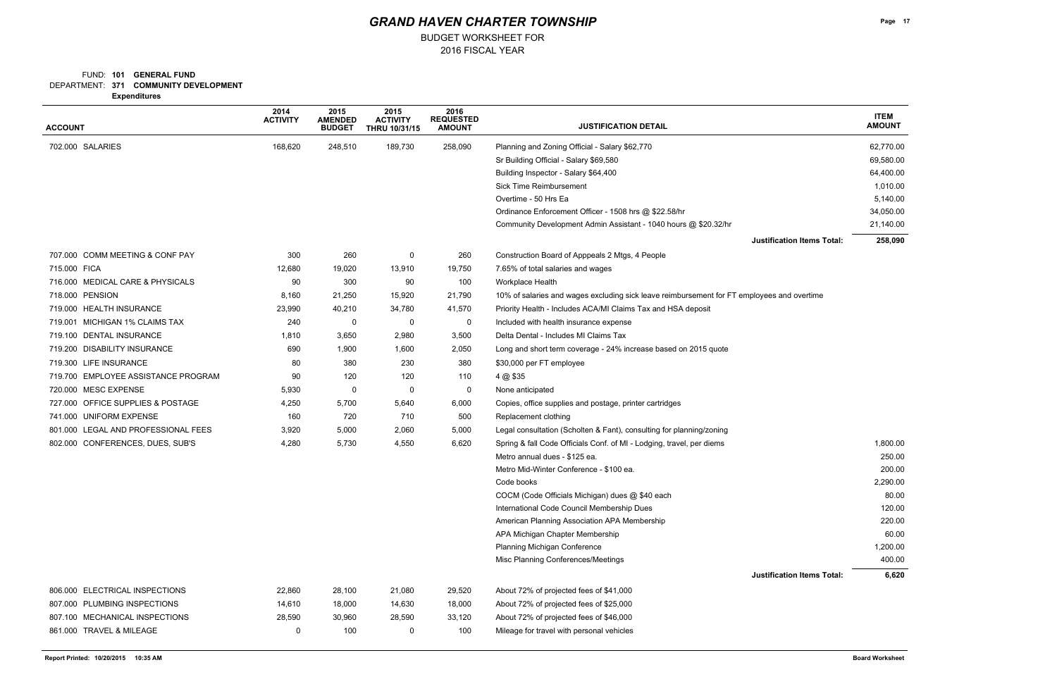# GRAND HAVEN CHARTER TOWNSHIP

BUDGET WORKSHEET FOR
2016 FISCAL YEAR

FUND: **101 GENERAL FUND**
DEPARTMENT: **371 COMMUNITY DEVELOPMENT**
**Expenditures**

| ACCOUNT | 2014 ACTIVITY | 2015 AMENDED BUDGET | 2015 ACTIVITY THRU 10/31/15 | 2016 REQUESTED AMOUNT | JUSTIFICATION DETAIL | ITEM AMOUNT |
|---|---|---|---|---|---|---|
| 702.000 SALARIES | 168,620 | 248,510 | 189,730 | 258,090 | Planning and Zoning Official - Salary $62,770 | 62,770.00 |
| | | | | | Sr Building Official - Salary $69,580 | 69,580.00 |
| | | | | | Building Inspector - Salary $64,400 | 64,400.00 |
| | | | | | Sick Time Reimbursement | 1,010.00 |
| | | | | | Overtime - 50 Hrs Ea | 5,140.00 |
| | | | | | Ordinance Enforcement Officer - 1508 hrs @ $22.58/hr | 34,050.00 |
| | | | | | Community Development Admin Assistant - 1040 hours @ $20.32/hr | 21,140.00 |
| | | | | | **Justification Items Total:** | **258,090** |
| 707.000 COMM MEETING & CONF PAY | 300 | 260 | 0 | 260 | Construction Board of Apppeals 2 Mtgs, 4 People | |
| 715.000 FICA | 12,680 | 19,020 | 13,910 | 19,750 | 7.65% of total salaries and wages | |
| 716.000 MEDICAL CARE & PHYSICALS | 90 | 300 | 90 | 100 | Workplace Health | |
| 718.000 PENSION | 8,160 | 21,250 | 15,920 | 21,790 | 10% of salaries and wages excluding sick leave reimbursement for FT employees and overtime | |
| 719.000 HEALTH INSURANCE | 23,990 | 40,210 | 34,780 | 41,570 | Priority Health - Includes ACA/MI Claims Tax and HSA deposit | |
| 719.001 MICHIGAN 1% CLAIMS TAX | 240 | 0 | 0 | 0 | Included with health insurance expense | |
| 719.100 DENTAL INSURANCE | 1,810 | 3,650 | 2,980 | 3,500 | Delta Dental - Includes MI Claims Tax | |
| 719.200 DISABILITY INSURANCE | 690 | 1,900 | 1,600 | 2,050 | Long and short term coverage - 24% increase based on 2015 quote | |
| 719.300 LIFE INSURANCE | 80 | 380 | 230 | 380 | $30,000 per FT employee | |
| 719.700 EMPLOYEE ASSISTANCE PROGRAM | 90 | 120 | 120 | 110 | 4 @ $35 | |
| 720.000 MESC EXPENSE | 5,930 | 0 | 0 | 0 | None anticipated | |
| 727.000 OFFICE SUPPLIES & POSTAGE | 4,250 | 5,700 | 5,640 | 6,000 | Copies, office supplies and postage, printer cartridges | |
| 741.000 UNIFORM EXPENSE | 160 | 720 | 710 | 500 | Replacement clothing | |
| 801.000 LEGAL AND PROFESSIONAL FEES | 3,920 | 5,000 | 2,060 | 5,000 | Legal consultation (Scholten & Fant), consulting for planning/zoning | |
| 802.000 CONFERENCES, DUES, SUB'S | 4,280 | 5,730 | 4,550 | 6,620 | Spring & fall Code Officials Conf. of MI - Lodging, travel, per diems | 1,800.00 |
| | | | | | Metro annual dues - $125 ea. | 250.00 |
| | | | | | Metro Mid-Winter Conference - $100 ea. | 200.00 |
| | | | | | Code books | 2,290.00 |
| | | | | | COCM (Code Officials Michigan) dues @ $40 each | 80.00 |
| | | | | | International Code Council Membership Dues | 120.00 |
| | | | | | American Planning Association APA Membership | 220.00 |
| | | | | | APA Michigan Chapter Membership | 60.00 |
| | | | | | Planning Michigan Conference | 1,200.00 |
| | | | | | Misc Planning Conferences/Meetings | 400.00 |
| | | | | | **Justification Items Total:** | **6,620** |
| 806.000 ELECTRICAL INSPECTIONS | 22,860 | 28,100 | 21,080 | 29,520 | About 72% of projected fees of $41,000 | |
| 807.000 PLUMBING INSPECTIONS | 14,610 | 18,000 | 14,630 | 18,000 | About 72% of projected fees of $25,000 | |
| 807.100 MECHANICAL INSPECTIONS | 28,590 | 30,960 | 28,590 | 33,120 | About 72% of projected fees of $46,000 | |
| 861.000 TRAVEL & MILEAGE | 0 | 100 | 0 | 100 | Mileage for travel with personal vehicles | |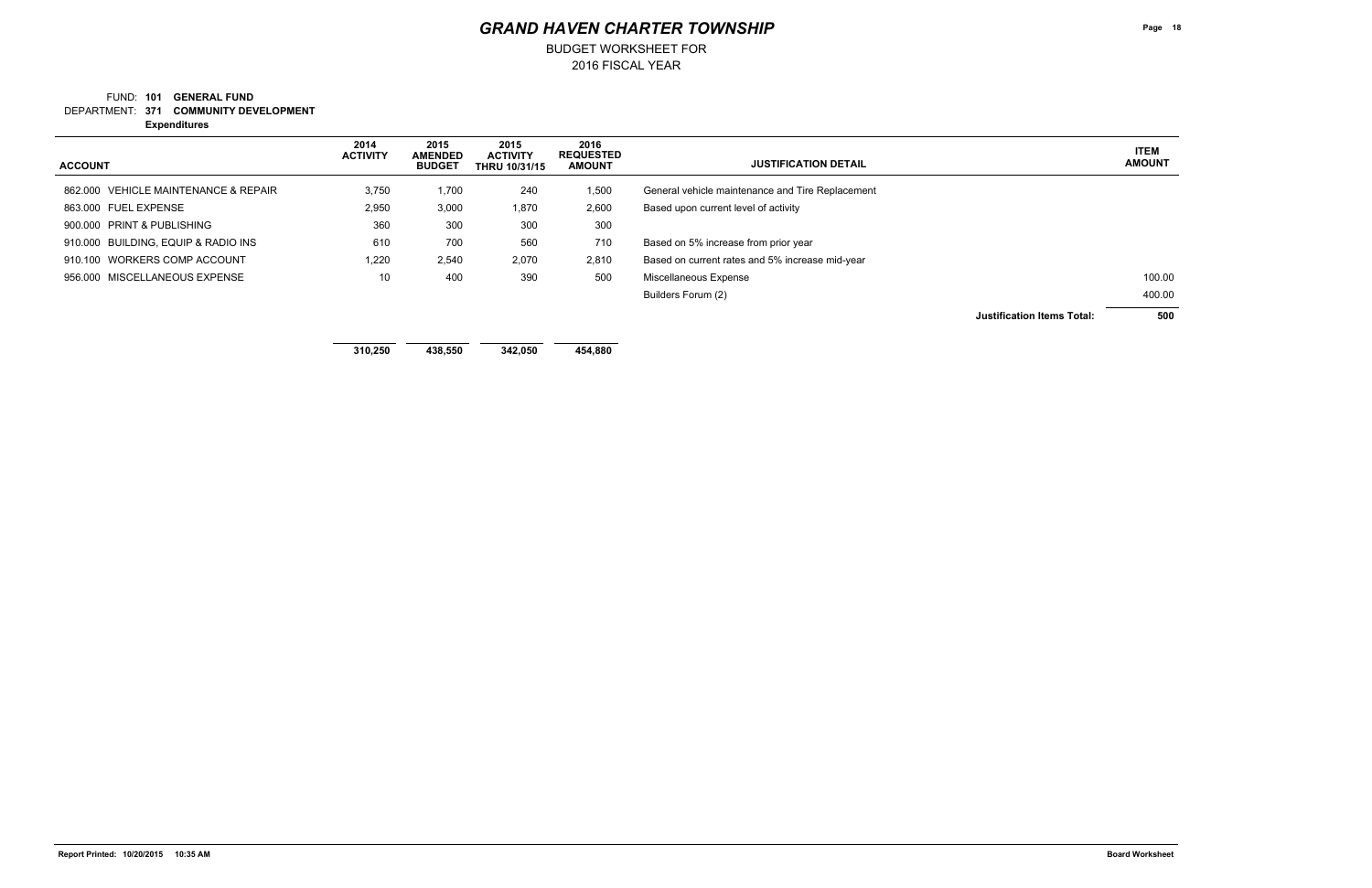# GRAND HAVEN CHARTER TOWNSHIP

BUDGET WORKSHEET FOR
2016 FISCAL YEAR

FUND: **101 GENERAL FUND**
DEPARTMENT: **371 COMMUNITY DEVELOPMENT**
**Expenditures**

| ACCOUNT | 2014 ACTIVITY | 2015 AMENDED BUDGET | 2015 ACTIVITY THRU 10/31/15 | 2016 REQUESTED AMOUNT | JUSTIFICATION DETAIL | ITEM AMOUNT |
|---|---|---|---|---|---|---|
| 862.000 VEHICLE MAINTENANCE & REPAIR | 3,750 | 1,700 | 240 | 1,500 | General vehicle maintenance and Tire Replacement | |
| 863.000 FUEL EXPENSE | 2,950 | 3,000 | 1,870 | 2,600 | Based upon current level of activity | |
| 900.000 PRINT & PUBLISHING | 360 | 300 | 300 | 300 | | |
| 910.000 BUILDING, EQUIP & RADIO INS | 610 | 700 | 560 | 710 | Based on 5% increase from prior year | |
| 910.100 WORKERS COMP ACCOUNT | 1,220 | 2,540 | 2,070 | 2,810 | Based on current rates and 5% increase mid-year | |
| 956.000 MISCELLANEOUS EXPENSE | 10 | 400 | 390 | 500 | Miscellaneous Expense | 100.00 |
| | | | | | Builders Forum (2) | 400.00 |
| | | | | | **Justification Items Total:** | **500** |
| | **310,250** | **438,550** | **342,050** | **454,880** | | |

**Report Printed: 10/20/2015 10:35 AM** | **Board Worksheet**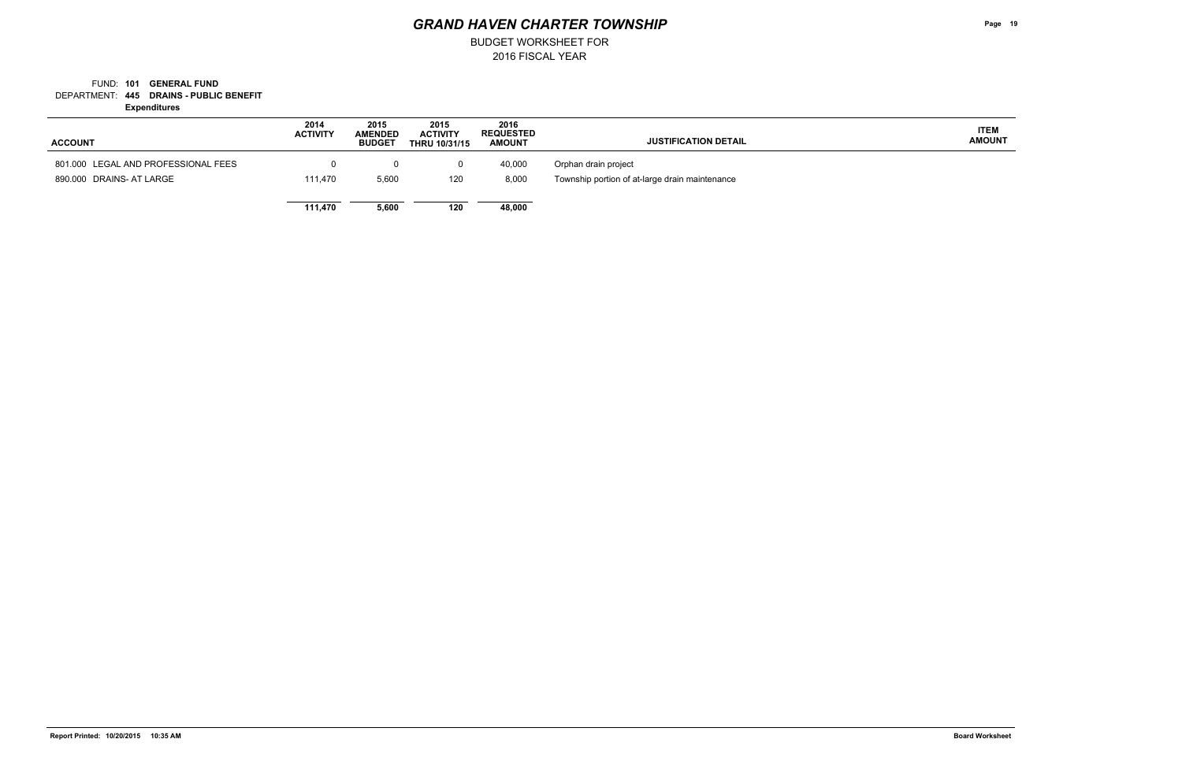# GRAND HAVEN CHARTER TOWNSHIP

BUDGET WORKSHEET FOR
2016 FISCAL YEAR

FUND: **101 GENERAL FUND**
DEPARTMENT: **445 DRAINS - PUBLIC BENEFIT**
**Expenditures**

| ACCOUNT | 2014 ACTIVITY | 2015 AMENDED BUDGET | 2015 ACTIVITY THRU 10/31/15 | 2016 REQUESTED AMOUNT | JUSTIFICATION DETAIL | ITEM AMOUNT |
|---|---|---|---|---|---|---|
| 801.000 LEGAL AND PROFESSIONAL FEES | 0 | 0 | 0 | 40,000 | Orphan drain project | |
| 890.000 DRAINS- AT LARGE | 111,470 | 5,600 | 120 | 8,000 | Township portion of at-large drain maintenance | |
| | **111,470** | **5,600** | **120** | **48,000** | | |

**Report Printed: 10/20/2015 10:35 AM** **Board Worksheet**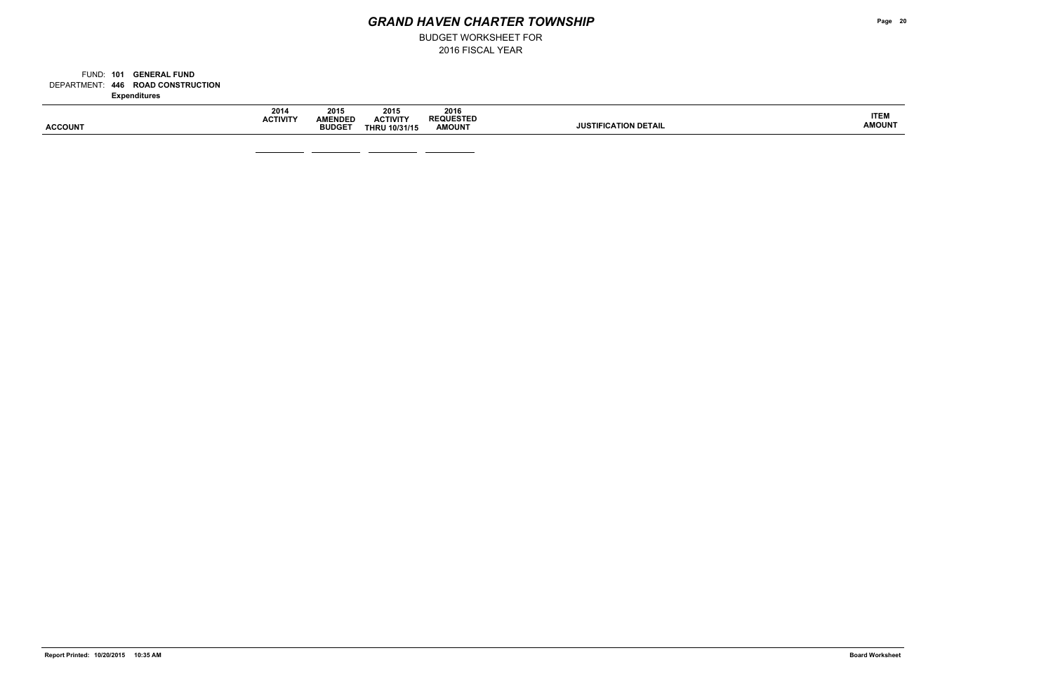# GRAND HAVEN CHARTER TOWNSHIP

BUDGET WORKSHEET FOR
2016 FISCAL YEAR

FUND: **101 GENERAL FUND**
DEPARTMENT: **446 ROAD CONSTRUCTION**
**Expenditures**

| ACCOUNT | 2014 ACTIVITY | 2015 AMENDED BUDGET | 2015 ACTIVITY THRU 10/31/15 | 2016 REQUESTED AMOUNT | JUSTIFICATION DETAIL | ITEM AMOUNT |
|---|---|---|---|---|---|---|

Report Printed: 10/20/2015 10:35 AM

Board Worksheet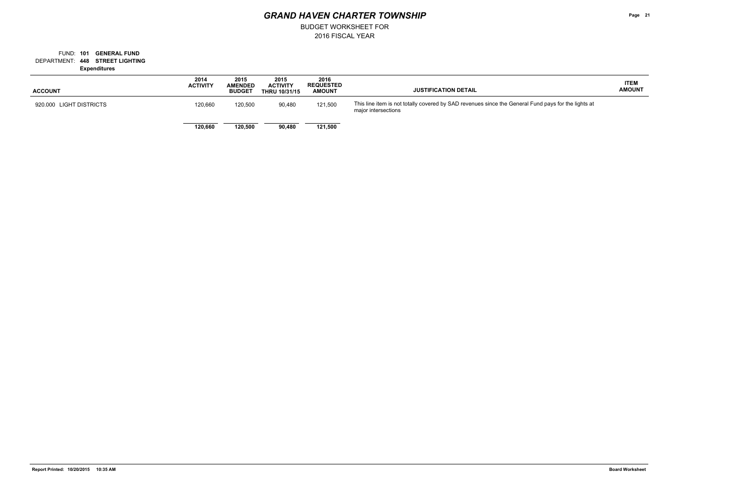# *GRAND HAVEN CHARTER TOWNSHIP*

BUDGET WORKSHEET FOR
2016 FISCAL YEAR

FUND: **101 GENERAL FUND**
DEPARTMENT: **448 STREET LIGHTING**
**Expenditures**

| ACCOUNT | 2014 ACTIVITY | 2015 AMENDED BUDGET | 2015 ACTIVITY THRU 10/31/15 | 2016 REQUESTED AMOUNT | JUSTIFICATION DETAIL | ITEM AMOUNT |
|---|---|---|---|---|---|---|
| 920.000 LIGHT DISTRICTS | 120,660 | 120,500 | 90,480 | 121,500 | This line item is not totally covered by SAD revenues since the General Fund pays for the lights at major intersections | |
| | **120,660** | **120,500** | **90,480** | **121,500** | | |

**Report Printed: 10/20/2015 10:35 AM** **Board Worksheet**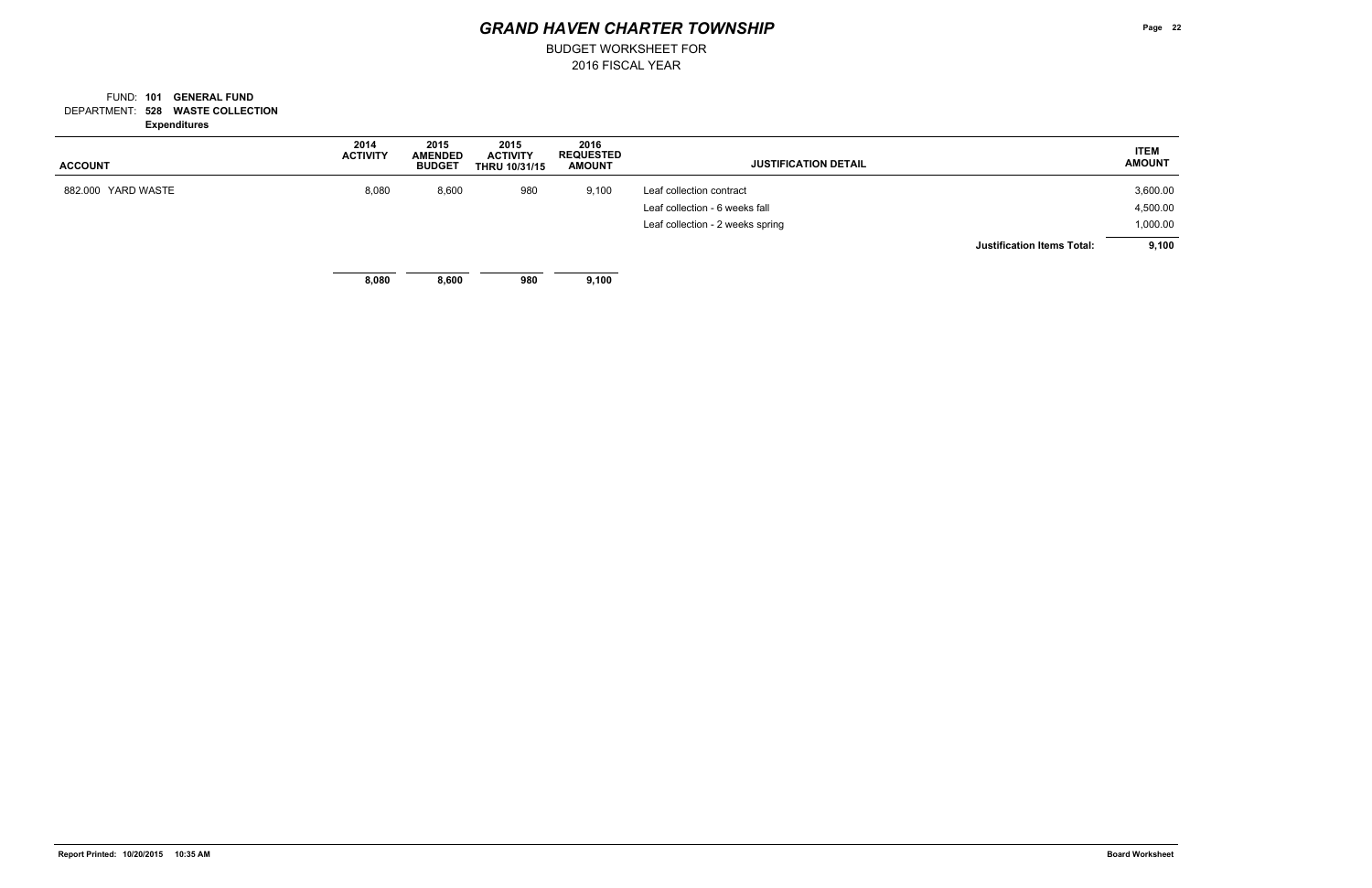# GRAND HAVEN CHARTER TOWNSHIP

BUDGET WORKSHEET FOR
2016 FISCAL YEAR

FUND: **101 GENERAL FUND**
DEPARTMENT: **528 WASTE COLLECTION**
**Expenditures**

| ACCOUNT | 2014 ACTIVITY | 2015 AMENDED BUDGET | 2015 ACTIVITY THRU 10/31/15 | 2016 REQUESTED AMOUNT | JUSTIFICATION DETAIL | ITEM AMOUNT |
|---|---|---|---|---|---|---|
| 882.000 YARD WASTE | 8,080 | 8,600 | 980 | 9,100 | Leaf collection contract | 3,600.00 |
| | | | | | Leaf collection - 6 weeks fall | 4,500.00 |
| | | | | | Leaf collection - 2 weeks spring | 1,000.00 |
| | | | | | **Justification Items Total:** | **9,100** |
| | **8,080** | **8,600** | **980** | **9,100** | | |

Report Printed: 10/20/2015 10:35 AM

Board Worksheet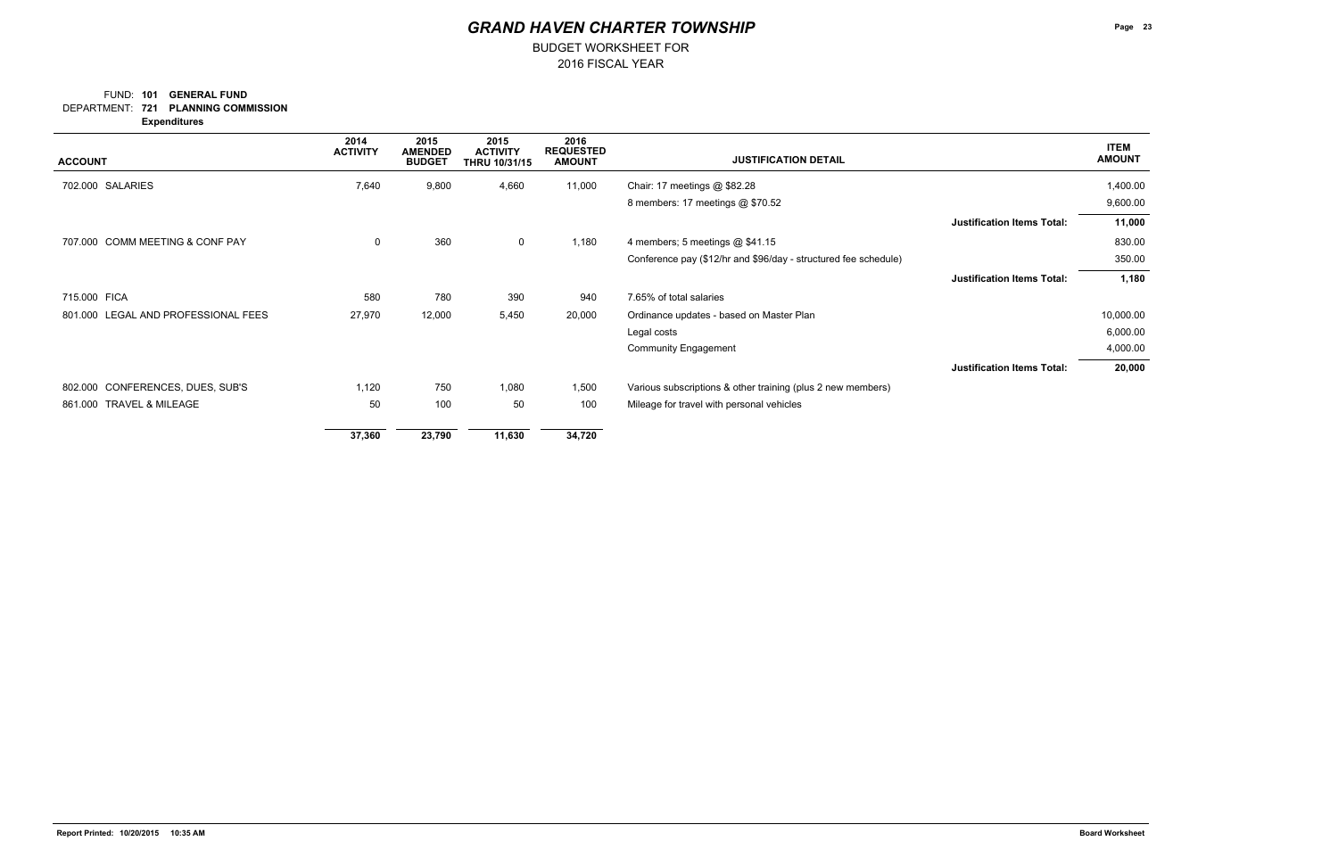# GRAND HAVEN CHARTER TOWNSHIP

BUDGET WORKSHEET FOR
2016 FISCAL YEAR

FUND: **101 GENERAL FUND**
DEPARTMENT: **721 PLANNING COMMISSION**
**Expenditures**

| ACCOUNT | 2014 ACTIVITY | 2015 AMENDED BUDGET | 2015 ACTIVITY THRU 10/31/15 | 2016 REQUESTED AMOUNT | JUSTIFICATION DETAIL | | ITEM AMOUNT |
|---|---|---|---|---|---|---|---|
| 702.000 SALARIES | 7,640 | 9,800 | 4,660 | 11,000 | Chair: 17 meetings @ $82.28 | | 1,400.00 |
| | | | | | 8 members: 17 meetings @ $70.52 | | 9,600.00 |
| | | | | | | **Justification Items Total:** | **11,000** |
| 707.000 COMM MEETING & CONF PAY | 0 | 360 | 0 | 1,180 | 4 members; 5 meetings @ $41.15 | | 830.00 |
| | | | | | Conference pay ($12/hr and $96/day - structured fee schedule) | | 350.00 |
| | | | | | | **Justification Items Total:** | **1,180** |
| 715.000 FICA | 580 | 780 | 390 | 940 | 7.65% of total salaries | | |
| 801.000 LEGAL AND PROFESSIONAL FEES | 27,970 | 12,000 | 5,450 | 20,000 | Ordinance updates - based on Master Plan | | 10,000.00 |
| | | | | | Legal costs | | 6,000.00 |
| | | | | | Community Engagement | | 4,000.00 |
| | | | | | | **Justification Items Total:** | **20,000** |
| 802.000 CONFERENCES, DUES, SUB'S | 1,120 | 750 | 1,080 | 1,500 | Various subscriptions & other training (plus 2 new members) | | |
| 861.000 TRAVEL & MILEAGE | 50 | 100 | 50 | 100 | Mileage for travel with personal vehicles | | |
| | **37,360** | **23,790** | **11,630** | **34,720** | | | |

Report Printed: 10/20/2015 10:35 AM

Board Worksheet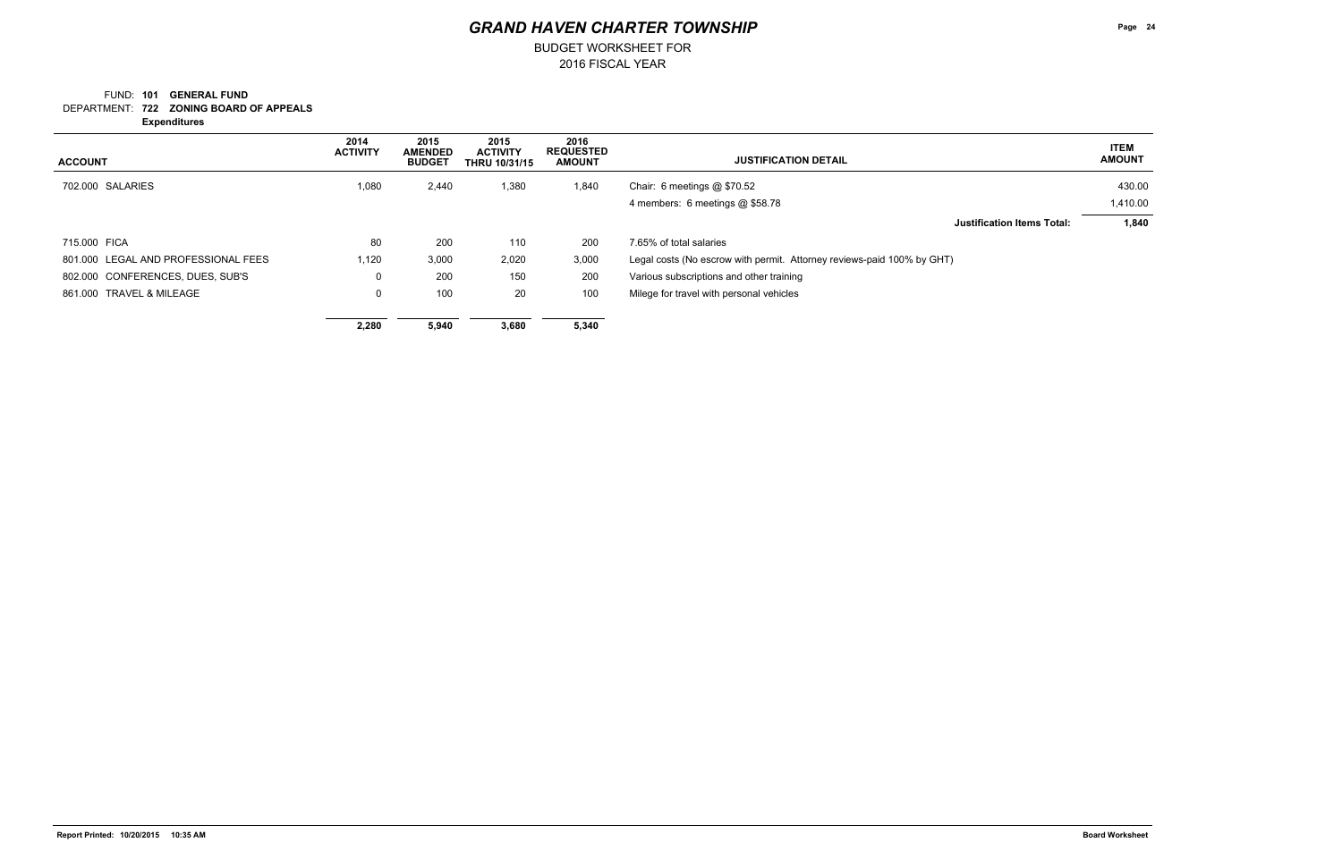# GRAND HAVEN CHARTER TOWNSHIP

BUDGET WORKSHEET FOR
2016 FISCAL YEAR

FUND: **101 GENERAL FUND**
DEPARTMENT: **722 ZONING BOARD OF APPEALS**
**Expenditures**

| ACCOUNT | 2014 ACTIVITY | 2015 AMENDED BUDGET | 2015 ACTIVITY THRU 10/31/15 | 2016 REQUESTED AMOUNT | JUSTIFICATION DETAIL | ITEM AMOUNT |
|---|---|---|---|---|---|---|
| 702.000 SALARIES | 1,080 | 2,440 | 1,380 | 1,840 | Chair: 6 meetings @ $70.52 | 430.00 |
| | | | | | 4 members: 6 meetings @ $58.78 | 1,410.00 |
| | | | | | **Justification Items Total:** | **1,840** |
| 715.000 FICA | 80 | 200 | 110 | 200 | 7.65% of total salaries | |
| 801.000 LEGAL AND PROFESSIONAL FEES | 1,120 | 3,000 | 2,020 | 3,000 | Legal costs (No escrow with permit. Attorney reviews-paid 100% by GHT) | |
| 802.000 CONFERENCES, DUES, SUB'S | 0 | 200 | 150 | 200 | Various subscriptions and other training | |
| 861.000 TRAVEL & MILEAGE | 0 | 100 | 20 | 100 | Milege for travel with personal vehicles | |
| | **2,280** | **5,940** | **3,680** | **5,340** | | |

Report Printed: 10/20/2015 10:35 AM

Board Worksheet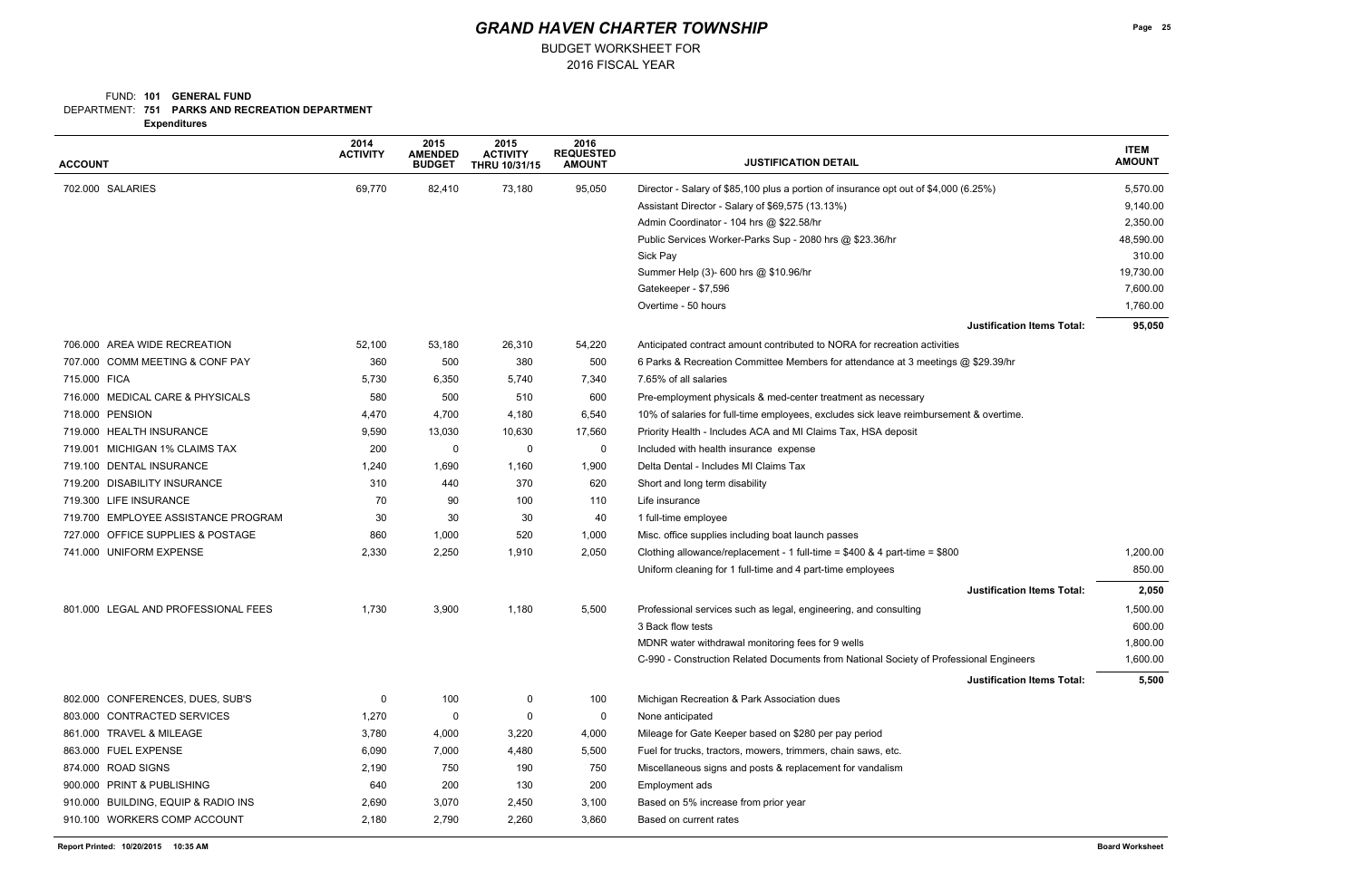# GRAND HAVEN CHARTER TOWNSHIP

BUDGET WORKSHEET FOR
2016 FISCAL YEAR

FUND: **101 GENERAL FUND**
DEPARTMENT: **751 PARKS AND RECREATION DEPARTMENT**
**Expenditures**

| ACCOUNT | 2014 ACTIVITY | 2015 AMENDED BUDGET | 2015 ACTIVITY THRU 10/31/15 | 2016 REQUESTED AMOUNT | JUSTIFICATION DETAIL | ITEM AMOUNT |
|---|---|---|---|---|---|---|
| 702.000 SALARIES | 69,770 | 82,410 | 73,180 | 95,050 | Director - Salary of $85,100 plus a portion of insurance opt out of $4,000 (6.25%) | 5,570.00 |
| | | | | | Assistant Director - Salary of $69,575 (13.13%) | 9,140.00 |
| | | | | | Admin Coordinator - 104 hrs @ $22.58/hr | 2,350.00 |
| | | | | | Public Services Worker-Parks Sup - 2080 hrs @ $23.36/hr | 48,590.00 |
| | | | | | Sick Pay | 310.00 |
| | | | | | Summer Help (3)- 600 hrs @ $10.96/hr | 19,730.00 |
| | | | | | Gatekeeper - $7,596 | 7,600.00 |
| | | | | | Overtime - 50 hours | 1,760.00 |
| | | | | | **Justification Items Total:** | **95,050** |
| 706.000 AREA WIDE RECREATION | 52,100 | 53,180 | 26,310 | 54,220 | Anticipated contract amount contributed to NORA for recreation activities | |
| 707.000 COMM MEETING & CONF PAY | 360 | 500 | 380 | 500 | 6 Parks & Recreation Committee Members for attendance at 3 meetings @ $29.39/hr | |
| 715.000 FICA | 5,730 | 6,350 | 5,740 | 7,340 | 7.65% of all salaries | |
| 716.000 MEDICAL CARE & PHYSICALS | 580 | 500 | 510 | 600 | Pre-employment physicals & med-center treatment as necessary | |
| 718.000 PENSION | 4,470 | 4,700 | 4,180 | 6,540 | 10% of salaries for full-time employees, excludes sick leave reimbursement & overtime. | |
| 719.000 HEALTH INSURANCE | 9,590 | 13,030 | 10,630 | 17,560 | Priority Health - Includes ACA and MI Claims Tax, HSA deposit | |
| 719.001 MICHIGAN 1% CLAIMS TAX | 200 | 0 | 0 | 0 | Included with health insurance expense | |
| 719.100 DENTAL INSURANCE | 1,240 | 1,690 | 1,160 | 1,900 | Delta Dental - Includes MI Claims Tax | |
| 719.200 DISABILITY INSURANCE | 310 | 440 | 370 | 620 | Short and long term disability | |
| 719.300 LIFE INSURANCE | 70 | 90 | 100 | 110 | Life insurance | |
| 719.700 EMPLOYEE ASSISTANCE PROGRAM | 30 | 30 | 30 | 40 | 1 full-time employee | |
| 727.000 OFFICE SUPPLIES & POSTAGE | 860 | 1,000 | 520 | 1,000 | Misc. office supplies including boat launch passes | |
| 741.000 UNIFORM EXPENSE | 2,330 | 2,250 | 1,910 | 2,050 | Clothing allowance/replacement - 1 full-time = $400 & 4 part-time = $800 | 1,200.00 |
| | | | | | Uniform cleaning for 1 full-time and 4 part-time employees | 850.00 |
| | | | | | **Justification Items Total:** | **2,050** |
| 801.000 LEGAL AND PROFESSIONAL FEES | 1,730 | 3,900 | 1,180 | 5,500 | Professional services such as legal, engineering, and consulting | 1,500.00 |
| | | | | | 3 Back flow tests | 600.00 |
| | | | | | MDNR water withdrawal monitoring fees for 9 wells | 1,800.00 |
| | | | | | C-990 - Construction Related Documents from National Society of Professional Engineers | 1,600.00 |
| | | | | | **Justification Items Total:** | **5,500** |
| 802.000 CONFERENCES, DUES, SUB'S | 0 | 100 | 0 | 100 | Michigan Recreation & Park Association dues | |
| 803.000 CONTRACTED SERVICES | 1,270 | 0 | 0 | 0 | None anticipated | |
| 861.000 TRAVEL & MILEAGE | 3,780 | 4,000 | 3,220 | 4,000 | Mileage for Gate Keeper based on $280 per pay period | |
| 863.000 FUEL EXPENSE | 6,090 | 7,000 | 4,480 | 5,500 | Fuel for trucks, tractors, mowers, trimmers, chain saws, etc. | |
| 874.000 ROAD SIGNS | 2,190 | 750 | 190 | 750 | Miscellaneous signs and posts & replacement for vandalism | |
| 900.000 PRINT & PUBLISHING | 640 | 200 | 130 | 200 | Employment ads | |
| 910.000 BUILDING, EQUIP & RADIO INS | 2,690 | 3,070 | 2,450 | 3,100 | Based on 5% increase from prior year | |
| 910.100 WORKERS COMP ACCOUNT | 2,180 | 2,790 | 2,260 | 3,860 | Based on current rates | |

Report Printed: 10/20/2015 10:35 AM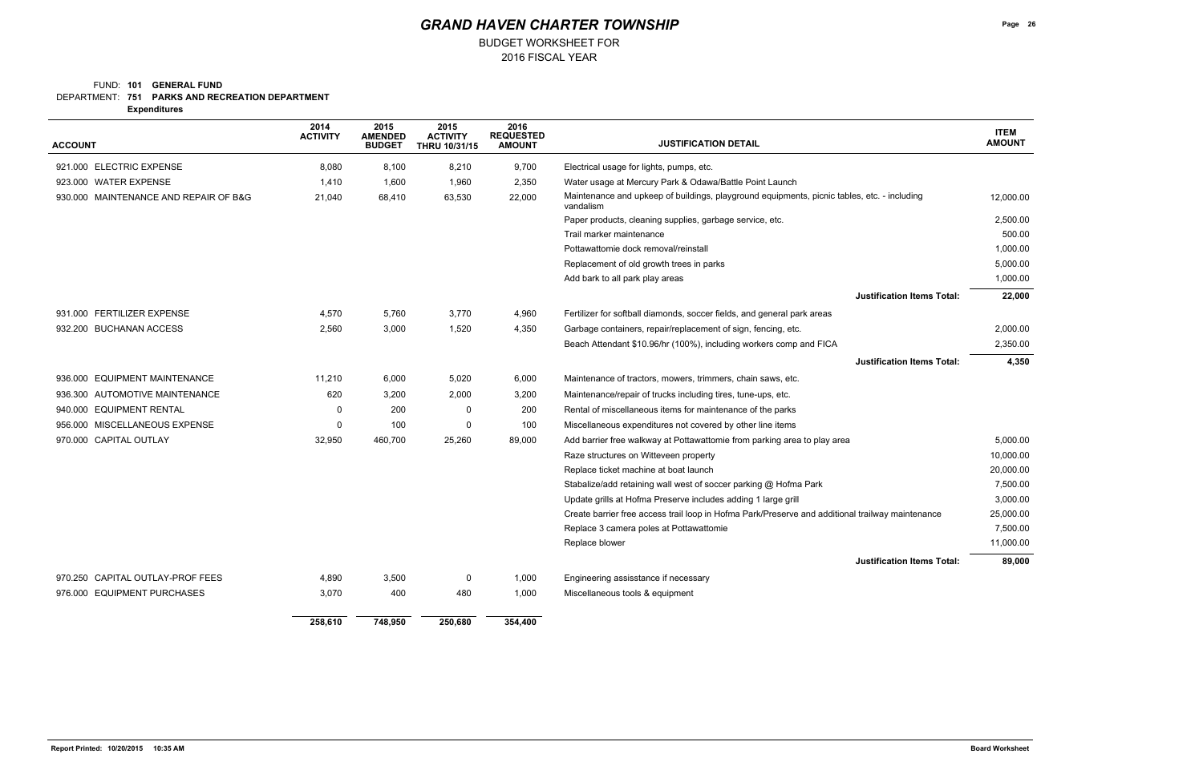# GRAND HAVEN CHARTER TOWNSHIP

BUDGET WORKSHEET FOR
2016 FISCAL YEAR

FUND: **101 GENERAL FUND**
DEPARTMENT: **751 PARKS AND RECREATION DEPARTMENT**
**Expenditures**

| ACCOUNT | 2014 ACTIVITY | 2015 AMENDED BUDGET | 2015 ACTIVITY THRU 10/31/15 | 2016 REQUESTED AMOUNT | JUSTIFICATION DETAIL | ITEM AMOUNT |
|---|---|---|---|---|---|---|
| 921.000 ELECTRIC EXPENSE | 8,080 | 8,100 | 8,210 | 9,700 | Electrical usage for lights, pumps, etc. | |
| 923.000 WATER EXPENSE | 1,410 | 1,600 | 1,960 | 2,350 | Water usage at Mercury Park & Odawa/Battle Point Launch | |
| 930.000 MAINTENANCE AND REPAIR OF B&G | 21,040 | 68,410 | 63,530 | 22,000 | Maintenance and upkeep of buildings, playground equipments, picnic tables, etc. - including vandalism | 12,000.00 |
| | | | | | Paper products, cleaning supplies, garbage service, etc. | 2,500.00 |
| | | | | | Trail marker maintenance | 500.00 |
| | | | | | Pottawattomie dock removal/reinstall | 1,000.00 |
| | | | | | Replacement of old growth trees in parks | 5,000.00 |
| | | | | | Add bark to all park play areas | 1,000.00 |
| | | | | | **Justification Items Total:** | **22,000** |
| 931.000 FERTILIZER EXPENSE | 4,570 | 5,760 | 3,770 | 4,960 | Fertilizer for softball diamonds, soccer fields, and general park areas | |
| 932.200 BUCHANAN ACCESS | 2,560 | 3,000 | 1,520 | 4,350 | Garbage containers, repair/replacement of sign, fencing, etc. | 2,000.00 |
| | | | | | Beach Attendant $10.96/hr (100%), including workers comp and FICA | 2,350.00 |
| | | | | | **Justification Items Total:** | **4,350** |
| 936.000 EQUIPMENT MAINTENANCE | 11,210 | 6,000 | 5,020 | 6,000 | Maintenance of tractors, mowers, trimmers, chain saws, etc. | |
| 936.300 AUTOMOTIVE MAINTENANCE | 620 | 3,200 | 2,000 | 3,200 | Maintenance/repair of trucks including tires, tune-ups, etc. | |
| 940.000 EQUIPMENT RENTAL | 0 | 200 | 0 | 200 | Rental of miscellaneous items for maintenance of the parks | |
| 956.000 MISCELLANEOUS EXPENSE | 0 | 100 | 0 | 100 | Miscellaneous expenditures not covered by other line items | |
| 970.000 CAPITAL OUTLAY | 32,950 | 460,700 | 25,260 | 89,000 | Add barrier free walkway at Pottawattomie from parking area to play area | 5,000.00 |
| | | | | | Raze structures on Witteveen property | 10,000.00 |
| | | | | | Replace ticket machine at boat launch | 20,000.00 |
| | | | | | Stabalize/add retaining wall west of soccer parking @ Hofma Park | 7,500.00 |
| | | | | | Update grills at Hofma Preserve includes adding 1 large grill | 3,000.00 |
| | | | | | Create barrier free access trail loop in Hofma Park/Preserve and additional trailway maintenance | 25,000.00 |
| | | | | | Replace 3 camera poles at Pottawattomie | 7,500.00 |
| | | | | | Replace blower | 11,000.00 |
| | | | | | **Justification Items Total:** | **89,000** |
| 970.250 CAPITAL OUTLAY-PROF FEES | 4,890 | 3,500 | 0 | 1,000 | Engineering assisstance if necessary | |
| 976.000 EQUIPMENT PURCHASES | 3,070 | 400 | 480 | 1,000 | Miscellaneous tools & equipment | |
| | **258,610** | **748,950** | **250,680** | **354,400** | | |

Report Printed: 10/20/2015 10:35 AM — Board Worksheet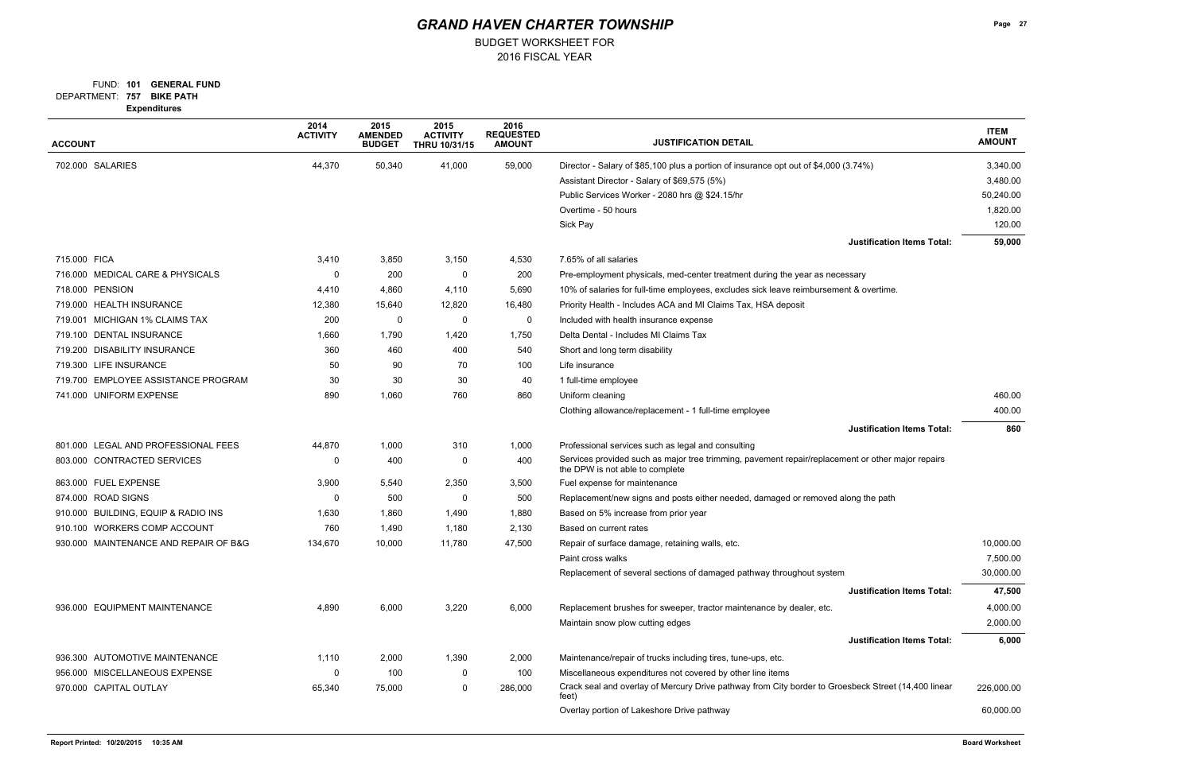# GRAND HAVEN CHARTER TOWNSHIP

BUDGET WORKSHEET FOR
2016 FISCAL YEAR

FUND: **101 GENERAL FUND**
DEPARTMENT: **757 BIKE PATH**
**Expenditures**

| ACCOUNT | 2014 ACTIVITY | 2015 AMENDED BUDGET | 2015 ACTIVITY THRU 10/31/15 | 2016 REQUESTED AMOUNT | JUSTIFICATION DETAIL | ITEM AMOUNT |
|---|---|---|---|---|---|---|
| 702.000 SALARIES | 44,370 | 50,340 | 41,000 | 59,000 | Director - Salary of $85,100 plus a portion of insurance opt out of $4,000 (3.74%) | 3,340.00 |
| | | | | | Assistant Director - Salary of $69,575 (5%) | 3,480.00 |
| | | | | | Public Services Worker - 2080 hrs @ $24.15/hr | 50,240.00 |
| | | | | | Overtime - 50 hours | 1,820.00 |
| | | | | | Sick Pay | 120.00 |
| | | | | | **Justification Items Total:** | **59,000** |
| 715.000 FICA | 3,410 | 3,850 | 3,150 | 4,530 | 7.65% of all salaries | |
| 716.000 MEDICAL CARE & PHYSICALS | 0 | 200 | 0 | 200 | Pre-employment physicals, med-center treatment during the year as necessary | |
| 718.000 PENSION | 4,410 | 4,860 | 4,110 | 5,690 | 10% of salaries for full-time employees, excludes sick leave reimbursement & overtime. | |
| 719.000 HEALTH INSURANCE | 12,380 | 15,640 | 12,820 | 16,480 | Priority Health - Includes ACA and MI Claims Tax, HSA deposit | |
| 719.001 MICHIGAN 1% CLAIMS TAX | 200 | 0 | 0 | 0 | Included with health insurance expense | |
| 719.100 DENTAL INSURANCE | 1,660 | 1,790 | 1,420 | 1,750 | Delta Dental - Includes MI Claims Tax | |
| 719.200 DISABILITY INSURANCE | 360 | 460 | 400 | 540 | Short and long term disability | |
| 719.300 LIFE INSURANCE | 50 | 90 | 70 | 100 | Life insurance | |
| 719.700 EMPLOYEE ASSISTANCE PROGRAM | 30 | 30 | 30 | 40 | 1 full-time employee | |
| 741.000 UNIFORM EXPENSE | 890 | 1,060 | 760 | 860 | Uniform cleaning | 460.00 |
| | | | | | Clothing allowance/replacement - 1 full-time employee | 400.00 |
| | | | | | **Justification Items Total:** | **860** |
| 801.000 LEGAL AND PROFESSIONAL FEES | 44,870 | 1,000 | 310 | 1,000 | Professional services such as legal and consulting | |
| 803.000 CONTRACTED SERVICES | 0 | 400 | 0 | 400 | Services provided such as major tree trimming, pavement repair/replacement or other major repairs the DPW is not able to complete | |
| 863.000 FUEL EXPENSE | 3,900 | 5,540 | 2,350 | 3,500 | Fuel expense for maintenance | |
| 874.000 ROAD SIGNS | 0 | 500 | 0 | 500 | Replacement/new signs and posts either needed, damaged or removed along the path | |
| 910.000 BUILDING, EQUIP & RADIO INS | 1,630 | 1,860 | 1,490 | 1,880 | Based on 5% increase from prior year | |
| 910.100 WORKERS COMP ACCOUNT | 760 | 1,490 | 1,180 | 2,130 | Based on current rates | |
| 930.000 MAINTENANCE AND REPAIR OF B&G | 134,670 | 10,000 | 11,780 | 47,500 | Repair of surface damage, retaining walls, etc. | 10,000.00 |
| | | | | | Paint cross walks | 7,500.00 |
| | | | | | Replacement of several sections of damaged pathway throughout system | 30,000.00 |
| | | | | | **Justification Items Total:** | **47,500** |
| 936.000 EQUIPMENT MAINTENANCE | 4,890 | 6,000 | 3,220 | 6,000 | Replacement brushes for sweeper, tractor maintenance by dealer, etc. | 4,000.00 |
| | | | | | Maintain snow plow cutting edges | 2,000.00 |
| | | | | | **Justification Items Total:** | **6,000** |
| 936.300 AUTOMOTIVE MAINTENANCE | 1,110 | 2,000 | 1,390 | 2,000 | Maintenance/repair of trucks including tires, tune-ups, etc. | |
| 956.000 MISCELLANEOUS EXPENSE | 0 | 100 | 0 | 100 | Miscellaneous expenditures not covered by other line items | |
| 970.000 CAPITAL OUTLAY | 65,340 | 75,000 | 0 | 286,000 | Crack seal and overlay of Mercury Drive pathway from City border to Groesbeck Street (14,400 linear feet) | 226,000.00 |
| | | | | | Overlay portion of Lakeshore Drive pathway | 60,000.00 |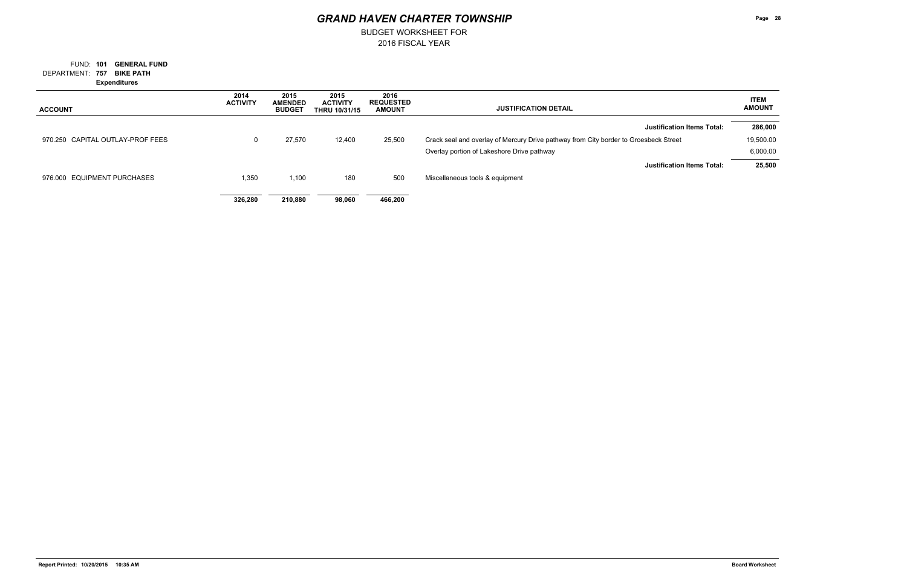# GRAND HAVEN CHARTER TOWNSHIP

BUDGET WORKSHEET FOR
2016 FISCAL YEAR

FUND: **101 GENERAL FUND**
DEPARTMENT: **757 BIKE PATH**
**Expenditures**

| ACCOUNT | 2014 ACTIVITY | 2015 AMENDED BUDGET | 2015 ACTIVITY THRU 10/31/15 | 2016 REQUESTED AMOUNT | JUSTIFICATION DETAIL | ITEM AMOUNT |
|---|---|---|---|---|---|---|
| | | | | | **Justification Items Total:** | **286,000** |
| 970.250 CAPITAL OUTLAY-PROF FEES | 0 | 27,570 | 12,400 | 25,500 | Crack seal and overlay of Mercury Drive pathway from City border to Groesbeck Street | 19,500.00 |
| | | | | | Overlay portion of Lakeshore Drive pathway | 6,000.00 |
| | | | | | **Justification Items Total:** | **25,500** |
| 976.000 EQUIPMENT PURCHASES | 1,350 | 1,100 | 180 | 500 | Miscellaneous tools & equipment | |
| | **326,280** | **210,880** | **98,060** | **466,200** | | |

Report Printed: 10/20/2015 10:35 AM

Board Worksheet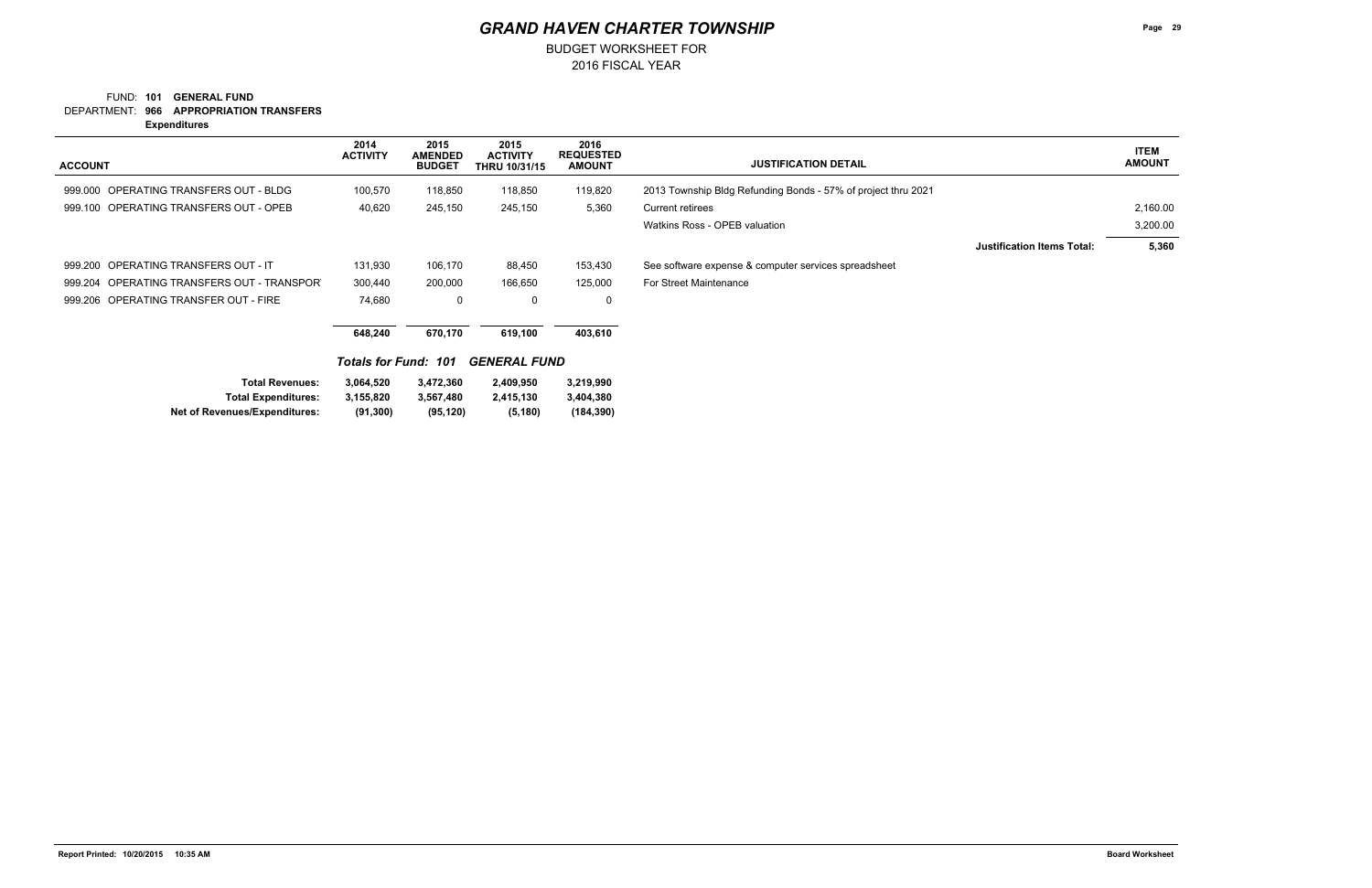# GRAND HAVEN CHARTER TOWNSHIP

BUDGET WORKSHEET FOR
2016 FISCAL YEAR

FUND: **101 GENERAL FUND**
DEPARTMENT: **966 APPROPRIATION TRANSFERS**
**Expenditures**

| ACCOUNT | 2014 ACTIVITY | 2015 AMENDED BUDGET | 2015 ACTIVITY THRU 10/31/15 | 2016 REQUESTED AMOUNT | JUSTIFICATION DETAIL | ITEM AMOUNT |
|---|---|---|---|---|---|---|
| 999.000 OPERATING TRANSFERS OUT - BLDG | 100,570 | 118,850 | 118,850 | 119,820 | 2013 Township Bldg Refunding Bonds - 57% of project thru 2021 | |
| 999.100 OPERATING TRANSFERS OUT - OPEB | 40,620 | 245,150 | 245,150 | 5,360 | Current retirees | 2,160.00 |
| | | | | | Watkins Ross - OPEB valuation | 3,200.00 |
| | | | | | **Justification Items Total:** | **5,360** |
| 999.200 OPERATING TRANSFERS OUT - IT | 131,930 | 106,170 | 88,450 | 153,430 | See software expense & computer services spreadsheet | |
| 999.204 OPERATING TRANSFERS OUT - TRANSPOR | 300,440 | 200,000 | 166,650 | 125,000 | For Street Maintenance | |
| 999.206 OPERATING TRANSFER OUT - FIRE | 74,680 | 0 | 0 | 0 | | |
| | **648,240** | **670,170** | **619,100** | **403,610** | | |

***Totals for Fund: 101 GENERAL FUND***

| | 2014 ACTIVITY | 2015 AMENDED BUDGET | 2015 ACTIVITY THRU 10/31/15 | 2016 REQUESTED AMOUNT |
|---|---|---|---|---|
| **Total Revenues:** | **3,064,520** | **3,472,360** | **2,409,950** | **3,219,990** |
| **Total Expenditures:** | **3,155,820** | **3,567,480** | **2,415,130** | **3,404,380** |
| **Net of Revenues/Expenditures:** | **(91,300)** | **(95,120)** | **(5,180)** | **(184,390)** |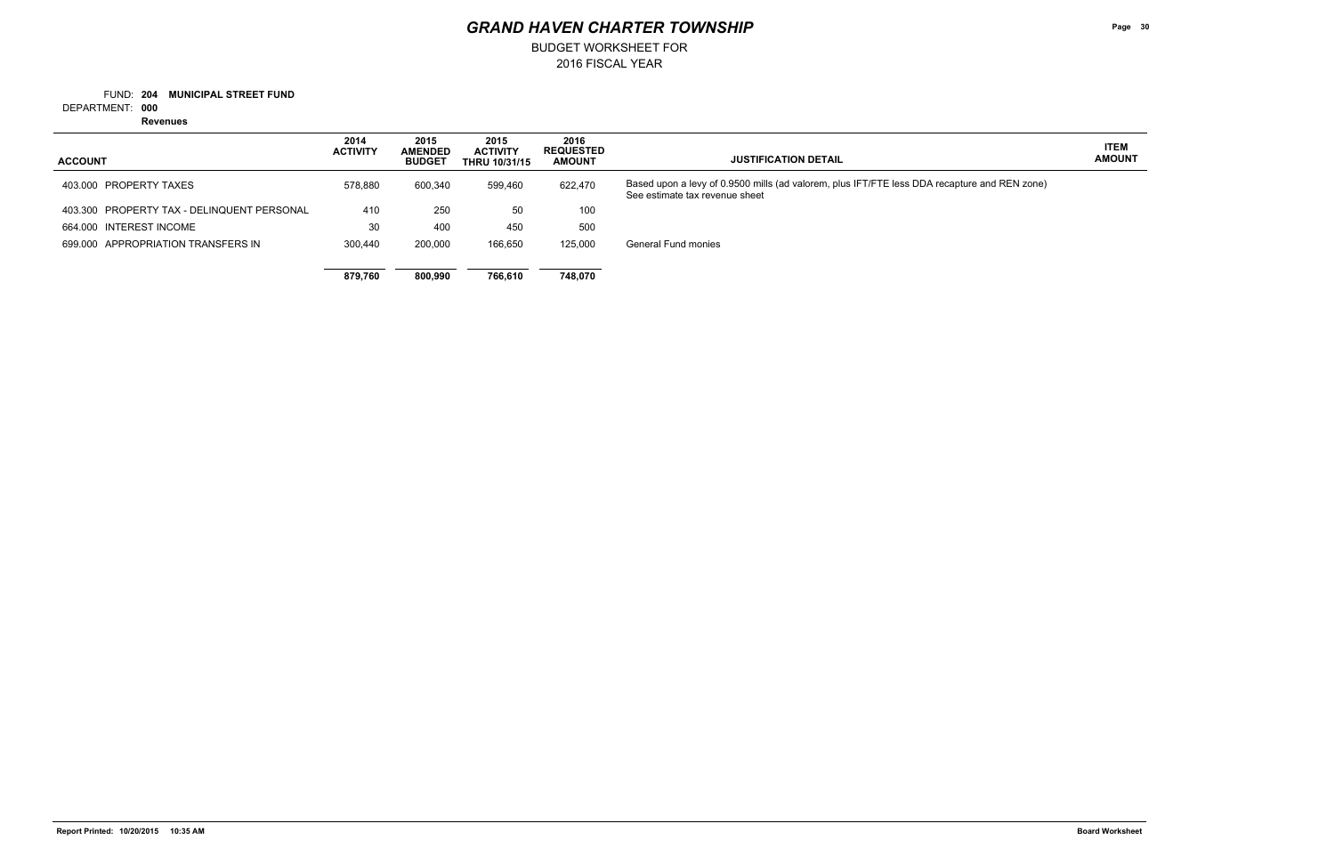# GRAND HAVEN CHARTER TOWNSHIP

BUDGET WORKSHEET FOR
2016 FISCAL YEAR

FUND: **204 MUNICIPAL STREET FUND**
DEPARTMENT: **000**
**Revenues**

| ACCOUNT | 2014 ACTIVITY | 2015 AMENDED BUDGET | 2015 ACTIVITY THRU 10/31/15 | 2016 REQUESTED AMOUNT | JUSTIFICATION DETAIL | ITEM AMOUNT |
|---|---|---|---|---|---|---|
| 403.000 PROPERTY TAXES | 578,880 | 600,340 | 599,460 | 622,470 | Based upon a levy of 0.9500 mills (ad valorem, plus IFT/FTE less DDA recapture and REN zone) See estimate tax revenue sheet | |
| 403.300 PROPERTY TAX - DELINQUENT PERSONAL | 410 | 250 | 50 | 100 | | |
| 664.000 INTEREST INCOME | 30 | 400 | 450 | 500 | | |
| 699.000 APPROPRIATION TRANSFERS IN | 300,440 | 200,000 | 166,650 | 125,000 | General Fund monies | |
| | **879,760** | **800,990** | **766,610** | **748,070** | | |

**Report Printed: 10/20/2015 10:35 AM** **Board Worksheet**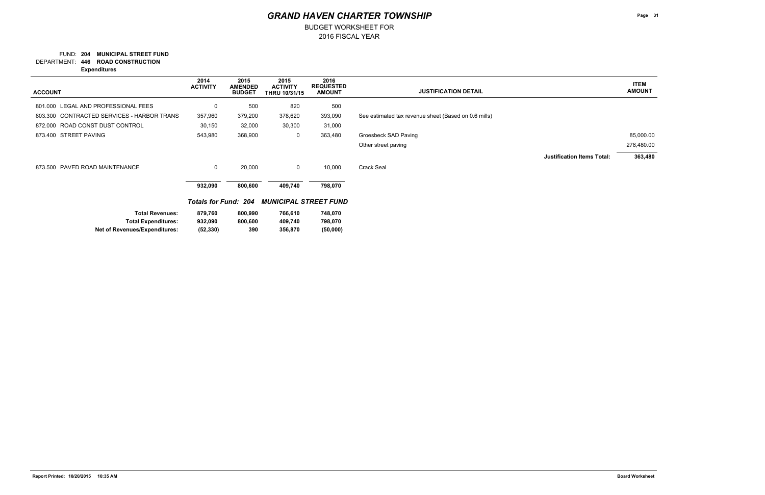# GRAND HAVEN CHARTER TOWNSHIP

BUDGET WORKSHEET FOR
2016 FISCAL YEAR

FUND: **204 MUNICIPAL STREET FUND**
DEPARTMENT: **446 ROAD CONSTRUCTION**
**Expenditures**

| ACCOUNT | 2014 ACTIVITY | 2015 AMENDED BUDGET | 2015 ACTIVITY THRU 10/31/15 | 2016 REQUESTED AMOUNT | JUSTIFICATION DETAIL | ITEM AMOUNT |
|---|---|---|---|---|---|---|
| 801.000 LEGAL AND PROFESSIONAL FEES | 0 | 500 | 820 | 500 | | |
| 803.300 CONTRACTED SERVICES - HARBOR TRANS | 357,960 | 379,200 | 378,620 | 393,090 | See estimated tax revenue sheet (Based on 0.6 mills) | |
| 872.000 ROAD CONST DUST CONTROL | 30,150 | 32,000 | 30,300 | 31,000 | | |
| 873.400 STREET PAVING | 543,980 | 368,900 | 0 | 363,480 | Groesbeck SAD Paving | 85,000.00 |
| | | | | | Other street paving | 278,480.00 |
| | | | | | **Justification Items Total:** | **363,480** |
| 873.500 PAVED ROAD MAINTENANCE | 0 | 20,000 | 0 | 10,000 | Crack Seal | |
| | **932,090** | **800,600** | **409,740** | **798,070** | | |

***Totals for Fund: 204 MUNICIPAL STREET FUND***

| | 2014 ACTIVITY | 2015 AMENDED BUDGET | 2015 ACTIVITY THRU 10/31/15 | 2016 REQUESTED AMOUNT |
|---|---|---|---|---|
| **Total Revenues:** | **879,760** | **800,990** | **766,610** | **748,070** |
| **Total Expenditures:** | **932,090** | **800,600** | **409,740** | **798,070** |
| **Net of Revenues/Expenditures:** | **(52,330)** | **390** | **356,870** | **(50,000)** |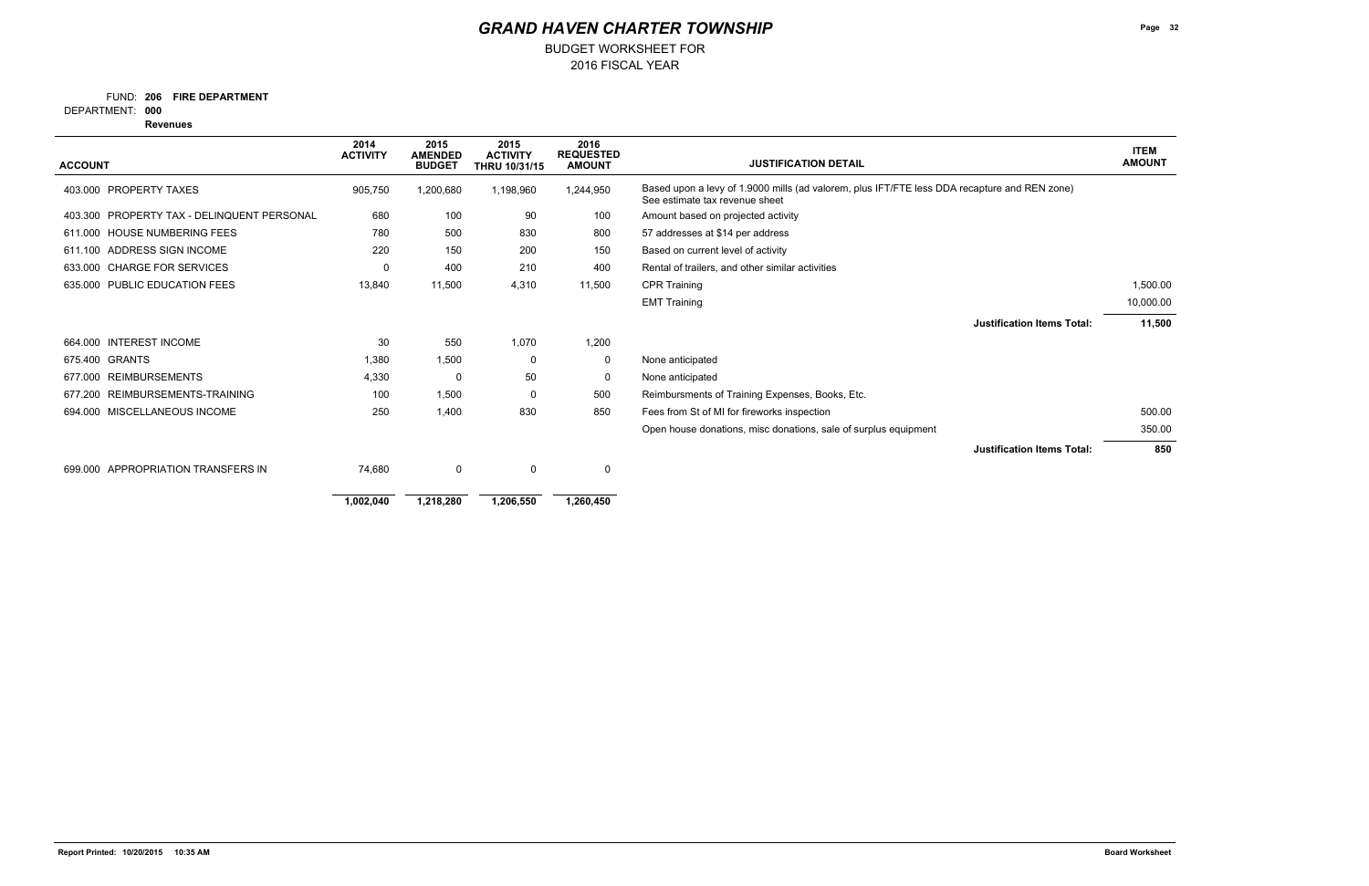# GRAND HAVEN CHARTER TOWNSHIP

BUDGET WORKSHEET FOR
2016 FISCAL YEAR

FUND: **206 FIRE DEPARTMENT**
DEPARTMENT: **000**
**Revenues**

| ACCOUNT | 2014 ACTIVITY | 2015 AMENDED BUDGET | 2015 ACTIVITY THRU 10/31/15 | 2016 REQUESTED AMOUNT | JUSTIFICATION DETAIL | ITEM AMOUNT |
|---|---|---|---|---|---|---|
| 403.000 PROPERTY TAXES | 905,750 | 1,200,680 | 1,198,960 | 1,244,950 | Based upon a levy of 1.9000 mills (ad valorem, plus IFT/FTE less DDA recapture and REN zone) See estimate tax revenue sheet | |
| 403.300 PROPERTY TAX - DELINQUENT PERSONAL | 680 | 100 | 90 | 100 | Amount based on projected activity | |
| 611.000 HOUSE NUMBERING FEES | 780 | 500 | 830 | 800 | 57 addresses at $14 per address | |
| 611.100 ADDRESS SIGN INCOME | 220 | 150 | 200 | 150 | Based on current level of activity | |
| 633.000 CHARGE FOR SERVICES | 0 | 400 | 210 | 400 | Rental of trailers, and other similar activities | |
| 635.000 PUBLIC EDUCATION FEES | 13,840 | 11,500 | 4,310 | 11,500 | CPR Training | 1,500.00 |
| | | | | | EMT Training | 10,000.00 |
| | | | | | **Justification Items Total:** | **11,500** |
| 664.000 INTEREST INCOME | 30 | 550 | 1,070 | 1,200 | | |
| 675.400 GRANTS | 1,380 | 1,500 | 0 | 0 | None anticipated | |
| 677.000 REIMBURSEMENTS | 4,330 | 0 | 50 | 0 | None anticipated | |
| 677.200 REIMBURSEMENTS-TRAINING | 100 | 1,500 | 0 | 500 | Reimbursments of Training Expenses, Books, Etc. | |
| 694.000 MISCELLANEOUS INCOME | 250 | 1,400 | 830 | 850 | Fees from St of MI for fireworks inspection | 500.00 |
| | | | | | Open house donations, misc donations, sale of surplus equipment | 350.00 |
| | | | | | **Justification Items Total:** | **850** |
| 699.000 APPROPRIATION TRANSFERS IN | 74,680 | 0 | 0 | 0 | | |
| | **1,002,040** | **1,218,280** | **1,206,550** | **1,260,450** | | |

Report Printed: 10/20/2015 10:35 AM — Board Worksheet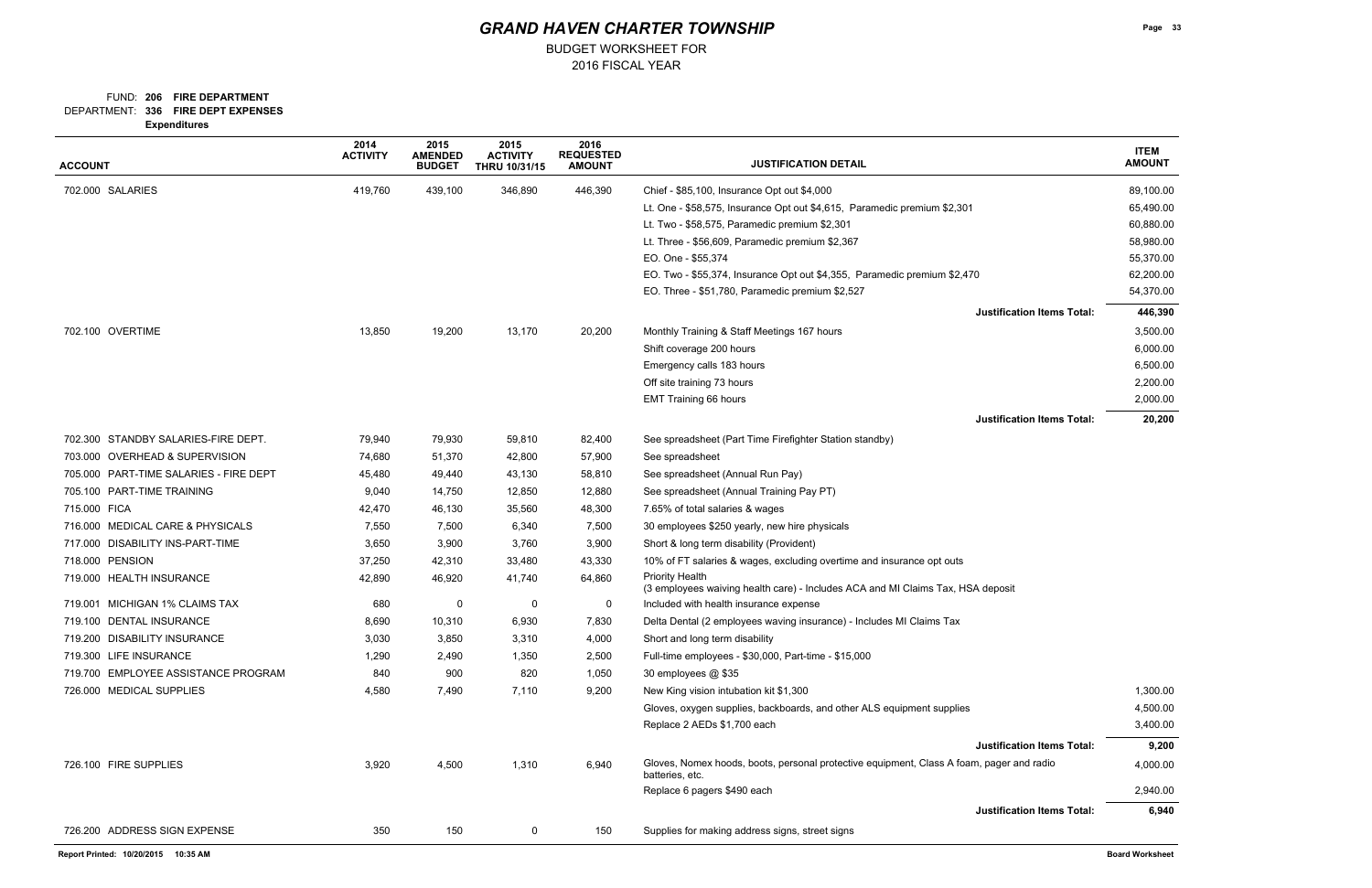# GRAND HAVEN CHARTER TOWNSHIP

BUDGET WORKSHEET FOR
2016 FISCAL YEAR

FUND: **206 FIRE DEPARTMENT**
DEPARTMENT: **336 FIRE DEPT EXPENSES**
**Expenditures**

| ACCOUNT | 2014 ACTIVITY | 2015 AMENDED BUDGET | 2015 ACTIVITY THRU 10/31/15 | 2016 REQUESTED AMOUNT | JUSTIFICATION DETAIL | ITEM AMOUNT |
|---|---|---|---|---|---|---|
| 702.000 SALARIES | 419,760 | 439,100 | 346,890 | 446,390 | Chief - $85,100, Insurance Opt out $4,000 | 89,100.00 |
| | | | | | Lt. One - $58,575, Insurance Opt out $4,615, Paramedic premium $2,301 | 65,490.00 |
| | | | | | Lt. Two - $58,575, Paramedic premium $2,301 | 60,880.00 |
| | | | | | Lt. Three - $56,609, Paramedic premium $2,367 | 58,980.00 |
| | | | | | EO. One - $55,374 | 55,370.00 |
| | | | | | EO. Two - $55,374, Insurance Opt out $4,355, Paramedic premium $2,470 | 62,200.00 |
| | | | | | EO. Three - $51,780, Paramedic premium $2,527 | 54,370.00 |
| | | | | | **Justification Items Total:** | **446,390** |
| 702.100 OVERTIME | 13,850 | 19,200 | 13,170 | 20,200 | Monthly Training & Staff Meetings 167 hours | 3,500.00 |
| | | | | | Shift coverage 200 hours | 6,000.00 |
| | | | | | Emergency calls 183 hours | 6,500.00 |
| | | | | | Off site training 73 hours | 2,200.00 |
| | | | | | EMT Training 66 hours | 2,000.00 |
| | | | | | **Justification Items Total:** | **20,200** |
| 702.300 STANDBY SALARIES-FIRE DEPT. | 79,940 | 79,930 | 59,810 | 82,400 | See spreadsheet (Part Time Firefighter Station standby) | |
| 703.000 OVERHEAD & SUPERVISION | 74,680 | 51,370 | 42,800 | 57,900 | See spreadsheet | |
| 705.000 PART-TIME SALARIES - FIRE DEPT | 45,480 | 49,440 | 43,130 | 58,810 | See spreadsheet (Annual Run Pay) | |
| 705.100 PART-TIME TRAINING | 9,040 | 14,750 | 12,850 | 12,880 | See spreadsheet (Annual Training Pay PT) | |
| 715.000 FICA | 42,470 | 46,130 | 35,560 | 48,300 | 7.65% of total salaries & wages | |
| 716.000 MEDICAL CARE & PHYSICALS | 7,550 | 7,500 | 6,340 | 7,500 | 30 employees $250 yearly, new hire physicals | |
| 717.000 DISABILITY INS-PART-TIME | 3,650 | 3,900 | 3,760 | 3,900 | Short & long term disability (Provident) | |
| 718.000 PENSION | 37,250 | 42,310 | 33,480 | 43,330 | 10% of FT salaries & wages, excluding overtime and insurance opt outs | |
| 719.000 HEALTH INSURANCE | 42,890 | 46,920 | 41,740 | 64,860 | Priority Health (3 employees waiving health care) - Includes ACA and MI Claims Tax, HSA deposit | |
| 719.001 MICHIGAN 1% CLAIMS TAX | 680 | 0 | 0 | 0 | Included with health insurance expense | |
| 719.100 DENTAL INSURANCE | 8,690 | 10,310 | 6,930 | 7,830 | Delta Dental (2 employees waving insurance) - Includes MI Claims Tax | |
| 719.200 DISABILITY INSURANCE | 3,030 | 3,850 | 3,310 | 4,000 | Short and long term disability | |
| 719.300 LIFE INSURANCE | 1,290 | 2,490 | 1,350 | 2,500 | Full-time employees - $30,000, Part-time - $15,000 | |
| 719.700 EMPLOYEE ASSISTANCE PROGRAM | 840 | 900 | 820 | 1,050 | 30 employees @ $35 | |
| 726.000 MEDICAL SUPPLIES | 4,580 | 7,490 | 7,110 | 9,200 | New King vision intubation kit $1,300 | 1,300.00 |
| | | | | | Gloves, oxygen supplies, backboards, and other ALS equipment supplies | 4,500.00 |
| | | | | | Replace 2 AEDs $1,700 each | 3,400.00 |
| | | | | | **Justification Items Total:** | **9,200** |
| 726.100 FIRE SUPPLIES | 3,920 | 4,500 | 1,310 | 6,940 | Gloves, Nomex hoods, boots, personal protective equipment, Class A foam, pager and radio batteries, etc. | 4,000.00 |
| | | | | | Replace 6 pagers $490 each | 2,940.00 |
| | | | | | **Justification Items Total:** | **6,940** |
| 726.200 ADDRESS SIGN EXPENSE | 350 | 150 | 0 | 150 | Supplies for making address signs, street signs | |

Report Printed: 10/20/2015 10:35 AM Board Worksheet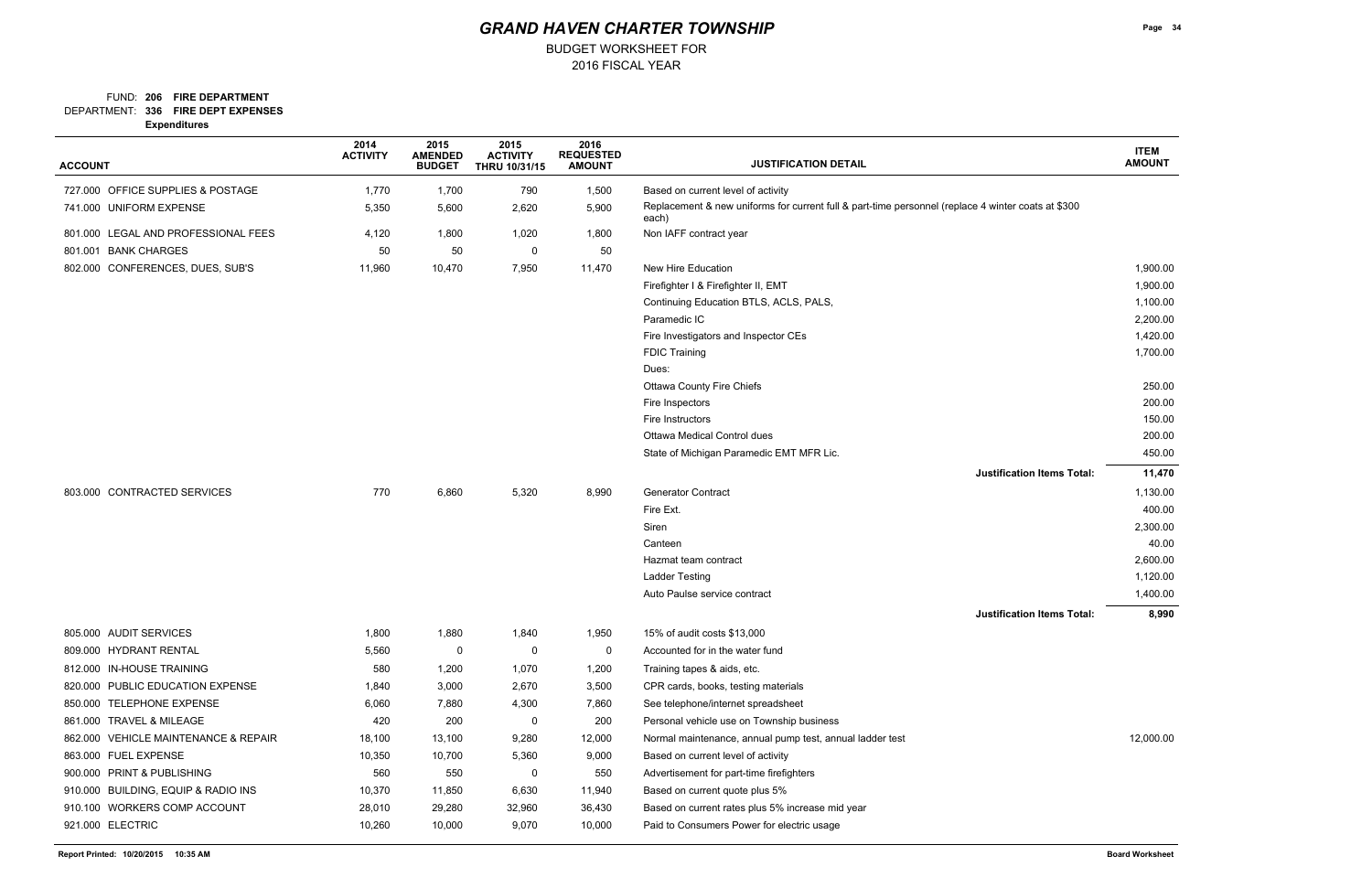# GRAND HAVEN CHARTER TOWNSHIP

BUDGET WORKSHEET FOR
2016 FISCAL YEAR

FUND: **206 FIRE DEPARTMENT**
DEPARTMENT: **336 FIRE DEPT EXPENSES**
**Expenditures**

| ACCOUNT | 2014 ACTIVITY | 2015 AMENDED BUDGET | 2015 ACTIVITY THRU 10/31/15 | 2016 REQUESTED AMOUNT | JUSTIFICATION DETAIL | ITEM AMOUNT |
|---|---|---|---|---|---|---|
| 727.000 OFFICE SUPPLIES & POSTAGE | 1,770 | 1,700 | 790 | 1,500 | Based on current level of activity | |
| 741.000 UNIFORM EXPENSE | 5,350 | 5,600 | 2,620 | 5,900 | Replacement & new uniforms for current full & part-time personnel (replace 4 winter coats at $300 each) | |
| 801.000 LEGAL AND PROFESSIONAL FEES | 4,120 | 1,800 | 1,020 | 1,800 | Non IAFF contract year | |
| 801.001 BANK CHARGES | 50 | 50 | 0 | 50 | | |
| 802.000 CONFERENCES, DUES, SUB'S | 11,960 | 10,470 | 7,950 | 11,470 | New Hire Education | 1,900.00 |
| | | | | | Firefighter I & Firefighter II, EMT | 1,900.00 |
| | | | | | Continuing Education BTLS, ACLS, PALS, | 1,100.00 |
| | | | | | Paramedic IC | 2,200.00 |
| | | | | | Fire Investigators and Inspector CEs | 1,420.00 |
| | | | | | FDIC Training | 1,700.00 |
| | | | | | Dues: | |
| | | | | | Ottawa County Fire Chiefs | 250.00 |
| | | | | | Fire Inspectors | 200.00 |
| | | | | | Fire Instructors | 150.00 |
| | | | | | Ottawa Medical Control dues | 200.00 |
| | | | | | State of Michigan Paramedic EMT MFR Lic. | 450.00 |
| | | | | | **Justification Items Total:** | **11,470** |
| 803.000 CONTRACTED SERVICES | 770 | 6,860 | 5,320 | 8,990 | Generator Contract | 1,130.00 |
| | | | | | Fire Ext. | 400.00 |
| | | | | | Siren | 2,300.00 |
| | | | | | Canteen | 40.00 |
| | | | | | Hazmat team contract | 2,600.00 |
| | | | | | Ladder Testing | 1,120.00 |
| | | | | | Auto Paulse service contract | 1,400.00 |
| | | | | | **Justification Items Total:** | **8,990** |
| 805.000 AUDIT SERVICES | 1,800 | 1,880 | 1,840 | 1,950 | 15% of audit costs $13,000 | |
| 809.000 HYDRANT RENTAL | 5,560 | 0 | 0 | 0 | Accounted for in the water fund | |
| 812.000 IN-HOUSE TRAINING | 580 | 1,200 | 1,070 | 1,200 | Training tapes & aids, etc. | |
| 820.000 PUBLIC EDUCATION EXPENSE | 1,840 | 3,000 | 2,670 | 3,500 | CPR cards, books, testing materials | |
| 850.000 TELEPHONE EXPENSE | 6,060 | 7,880 | 4,300 | 7,860 | See telephone/internet spreadsheet | |
| 861.000 TRAVEL & MILEAGE | 420 | 200 | 0 | 200 | Personal vehicle use on Township business | |
| 862.000 VEHICLE MAINTENANCE & REPAIR | 18,100 | 13,100 | 9,280 | 12,000 | Normal maintenance, annual pump test, annual ladder test | 12,000.00 |
| 863.000 FUEL EXPENSE | 10,350 | 10,700 | 5,360 | 9,000 | Based on current level of activity | |
| 900.000 PRINT & PUBLISHING | 560 | 550 | 0 | 550 | Advertisement for part-time firefighters | |
| 910.000 BUILDING, EQUIP & RADIO INS | 10,370 | 11,850 | 6,630 | 11,940 | Based on current quote plus 5% | |
| 910.100 WORKERS COMP ACCOUNT | 28,010 | 29,280 | 32,960 | 36,430 | Based on current rates plus 5% increase mid year | |
| 921.000 ELECTRIC | 10,260 | 10,000 | 9,070 | 10,000 | Paid to Consumers Power for electric usage | |

Report Printed: 10/20/2015 10:35 AM — Board Worksheet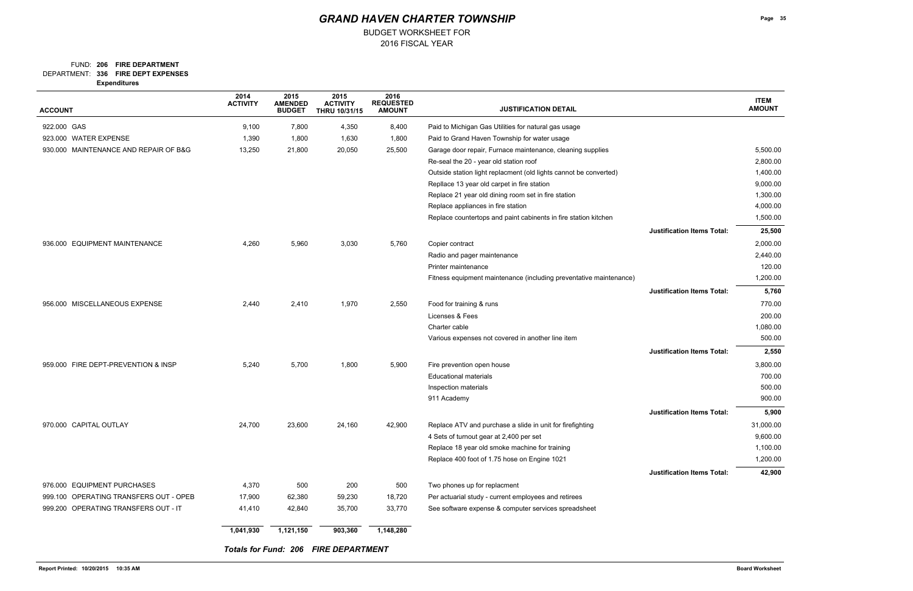# GRAND HAVEN CHARTER TOWNSHIP

BUDGET WORKSHEET FOR
2016 FISCAL YEAR

FUND: **206 FIRE DEPARTMENT**
DEPARTMENT: **336 FIRE DEPT EXPENSES**
**Expenditures**

| ACCOUNT | 2014 ACTIVITY | 2015 AMENDED BUDGET | 2015 ACTIVITY THRU 10/31/15 | 2016 REQUESTED AMOUNT | JUSTIFICATION DETAIL | | ITEM AMOUNT |
|---|---|---|---|---|---|---|---|
| 922.000 GAS | 9,100 | 7,800 | 4,350 | 8,400 | Paid to Michigan Gas Utilities for natural gas usage | | |
| 923.000 WATER EXPENSE | 1,390 | 1,800 | 1,630 | 1,800 | Paid to Grand Haven Township for water usage | | |
| 930.000 MAINTENANCE AND REPAIR OF B&G | 13,250 | 21,800 | 20,050 | 25,500 | Garage door repair, Furnace maintenance, cleaning supplies | | 5,500.00 |
| | | | | | Re-seal the 20 - year old station roof | | 2,800.00 |
| | | | | | Outside station light replacment (old lights cannot be converted) | | 1,400.00 |
| | | | | | Repllace 13 year old carpet in fire station | | 9,000.00 |
| | | | | | Replace 21 year old dining room set in fire station | | 1,300.00 |
| | | | | | Replace appliances in fire station | | 4,000.00 |
| | | | | | Replace countertops and paint cabinets in fire station kitchen | | 1,500.00 |
| | | | | | | **Justification Items Total:** | **25,500** |
| 936.000 EQUIPMENT MAINTENANCE | 4,260 | 5,960 | 3,030 | 5,760 | Copier contract | | 2,000.00 |
| | | | | | Radio and pager maintenance | | 2,440.00 |
| | | | | | Printer maintenance | | 120.00 |
| | | | | | Fitness equipment maintenance (including preventative maintenance) | | 1,200.00 |
| | | | | | | **Justification Items Total:** | **5,760** |
| 956.000 MISCELLANEOUS EXPENSE | 2,440 | 2,410 | 1,970 | 2,550 | Food for training & runs | | 770.00 |
| | | | | | Licenses & Fees | | 200.00 |
| | | | | | Charter cable | | 1,080.00 |
| | | | | | Various expenses not covered in another line item | | 500.00 |
| | | | | | | **Justification Items Total:** | **2,550** |
| 959.000 FIRE DEPT-PREVENTION & INSP | 5,240 | 5,700 | 1,800 | 5,900 | Fire prevention open house | | 3,800.00 |
| | | | | | Educational materials | | 700.00 |
| | | | | | Inspection materials | | 500.00 |
| | | | | | 911 Academy | | 900.00 |
| | | | | | | **Justification Items Total:** | **5,900** |
| 970.000 CAPITAL OUTLAY | 24,700 | 23,600 | 24,160 | 42,900 | Replace ATV and purchase a slide in unit for firefighting | | 31,000.00 |
| | | | | | 4 Sets of turnout gear at 2,400 per set | | 9,600.00 |
| | | | | | Replace 18 year old smoke machine for training | | 1,100.00 |
| | | | | | Replace 400 foot of 1.75 hose on Engine 1021 | | 1,200.00 |
| | | | | | | **Justification Items Total:** | **42,900** |
| 976.000 EQUIPMENT PURCHASES | 4,370 | 500 | 200 | 500 | Two phones up for replacment | | |
| 999.100 OPERATING TRANSFERS OUT - OPEB | 17,900 | 62,380 | 59,230 | 18,720 | Per actuarial study - current employees and retirees | | |
| 999.200 OPERATING TRANSFERS OUT - IT | 41,410 | 42,840 | 35,700 | 33,770 | See software expense & computer services spreadsheet | | |
| | **1,041,930** | **1,121,150** | **903,360** | **1,148,280** | | | |

***Totals for Fund: 206 FIRE DEPARTMENT***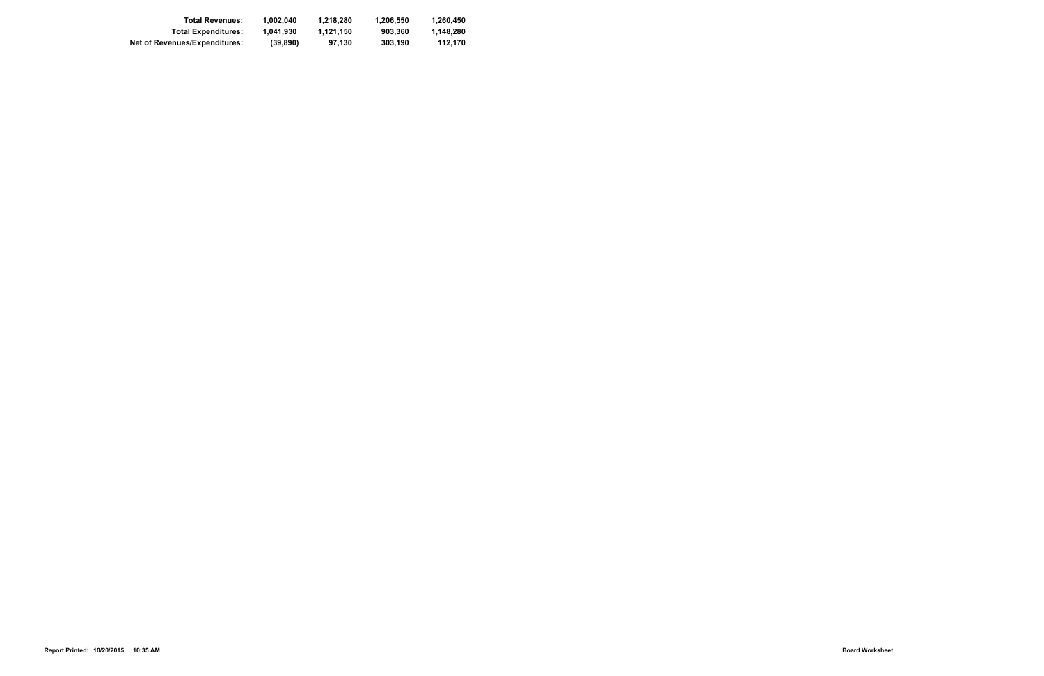| | | | | |
|---|---|---|---|---|
| **Total Revenues:** | **1,002,040** | **1,218,280** | **1,206,550** | **1,260,450** |
| **Total Expenditures:** | **1,041,930** | **1,121,150** | **903,360** | **1,148,280** |
| **Net of Revenues/Expenditures:** | **(39,890)** | **97,130** | **303,190** | **112,170** |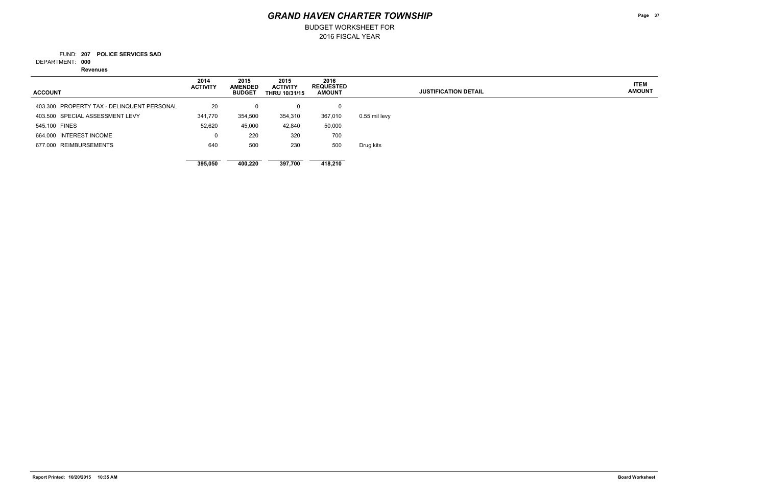# GRAND HAVEN CHARTER TOWNSHIP

BUDGET WORKSHEET FOR
2016 FISCAL YEAR

FUND: **207 POLICE SERVICES SAD**
DEPARTMENT: **000**
**Revenues**

| ACCOUNT | 2014 ACTIVITY | 2015 AMENDED BUDGET | 2015 ACTIVITY THRU 10/31/15 | 2016 REQUESTED AMOUNT | JUSTIFICATION DETAIL | ITEM AMOUNT |
|---|---|---|---|---|---|---|
| 403.300 PROPERTY TAX - DELINQUENT PERSONAL | 20 | 0 | 0 | 0 | | |
| 403.500 SPECIAL ASSESSMENT LEVY | 341,770 | 354,500 | 354,310 | 367,010 | 0.55 mil levy | |
| 545.100 FINES | 52,620 | 45,000 | 42,840 | 50,000 | | |
| 664.000 INTEREST INCOME | 0 | 220 | 320 | 700 | | |
| 677.000 REIMBURSEMENTS | 640 | 500 | 230 | 500 | Drug kits | |
| | **395,050** | **400,220** | **397,700** | **418,210** | | |

Report Printed: 10/20/2015 10:35 AM

Board Worksheet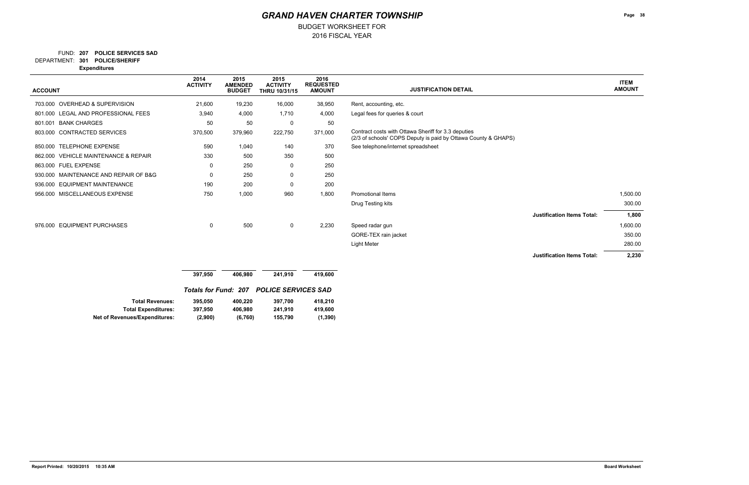# GRAND HAVEN CHARTER TOWNSHIP

BUDGET WORKSHEET FOR
2016 FISCAL YEAR

FUND: **207 POLICE SERVICES SAD**
DEPARTMENT: **301 POLICE/SHERIFF**
**Expenditures**

| ACCOUNT | 2014 ACTIVITY | 2015 AMENDED BUDGET | 2015 ACTIVITY THRU 10/31/15 | 2016 REQUESTED AMOUNT | JUSTIFICATION DETAIL | | ITEM AMOUNT |
|---|---|---|---|---|---|---|---|
| 703.000 OVERHEAD & SUPERVISION | 21,600 | 19,230 | 16,000 | 38,950 | Rent, accounting, etc. | | |
| 801.000 LEGAL AND PROFESSIONAL FEES | 3,940 | 4,000 | 1,710 | 4,000 | Legal fees for queries & court | | |
| 801.001 BANK CHARGES | 50 | 50 | 0 | 50 | | | |
| 803.000 CONTRACTED SERVICES | 370,500 | 379,960 | 222,750 | 371,000 | Contract costs with Ottawa Sheriff for 3.3 deputies (2/3 of schools' COPS Deputy is paid by Ottawa County & GHAPS) | | |
| 850.000 TELEPHONE EXPENSE | 590 | 1,040 | 140 | 370 | See telephone/internet spreadsheet | | |
| 862.000 VEHICLE MAINTENANCE & REPAIR | 330 | 500 | 350 | 500 | | | |
| 863.000 FUEL EXPENSE | 0 | 250 | 0 | 250 | | | |
| 930.000 MAINTENANCE AND REPAIR OF B&G | 0 | 250 | 0 | 250 | | | |
| 936.000 EQUIPMENT MAINTENANCE | 190 | 200 | 0 | 200 | | | |
| 956.000 MISCELLANEOUS EXPENSE | 750 | 1,000 | 960 | 1,800 | Promotional Items | | 1,500.00 |
| | | | | | Drug Testing kits | | 300.00 |
| | | | | | | **Justification Items Total:** | **1,800** |
| 976.000 EQUIPMENT PURCHASES | 0 | 500 | 0 | 2,230 | Speed radar gun | | 1,600.00 |
| | | | | | GORE-TEX rain jacket | | 350.00 |
| | | | | | Light Meter | | 280.00 |
| | | | | | | **Justification Items Total:** | **2,230** |
| | **397,950** | **406,980** | **241,910** | **419,600** | | | |

***Totals for Fund: 207 POLICE SERVICES SAD***

| | 2014 ACTIVITY | 2015 AMENDED BUDGET | 2015 ACTIVITY THRU 10/31/15 | 2016 REQUESTED AMOUNT |
|---|---|---|---|---|
| **Total Revenues:** | **395,050** | **400,220** | **397,700** | **418,210** |
| **Total Expenditures:** | **397,950** | **406,980** | **241,910** | **419,600** |
| **Net of Revenues/Expenditures:** | **(2,900)** | **(6,760)** | **155,790** | **(1,390)** |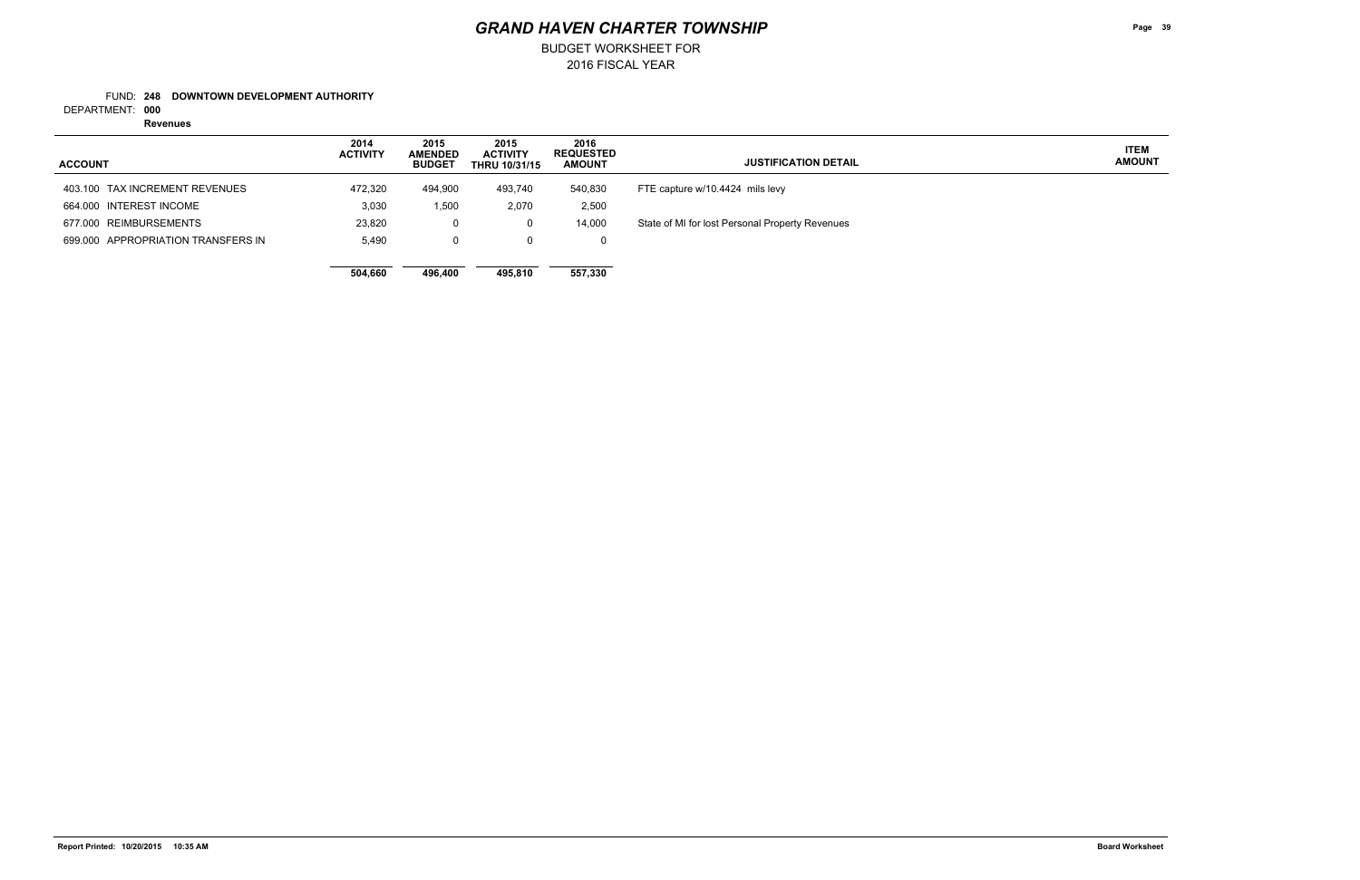# GRAND HAVEN CHARTER TOWNSHIP

BUDGET WORKSHEET FOR
2016 FISCAL YEAR

FUND: **248 DOWNTOWN DEVELOPMENT AUTHORITY**
DEPARTMENT: **000**
**Revenues**

| ACCOUNT | 2014 ACTIVITY | 2015 AMENDED BUDGET | 2015 ACTIVITY THRU 10/31/15 | 2016 REQUESTED AMOUNT | JUSTIFICATION DETAIL | ITEM AMOUNT |
|---|---|---|---|---|---|---|
| 403.100 TAX INCREMENT REVENUES | 472,320 | 494,900 | 493,740 | 540,830 | FTE capture w/10.4424 mils levy | |
| 664.000 INTEREST INCOME | 3,030 | 1,500 | 2,070 | 2,500 | | |
| 677.000 REIMBURSEMENTS | 23,820 | 0 | 0 | 14,000 | State of MI for lost Personal Property Revenues | |
| 699.000 APPROPRIATION TRANSFERS IN | 5,490 | 0 | 0 | 0 | | |
| | **504,660** | **496,400** | **495,810** | **557,330** | | |

**Report Printed: 10/20/2015 10:35 AM** **Board Worksheet**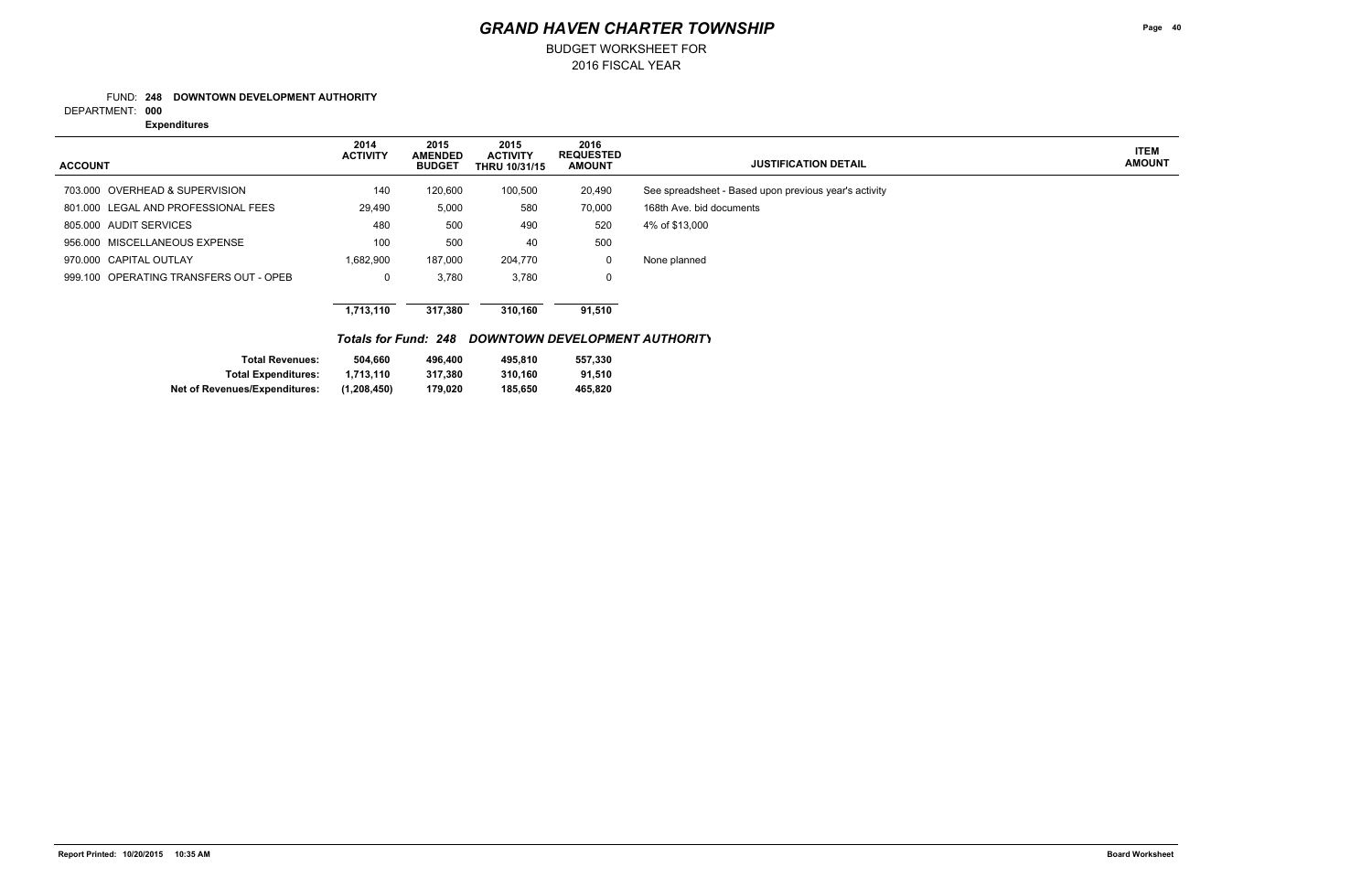# GRAND HAVEN CHARTER TOWNSHIP

BUDGET WORKSHEET FOR
2016 FISCAL YEAR

FUND: **248 DOWNTOWN DEVELOPMENT AUTHORITY**

DEPARTMENT: **000**

**Expenditures**

| ACCOUNT | 2014 ACTIVITY | 2015 AMENDED BUDGET | 2015 ACTIVITY THRU 10/31/15 | 2016 REQUESTED AMOUNT | JUSTIFICATION DETAIL | ITEM AMOUNT |
|---|---|---|---|---|---|---|
| 703.000 OVERHEAD & SUPERVISION | 140 | 120,600 | 100,500 | 20,490 | See spreadsheet - Based upon previous year's activity | |
| 801.000 LEGAL AND PROFESSIONAL FEES | 29,490 | 5,000 | 580 | 70,000 | 168th Ave. bid documents | |
| 805.000 AUDIT SERVICES | 480 | 500 | 490 | 520 | 4% of $13,000 | |
| 956.000 MISCELLANEOUS EXPENSE | 100 | 500 | 40 | 500 | | |
| 970.000 CAPITAL OUTLAY | 1,682,900 | 187,000 | 204,770 | 0 | None planned | |
| 999.100 OPERATING TRANSFERS OUT - OPEB | 0 | 3,780 | 3,780 | 0 | | |
| | **1,713,110** | **317,380** | **310,160** | **91,510** | | |

***Totals for Fund: 248 DOWNTOWN DEVELOPMENT AUTHORITY***

| | 2014 ACTIVITY | 2015 AMENDED BUDGET | 2015 ACTIVITY THRU 10/31/15 | 2016 REQUESTED AMOUNT |
|---|---|---|---|---|
| **Total Revenues:** | **504,660** | **496,400** | **495,810** | **557,330** |
| **Total Expenditures:** | **1,713,110** | **317,380** | **310,160** | **91,510** |
| **Net of Revenues/Expenditures:** | **(1,208,450)** | **179,020** | **185,650** | **465,820** |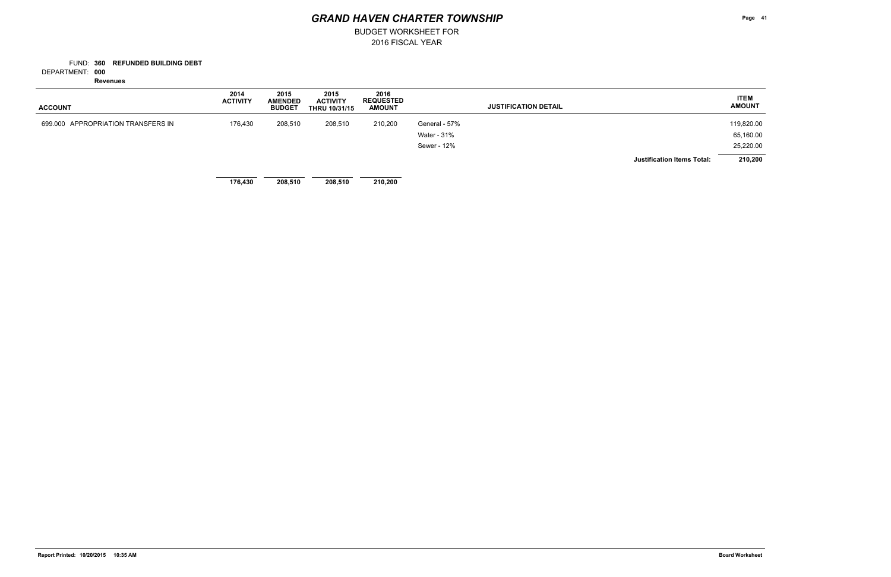# GRAND HAVEN CHARTER TOWNSHIP

BUDGET WORKSHEET FOR
2016 FISCAL YEAR

FUND: **360 REFUNDED BUILDING DEBT**
DEPARTMENT: **000**
**Revenues**

| ACCOUNT | 2014 ACTIVITY | 2015 AMENDED BUDGET | 2015 ACTIVITY THRU 10/31/15 | 2016 REQUESTED AMOUNT | JUSTIFICATION DETAIL | ITEM AMOUNT |
|---|---|---|---|---|---|---|
| 699.000 APPROPRIATION TRANSFERS IN | 176,430 | 208,510 | 208,510 | 210,200 | General - 57% | 119,820.00 |
| | | | | | Water - 31% | 65,160.00 |
| | | | | | Sewer - 12% | 25,220.00 |
| | | | | | **Justification Items Total:** | **210,200** |
| | **176,430** | **208,510** | **208,510** | **210,200** | | |

**Report Printed: 10/20/2015 10:35 AM** **Board Worksheet**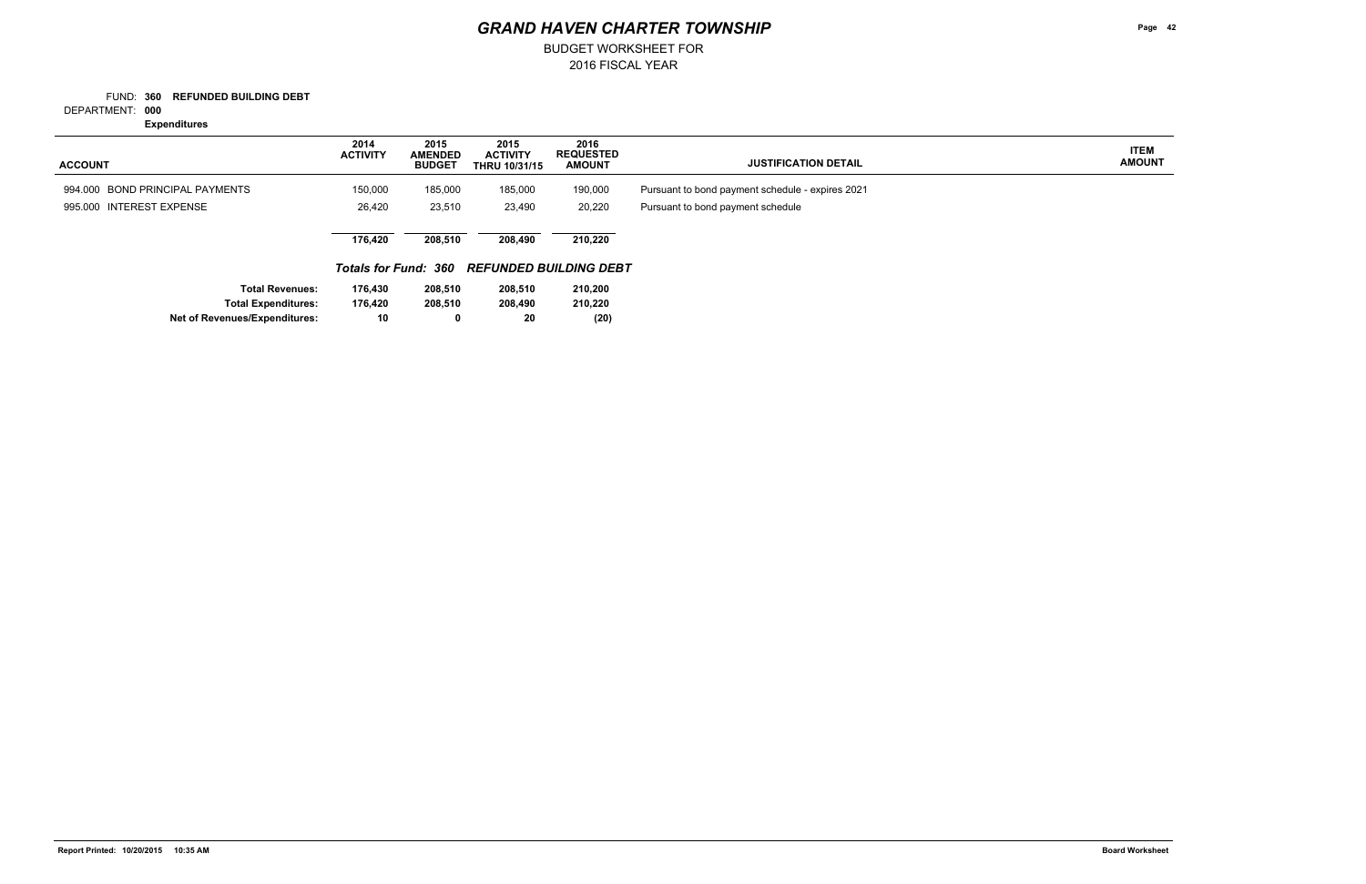# GRAND HAVEN CHARTER TOWNSHIP

BUDGET WORKSHEET FOR
2016 FISCAL YEAR

FUND: **360 REFUNDED BUILDING DEBT**
DEPARTMENT: **000**
**Expenditures**

| ACCOUNT | 2014 ACTIVITY | 2015 AMENDED BUDGET | 2015 ACTIVITY THRU 10/31/15 | 2016 REQUESTED AMOUNT | JUSTIFICATION DETAIL | ITEM AMOUNT |
|---|---|---|---|---|---|---|
| 994.000 BOND PRINCIPAL PAYMENTS | 150,000 | 185,000 | 185,000 | 190,000 | Pursuant to bond payment schedule - expires 2021 | |
| 995.000 INTEREST EXPENSE | 26,420 | 23,510 | 23,490 | 20,220 | Pursuant to bond payment schedule | |
| | **176,420** | **208,510** | **208,490** | **210,220** | | |

***Totals for Fund: 360 REFUNDED BUILDING DEBT***

| | 2014 ACTIVITY | 2015 AMENDED BUDGET | 2015 ACTIVITY THRU 10/31/15 | 2016 REQUESTED AMOUNT |
|---|---|---|---|---|
| **Total Revenues:** | **176,430** | **208,510** | **208,510** | **210,200** |
| **Total Expenditures:** | **176,420** | **208,510** | **208,490** | **210,220** |
| **Net of Revenues/Expenditures:** | **10** | **0** | **20** | **(20)** |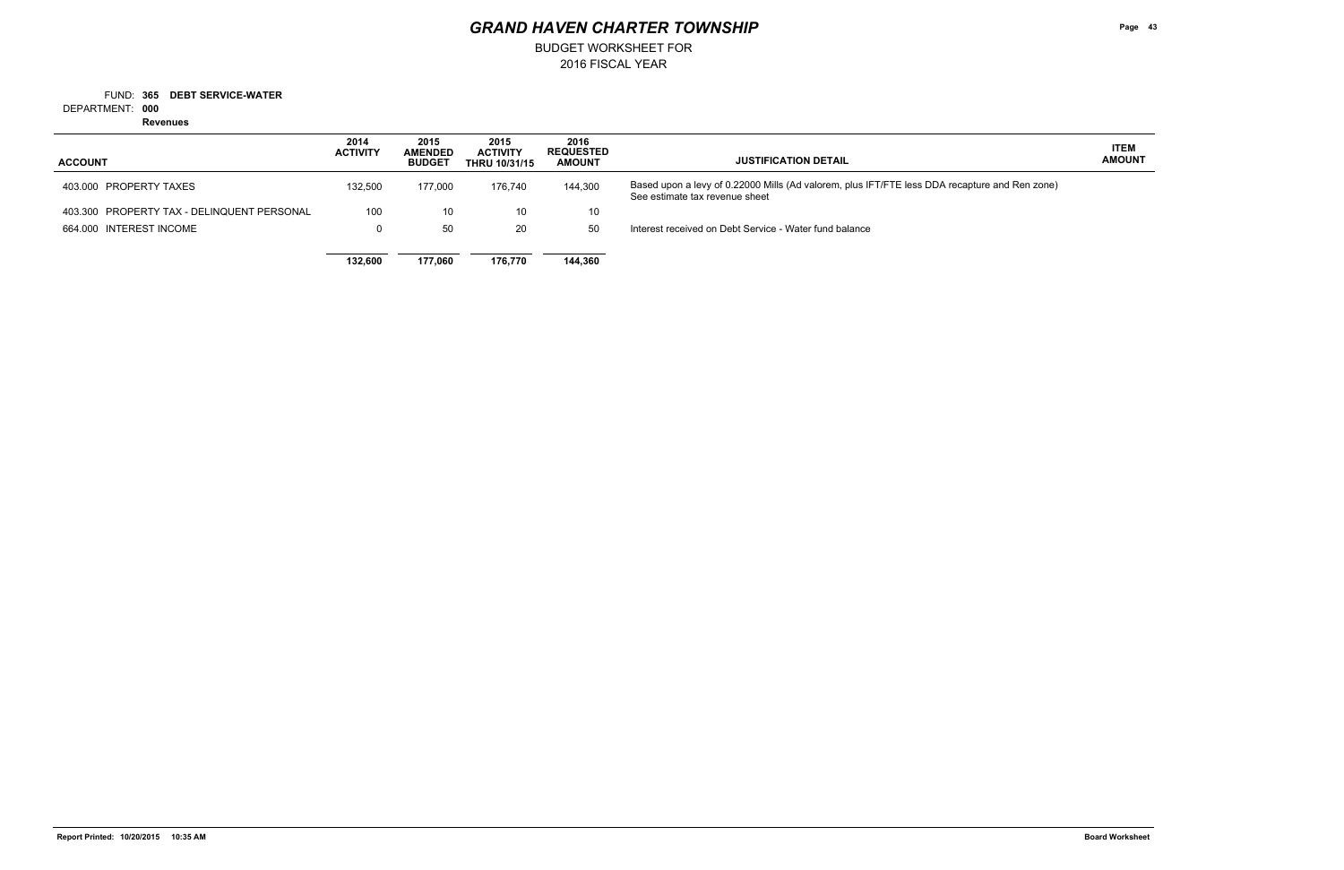# GRAND HAVEN CHARTER TOWNSHIP

BUDGET WORKSHEET FOR
2016 FISCAL YEAR

FUND: **365 DEBT SERVICE-WATER**
DEPARTMENT: **000**
**Revenues**

| ACCOUNT | 2014 ACTIVITY | 2015 AMENDED BUDGET | 2015 ACTIVITY THRU 10/31/15 | 2016 REQUESTED AMOUNT | JUSTIFICATION DETAIL | ITEM AMOUNT |
|---|---|---|---|---|---|---|
| 403.000 PROPERTY TAXES | 132,500 | 177,000 | 176,740 | 144,300 | Based upon a levy of 0.22000 Mills (Ad valorem, plus IFT/FTE less DDA recapture and Ren zone) See estimate tax revenue sheet | |
| 403.300 PROPERTY TAX - DELINQUENT PERSONAL | 100 | 10 | 10 | 10 | | |
| 664.000 INTEREST INCOME | 0 | 50 | 20 | 50 | Interest received on Debt Service - Water fund balance | |
| | **132,600** | **177,060** | **176,770** | **144,360** | | |

Report Printed: 10/20/2015 10:35 AM

Board Worksheet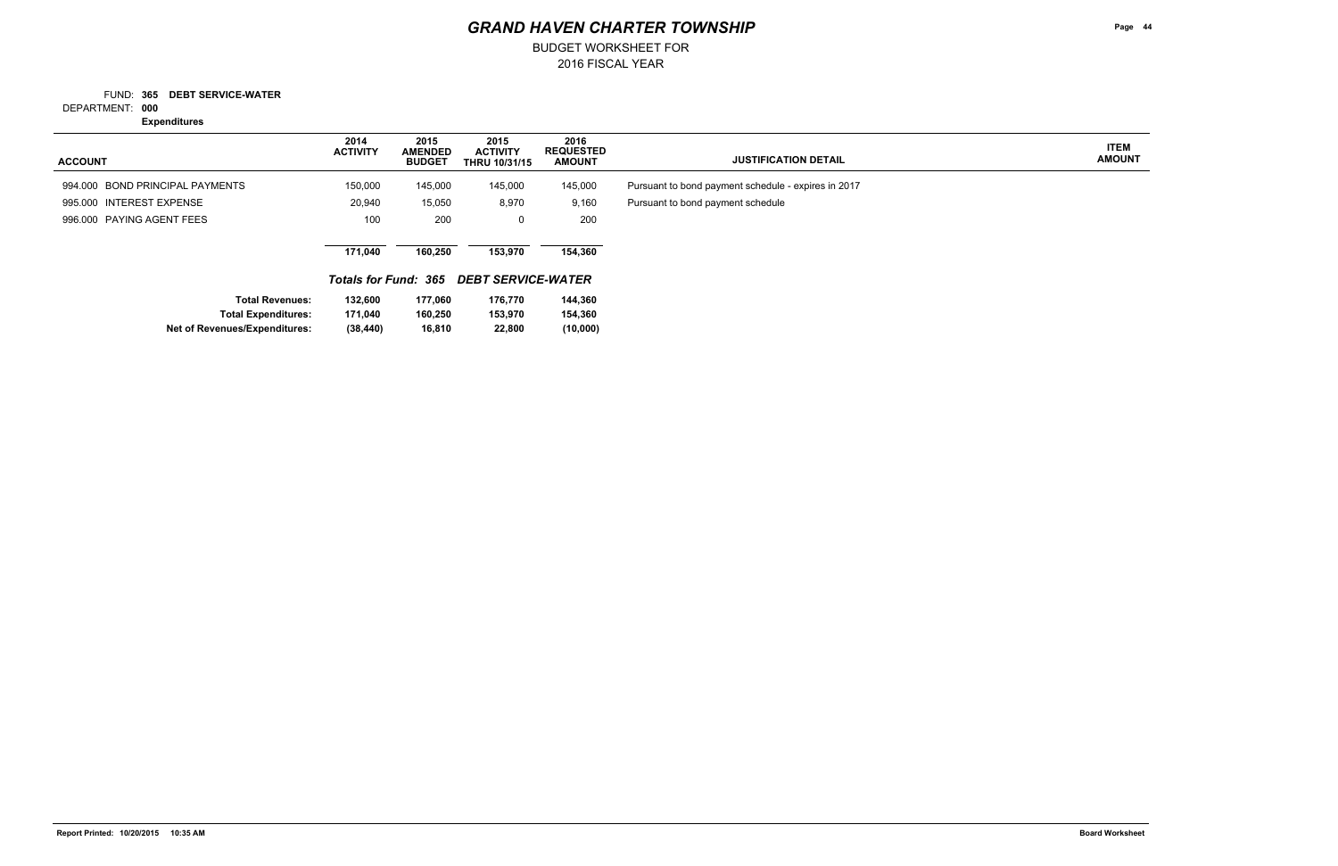# GRAND HAVEN CHARTER TOWNSHIP

BUDGET WORKSHEET FOR
2016 FISCAL YEAR

FUND: **365 DEBT SERVICE-WATER**
DEPARTMENT: **000**
**Expenditures**

| ACCOUNT | 2014 ACTIVITY | 2015 AMENDED BUDGET | 2015 ACTIVITY THRU 10/31/15 | 2016 REQUESTED AMOUNT | JUSTIFICATION DETAIL | ITEM AMOUNT |
|---|---|---|---|---|---|---|
| 994.000 BOND PRINCIPAL PAYMENTS | 150,000 | 145,000 | 145,000 | 145,000 | Pursuant to bond payment schedule - expires in 2017 | |
| 995.000 INTEREST EXPENSE | 20,940 | 15,050 | 8,970 | 9,160 | Pursuant to bond payment schedule | |
| 996.000 PAYING AGENT FEES | 100 | 200 | 0 | 200 | | |
| | **171,040** | **160,250** | **153,970** | **154,360** | | |

***Totals for Fund: 365 DEBT SERVICE-WATER***

| | | | | |
|---|---|---|---|---|
| **Total Revenues:** | **132,600** | **177,060** | **176,770** | **144,360** |
| **Total Expenditures:** | **171,040** | **160,250** | **153,970** | **154,360** |
| **Net of Revenues/Expenditures:** | **(38,440)** | **16,810** | **22,800** | **(10,000)** |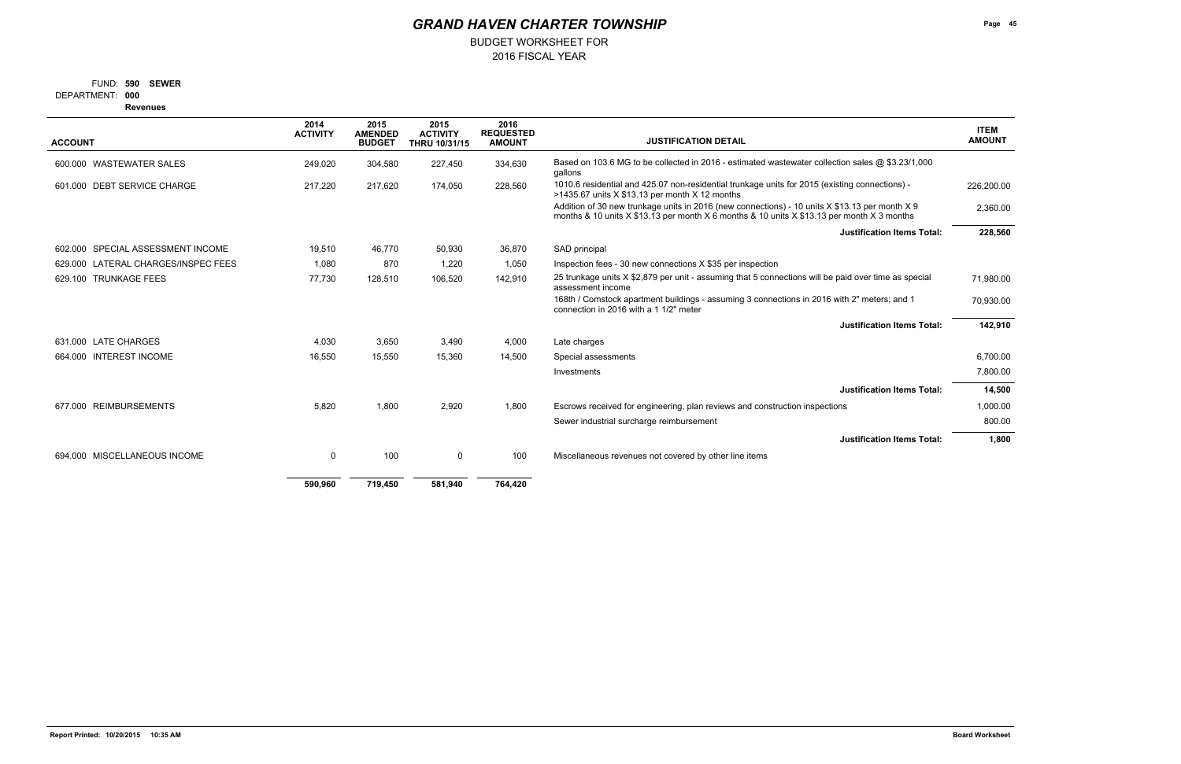# GRAND HAVEN CHARTER TOWNSHIP

BUDGET WORKSHEET FOR
2016 FISCAL YEAR

FUND: **590 SEWER**
DEPARTMENT: **000**
**Revenues**

| ACCOUNT | 2014 ACTIVITY | 2015 AMENDED BUDGET | 2015 ACTIVITY THRU 10/31/15 | 2016 REQUESTED AMOUNT | JUSTIFICATION DETAIL | ITEM AMOUNT |
|---|---|---|---|---|---|---|
| 600.000 WASTEWATER SALES | 249,020 | 304,580 | 227,450 | 334,630 | Based on 103.6 MG to be collected in 2016 - estimated wastewater collection sales @ $3.23/1,000 gallons | |
| 601.000 DEBT SERVICE CHARGE | 217,220 | 217,620 | 174,050 | 228,560 | 1010.6 residential and 425.07 non-residential trunkage units for 2015 (existing connections) - >1435.67 units X $13.13 per month X 12 months | 226,200.00 |
| | | | | | Addition of 30 new trunkage units in 2016 (new connections) - 10 units X $13.13 per month X 9 months & 10 units X $13.13 per month X 6 months & 10 units X $13.13 per month X 3 months | 2,360.00 |
| | | | | | **Justification Items Total:** | **228,560** |
| 602.000 SPECIAL ASSESSMENT INCOME | 19,510 | 46,770 | 50,930 | 36,870 | SAD principal | |
| 629.000 LATERAL CHARGES/INSPEC FEES | 1,080 | 870 | 1,220 | 1,050 | Inspection fees - 30 new connections X $35 per inspection | |
| 629.100 TRUNKAGE FEES | 77,730 | 128,510 | 106,520 | 142,910 | 25 trunkage units X $2,879 per unit - assuming that 5 connections will be paid over time as special assessment income | 71,980.00 |
| | | | | | 168th / Comstock apartment buildings - assuming 3 connections in 2016 with 2" meters; and 1 connection in 2016 with a 1 1/2" meter | 70,930.00 |
| | | | | | **Justification Items Total:** | **142,910** |
| 631.000 LATE CHARGES | 4,030 | 3,650 | 3,490 | 4,000 | Late charges | |
| 664.000 INTEREST INCOME | 16,550 | 15,550 | 15,360 | 14,500 | Special assessments | 6,700.00 |
| | | | | | Investments | 7,800.00 |
| | | | | | **Justification Items Total:** | **14,500** |
| 677.000 REIMBURSEMENTS | 5,820 | 1,800 | 2,920 | 1,800 | Escrows received for engineering, plan reviews and construction inspections | 1,000.00 |
| | | | | | Sewer industrial surcharge reimbursement | 800.00 |
| | | | | | **Justification Items Total:** | **1,800** |
| 694.000 MISCELLANEOUS INCOME | 0 | 100 | 0 | 100 | Miscellaneous revenues not covered by other line items | |
| | **590,960** | **719,450** | **581,940** | **764,420** | | |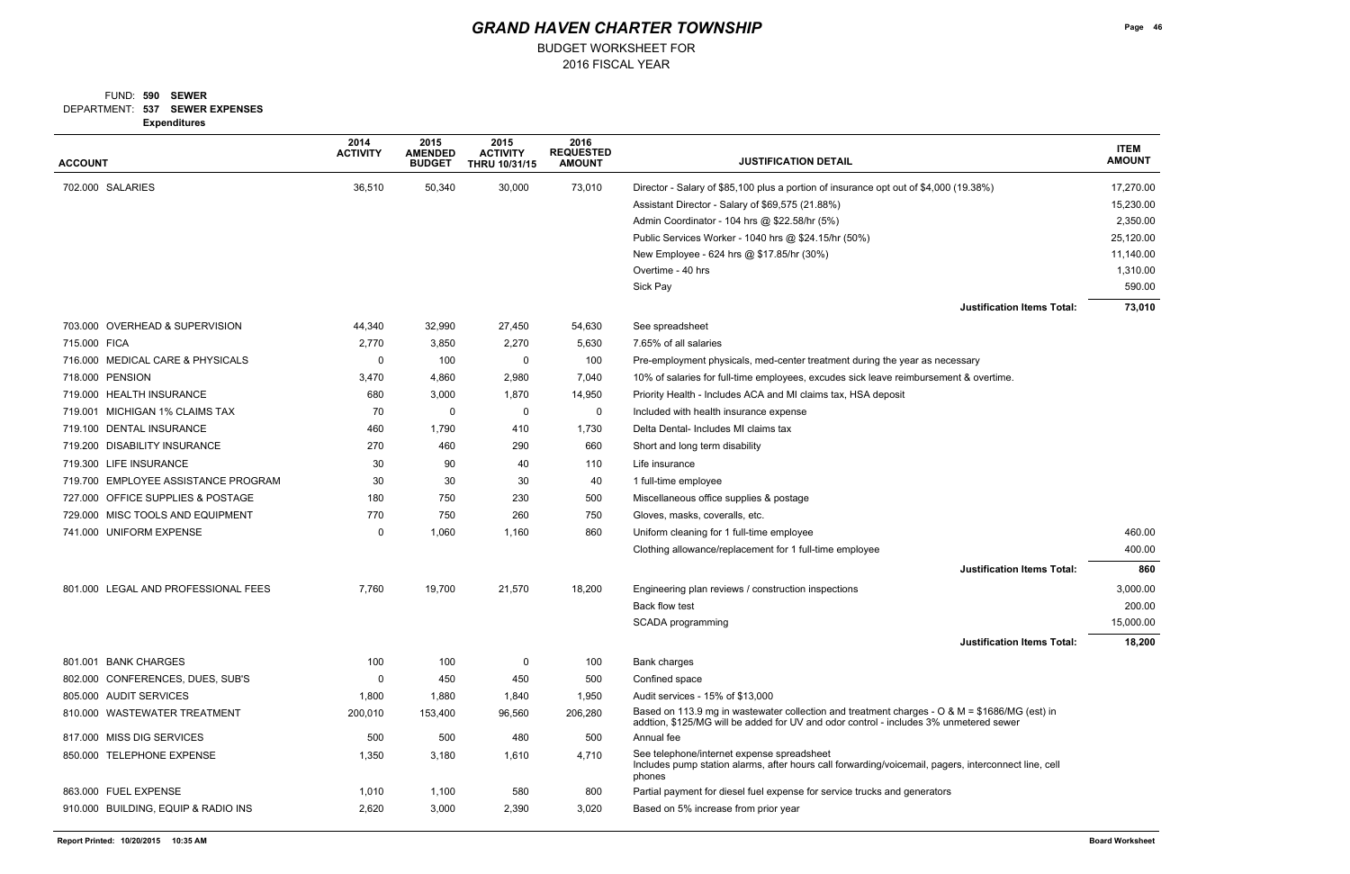# GRAND HAVEN CHARTER TOWNSHIP

BUDGET WORKSHEET FOR
2016 FISCAL YEAR

FUND: **590 SEWER**
DEPARTMENT: **537 SEWER EXPENSES**
**Expenditures**

| ACCOUNT | 2014 ACTIVITY | 2015 AMENDED BUDGET | 2015 ACTIVITY THRU 10/31/15 | 2016 REQUESTED AMOUNT | JUSTIFICATION DETAIL | ITEM AMOUNT |
|---|---|---|---|---|---|---|
| 702.000 SALARIES | 36,510 | 50,340 | 30,000 | 73,010 | Director - Salary of $85,100 plus a portion of insurance opt out of $4,000 (19.38%) | 17,270.00 |
| | | | | | Assistant Director - Salary of $69,575 (21.88%) | 15,230.00 |
| | | | | | Admin Coordinator - 104 hrs @ $22.58/hr (5%) | 2,350.00 |
| | | | | | Public Services Worker - 1040 hrs @ $24.15/hr (50%) | 25,120.00 |
| | | | | | New Employee - 624 hrs @ $17.85/hr (30%) | 11,140.00 |
| | | | | | Overtime - 40 hrs | 1,310.00 |
| | | | | | Sick Pay | 590.00 |
| | | | | | **Justification Items Total:** | **73,010** |
| 703.000 OVERHEAD & SUPERVISION | 44,340 | 32,990 | 27,450 | 54,630 | See spreadsheet | |
| 715.000 FICA | 2,770 | 3,850 | 2,270 | 5,630 | 7.65% of all salaries | |
| 716.000 MEDICAL CARE & PHYSICALS | 0 | 100 | 0 | 100 | Pre-employment physicals, med-center treatment during the year as necessary | |
| 718.000 PENSION | 3,470 | 4,860 | 2,980 | 7,040 | 10% of salaries for full-time employees, excudes sick leave reimbursement & overtime. | |
| 719.000 HEALTH INSURANCE | 680 | 3,000 | 1,870 | 14,950 | Priority Health - Includes ACA and MI claims tax, HSA deposit | |
| 719.001 MICHIGAN 1% CLAIMS TAX | 70 | 0 | 0 | 0 | Included with health insurance expense | |
| 719.100 DENTAL INSURANCE | 460 | 1,790 | 410 | 1,730 | Delta Dental- Includes MI claims tax | |
| 719.200 DISABILITY INSURANCE | 270 | 460 | 290 | 660 | Short and long term disability | |
| 719.300 LIFE INSURANCE | 30 | 90 | 40 | 110 | Life insurance | |
| 719.700 EMPLOYEE ASSISTANCE PROGRAM | 30 | 30 | 30 | 40 | 1 full-time employee | |
| 727.000 OFFICE SUPPLIES & POSTAGE | 180 | 750 | 230 | 500 | Miscellaneous office supplies & postage | |
| 729.000 MISC TOOLS AND EQUIPMENT | 770 | 750 | 260 | 750 | Gloves, masks, coveralls, etc. | |
| 741.000 UNIFORM EXPENSE | 0 | 1,060 | 1,160 | 860 | Uniform cleaning for 1 full-time employee | 460.00 |
| | | | | | Clothing allowance/replacement for 1 full-time employee | 400.00 |
| | | | | | **Justification Items Total:** | **860** |
| 801.000 LEGAL AND PROFESSIONAL FEES | 7,760 | 19,700 | 21,570 | 18,200 | Engineering plan reviews / construction inspections | 3,000.00 |
| | | | | | Back flow test | 200.00 |
| | | | | | SCADA programming | 15,000.00 |
| | | | | | **Justification Items Total:** | **18,200** |
| 801.001 BANK CHARGES | 100 | 100 | 0 | 100 | Bank charges | |
| 802.000 CONFERENCES, DUES, SUB'S | 0 | 450 | 450 | 500 | Confined space | |
| 805.000 AUDIT SERVICES | 1,800 | 1,880 | 1,840 | 1,950 | Audit services - 15% of $13,000 | |
| 810.000 WASTEWATER TREATMENT | 200,010 | 153,400 | 96,560 | 206,280 | Based on 113.9 mg in wastewater collection and treatment charges - O & M = $1686/MG (est) in addtion, $125/MG will be added for UV and odor control - includes 3% unmetered sewer | |
| 817.000 MISS DIG SERVICES | 500 | 500 | 480 | 500 | Annual fee | |
| 850.000 TELEPHONE EXPENSE | 1,350 | 3,180 | 1,610 | 4,710 | See telephone/internet expense spreadsheet<br>Includes pump station alarms, after hours call forwarding/voicemail, pagers, interconnect line, cell phones | |
| 863.000 FUEL EXPENSE | 1,010 | 1,100 | 580 | 800 | Partial payment for diesel fuel expense for service trucks and generators | |
| 910.000 BUILDING, EQUIP & RADIO INS | 2,620 | 3,000 | 2,390 | 3,020 | Based on 5% increase from prior year | |

Report Printed: 10/20/2015 10:35 AM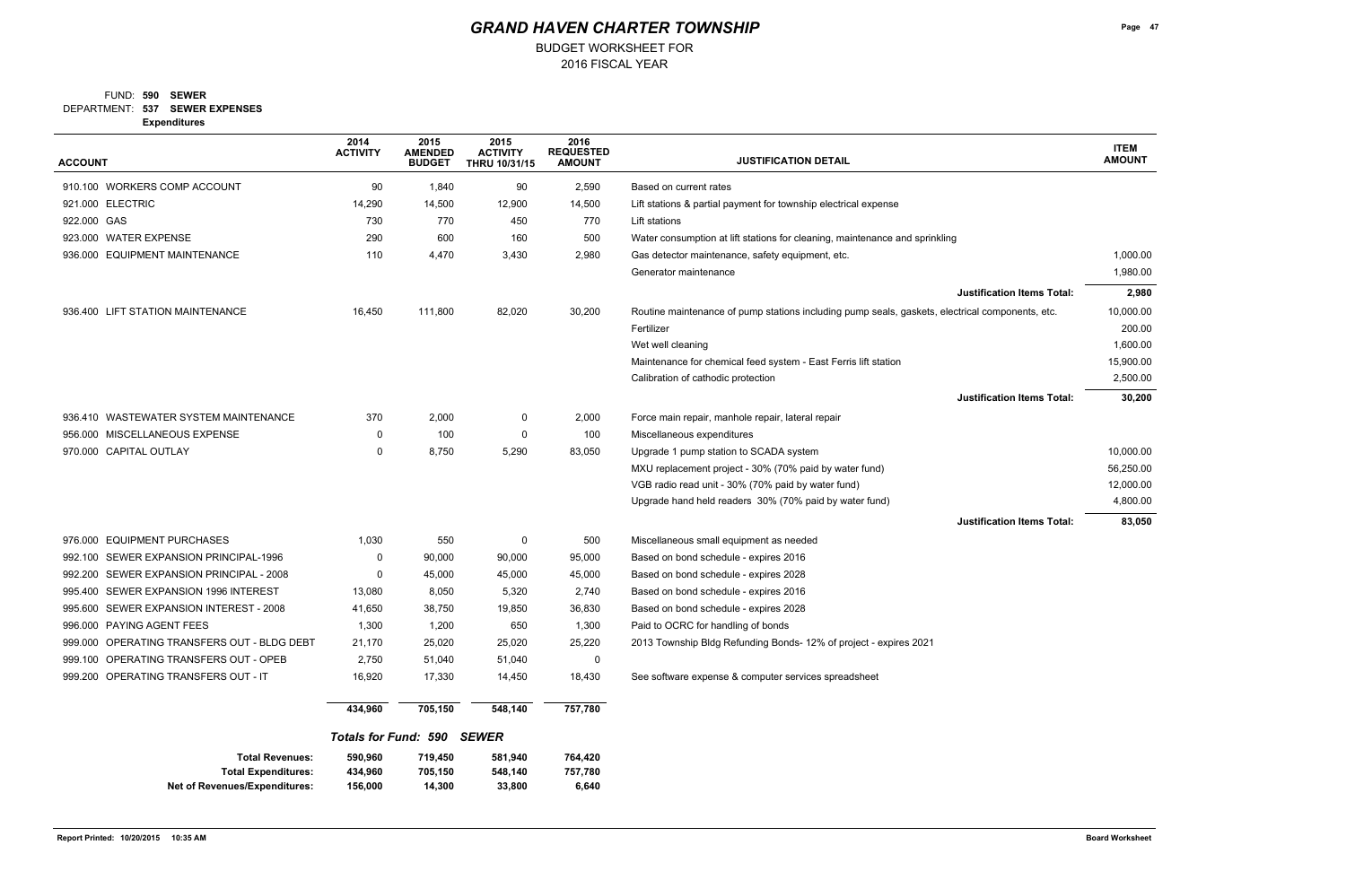# GRAND HAVEN CHARTER TOWNSHIP

BUDGET WORKSHEET FOR
2016 FISCAL YEAR

FUND: **590 SEWER**
DEPARTMENT: **537 SEWER EXPENSES**
**Expenditures**

| ACCOUNT | 2014 ACTIVITY | 2015 AMENDED BUDGET | 2015 ACTIVITY THRU 10/31/15 | 2016 REQUESTED AMOUNT | JUSTIFICATION DETAIL | ITEM AMOUNT |
|---|---|---|---|---|---|---|
| 910.100 WORKERS COMP ACCOUNT | 90 | 1,840 | 90 | 2,590 | Based on current rates | |
| 921.000 ELECTRIC | 14,290 | 14,500 | 12,900 | 14,500 | Lift stations & partial payment for township electrical expense | |
| 922.000 GAS | 730 | 770 | 450 | 770 | Lift stations | |
| 923.000 WATER EXPENSE | 290 | 600 | 160 | 500 | Water consumption at lift stations for cleaning, maintenance and sprinkling | |
| 936.000 EQUIPMENT MAINTENANCE | 110 | 4,470 | 3,430 | 2,980 | Gas detector maintenance, safety equipment, etc. | 1,000.00 |
| | | | | | Generator maintenance | 1,980.00 |
| | | | | | **Justification Items Total:** | **2,980** |
| 936.400 LIFT STATION MAINTENANCE | 16,450 | 111,800 | 82,020 | 30,200 | Routine maintenance of pump stations including pump seals, gaskets, electrical components, etc. | 10,000.00 |
| | | | | | Fertilizer | 200.00 |
| | | | | | Wet well cleaning | 1,600.00 |
| | | | | | Maintenance for chemical feed system - East Ferris lift station | 15,900.00 |
| | | | | | Calibration of cathodic protection | 2,500.00 |
| | | | | | **Justification Items Total:** | **30,200** |
| 936.410 WASTEWATER SYSTEM MAINTENANCE | 370 | 2,000 | 0 | 2,000 | Force main repair, manhole repair, lateral repair | |
| 956.000 MISCELLANEOUS EXPENSE | 0 | 100 | 0 | 100 | Miscellaneous expenditures | |
| 970.000 CAPITAL OUTLAY | 0 | 8,750 | 5,290 | 83,050 | Upgrade 1 pump station to SCADA system | 10,000.00 |
| | | | | | MXU replacement project - 30% (70% paid by water fund) | 56,250.00 |
| | | | | | VGB radio read unit - 30% (70% paid by water fund) | 12,000.00 |
| | | | | | Upgrade hand held readers 30% (70% paid by water fund) | 4,800.00 |
| | | | | | **Justification Items Total:** | **83,050** |
| 976.000 EQUIPMENT PURCHASES | 1,030 | 550 | 0 | 500 | Miscellaneous small equipment as needed | |
| 992.100 SEWER EXPANSION PRINCIPAL-1996 | 0 | 90,000 | 90,000 | 95,000 | Based on bond schedule - expires 2016 | |
| 992.200 SEWER EXPANSION PRINCIPAL - 2008 | 0 | 45,000 | 45,000 | 45,000 | Based on bond schedule - expires 2028 | |
| 995.400 SEWER EXPANSION 1996 INTEREST | 13,080 | 8,050 | 5,320 | 2,740 | Based on bond schedule - expires 2016 | |
| 995.600 SEWER EXPANSION INTEREST - 2008 | 41,650 | 38,750 | 19,850 | 36,830 | Based on bond schedule - expires 2028 | |
| 996.000 PAYING AGENT FEES | 1,300 | 1,200 | 650 | 1,300 | Paid to OCRC for handling of bonds | |
| 999.000 OPERATING TRANSFERS OUT - BLDG DEBT | 21,170 | 25,020 | 25,020 | 25,220 | 2013 Township Bldg Refunding Bonds- 12% of project - expires 2021 | |
| 999.100 OPERATING TRANSFERS OUT - OPEB | 2,750 | 51,040 | 51,040 | 0 | | |
| 999.200 OPERATING TRANSFERS OUT - IT | 16,920 | 17,330 | 14,450 | 18,430 | See software expense & computer services spreadsheet | |
| | **434,960** | **705,150** | **548,140** | **757,780** | | |

***Totals for Fund: 590 SEWER***

| | | | | |
|---|---|---|---|---|
| **Total Revenues:** | **590,960** | **719,450** | **581,940** | **764,420** |
| **Total Expenditures:** | **434,960** | **705,150** | **548,140** | **757,780** |
| **Net of Revenues/Expenditures:** | **156,000** | **14,300** | **33,800** | **6,640** |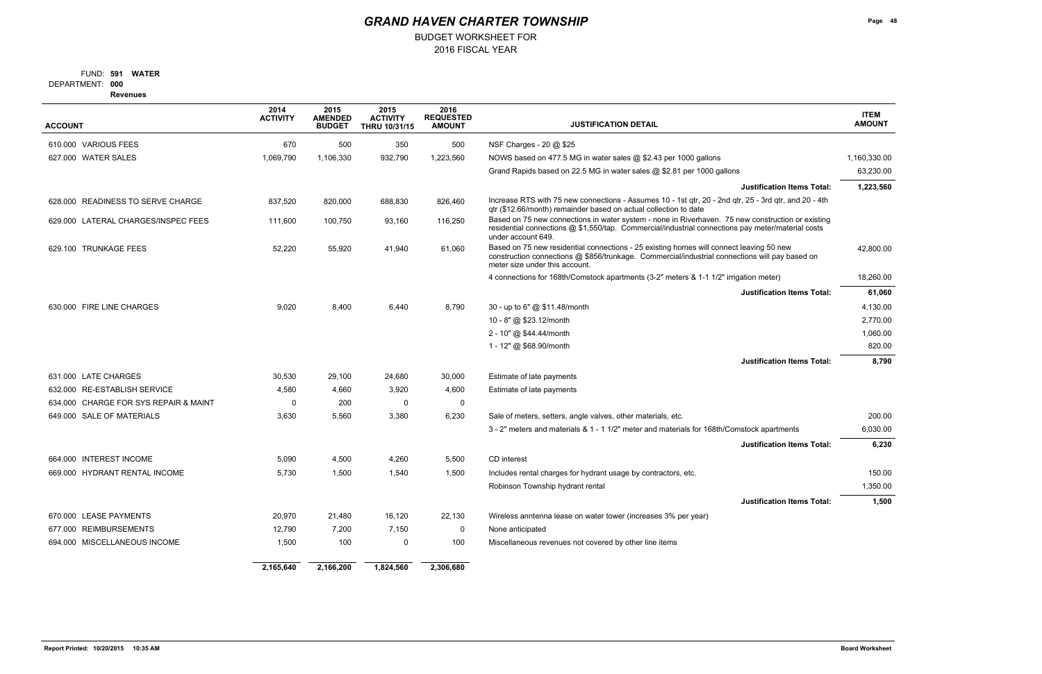# GRAND HAVEN CHARTER TOWNSHIP

BUDGET WORKSHEET FOR
2016 FISCAL YEAR

FUND: **591 WATER**
DEPARTMENT: **000**
**Revenues**

| ACCOUNT | 2014 ACTIVITY | 2015 AMENDED BUDGET | 2015 ACTIVITY THRU 10/31/15 | 2016 REQUESTED AMOUNT | JUSTIFICATION DETAIL | ITEM AMOUNT |
|---|---|---|---|---|---|---|
| 610.000 VARIOUS FEES | 670 | 500 | 350 | 500 | NSF Charges - 20 @ $25 | |
| 627.000 WATER SALES | 1,069,790 | 1,106,330 | 932,790 | 1,223,560 | NOWS based on 477.5 MG in water sales @ $2.43 per 1000 gallons | 1,160,330.00 |
| | | | | | Grand Rapids based on 22.5 MG in water sales @ $2.81 per 1000 gallons | 63,230.00 |
| | | | | | **Justification Items Total:** | **1,223,560** |
| 628.000 READINESS TO SERVE CHARGE | 837,520 | 820,000 | 688,830 | 826,460 | Increase RTS with 75 new connections - Assumes 10 - 1st qtr, 20 - 2nd qtr, 25 - 3rd qtr, and 20 - 4th qtr ($12.66/month) remainder based on actual collection to date | |
| 629.000 LATERAL CHARGES/INSPEC FEES | 111,600 | 100,750 | 93,160 | 116,250 | Based on 75 new connections in water system - none in Riverhaven. 75 new construction or existing residential connections @ $1,550/tap. Commercial/industrial connections pay meter/material costs under account 649. | |
| 629.100 TRUNKAGE FEES | 52,220 | 55,920 | 41,940 | 61,060 | Based on 75 new residential connections - 25 existing homes will connect leaving 50 new construction connections @ $856/trunkage. Commercial/industrial connections will pay based on meter size under this account. | 42,800.00 |
| | | | | | 4 connections for 168th/Comstock apartments (3-2" meters & 1-1 1/2" irrigation meter) | 18,260.00 |
| | | | | | **Justification Items Total:** | **61,060** |
| 630.000 FIRE LINE CHARGES | 9,020 | 8,400 | 6,440 | 8,790 | 30 - up to 6" @ $11.48/month | 4,130.00 |
| | | | | | 10 - 8" @ $23.12/month | 2,770.00 |
| | | | | | 2 - 10" @ $44.44/month | 1,060.00 |
| | | | | | 1 - 12" @ $68.90/month | 820.00 |
| | | | | | **Justification Items Total:** | **8,790** |
| 631.000 LATE CHARGES | 30,530 | 29,100 | 24,680 | 30,000 | Estimate of late payments | |
| 632.000 RE-ESTABLISH SERVICE | 4,580 | 4,660 | 3,920 | 4,600 | Estimate of late payments | |
| 634.000 CHARGE FOR SYS REPAIR & MAINT | 0 | 200 | 0 | 0 | | |
| 649.000 SALE OF MATERIALS | 3,630 | 5,560 | 3,380 | 6,230 | Sale of meters, setters, angle valves, other materials, etc. | 200.00 |
| | | | | | 3 - 2" meters and materials & 1 - 1 1/2" meter and materials for 168th/Comstock apartments | 6,030.00 |
| | | | | | **Justification Items Total:** | **6,230** |
| 664.000 INTEREST INCOME | 5,090 | 4,500 | 4,260 | 5,500 | CD interest | |
| 669.000 HYDRANT RENTAL INCOME | 5,730 | 1,500 | 1,540 | 1,500 | Includes rental charges for hydrant usage by contractors, etc. | 150.00 |
| | | | | | Robinson Township hydrant rental | 1,350.00 |
| | | | | | **Justification Items Total:** | **1,500** |
| 670.000 LEASE PAYMENTS | 20,970 | 21,480 | 16,120 | 22,130 | Wireless anntenna lease on water tower (increases 3% per year) | |
| 677.000 REIMBURSEMENTS | 12,790 | 7,200 | 7,150 | 0 | None anticipated | |
| 694.000 MISCELLANEOUS INCOME | 1,500 | 100 | 0 | 100 | Miscellaneous revenues not covered by other line items | |
| | **2,165,640** | **2,166,200** | **1,824,560** | **2,306,680** | | |

Report Printed: 10/20/2015 10:35 AM — Board Worksheet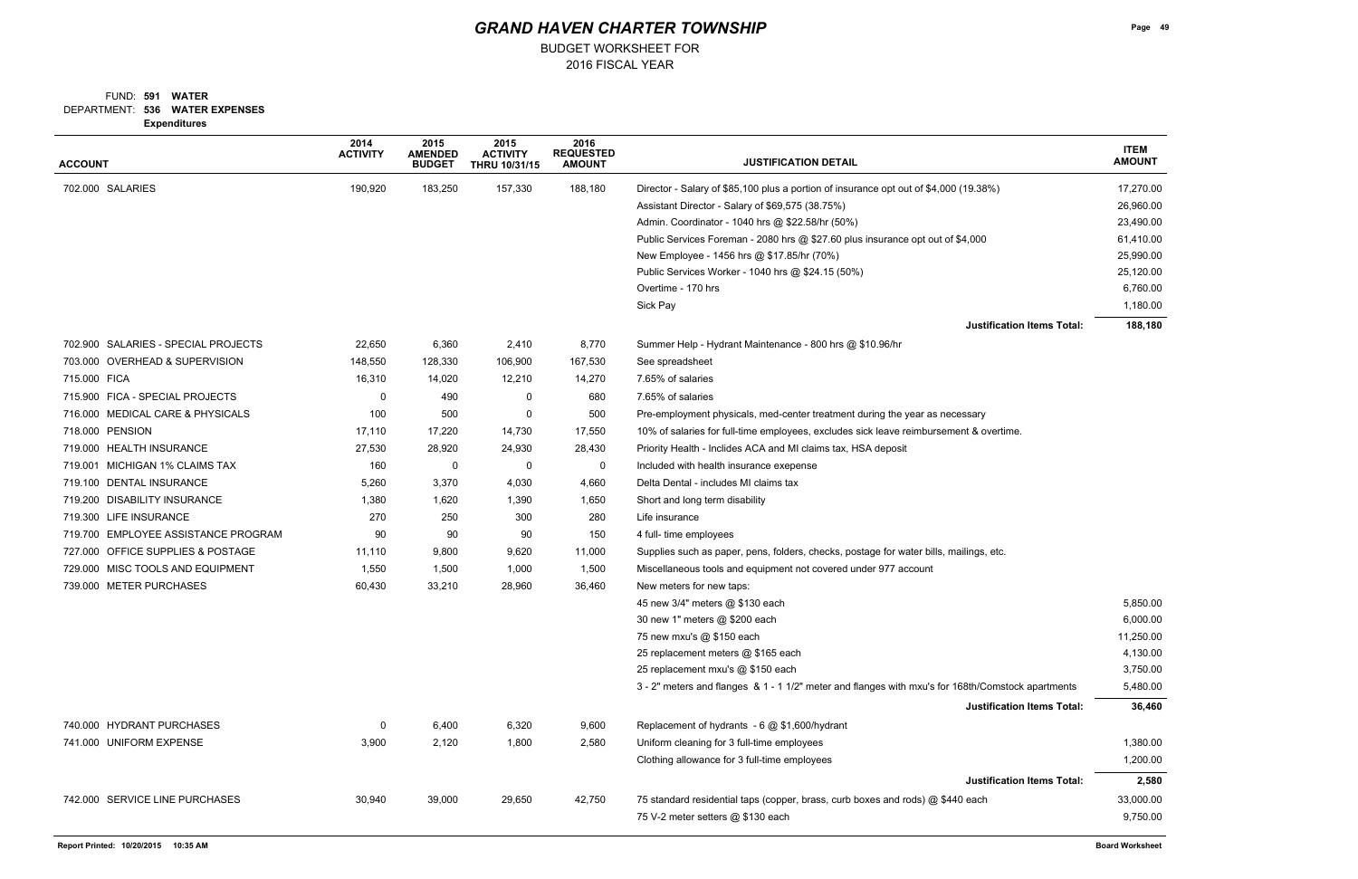# GRAND HAVEN CHARTER TOWNSHIP

BUDGET WORKSHEET FOR
2016 FISCAL YEAR

FUND: **591 WATER**
DEPARTMENT: **536 WATER EXPENSES**
**Expenditures**

| ACCOUNT | 2014 ACTIVITY | 2015 AMENDED BUDGET | 2015 ACTIVITY THRU 10/31/15 | 2016 REQUESTED AMOUNT | JUSTIFICATION DETAIL | ITEM AMOUNT |
|---|---|---|---|---|---|---|
| 702.000 SALARIES | 190,920 | 183,250 | 157,330 | 188,180 | Director - Salary of $85,100 plus a portion of insurance opt out of $4,000 (19.38%) | 17,270.00 |
| | | | | | Assistant Director - Salary of $69,575 (38.75%) | 26,960.00 |
| | | | | | Admin. Coordinator - 1040 hrs @ $22.58/hr (50%) | 23,490.00 |
| | | | | | Public Services Foreman - 2080 hrs @ $27.60 plus insurance opt out of $4,000 | 61,410.00 |
| | | | | | New Employee - 1456 hrs @ $17.85/hr (70%) | 25,990.00 |
| | | | | | Public Services Worker - 1040 hrs @ $24.15 (50%) | 25,120.00 |
| | | | | | Overtime - 170 hrs | 6,760.00 |
| | | | | | Sick Pay | 1,180.00 |
| | | | | | **Justification Items Total:** | **188,180** |
| 702.900 SALARIES - SPECIAL PROJECTS | 22,650 | 6,360 | 2,410 | 8,770 | Summer Help - Hydrant Maintenance - 800 hrs @ $10.96/hr | |
| 703.000 OVERHEAD & SUPERVISION | 148,550 | 128,330 | 106,900 | 167,530 | See spreadsheet | |
| 715.000 FICA | 16,310 | 14,020 | 12,210 | 14,270 | 7.65% of salaries | |
| 715.900 FICA - SPECIAL PROJECTS | 0 | 490 | 0 | 680 | 7.65% of salaries | |
| 716.000 MEDICAL CARE & PHYSICALS | 100 | 500 | 0 | 500 | Pre-employment physicals, med-center treatment during the year as necessary | |
| 718.000 PENSION | 17,110 | 17,220 | 14,730 | 17,550 | 10% of salaries for full-time employees, excludes sick leave reimbursement & overtime. | |
| 719.000 HEALTH INSURANCE | 27,530 | 28,920 | 24,930 | 28,430 | Priority Health - Inclides ACA and MI claims tax, HSA deposit | |
| 719.001 MICHIGAN 1% CLAIMS TAX | 160 | 0 | 0 | 0 | Included with health insurance exepense | |
| 719.100 DENTAL INSURANCE | 5,260 | 3,370 | 4,030 | 4,660 | Delta Dental - includes MI claims tax | |
| 719.200 DISABILITY INSURANCE | 1,380 | 1,620 | 1,390 | 1,650 | Short and long term disability | |
| 719.300 LIFE INSURANCE | 270 | 250 | 300 | 280 | Life insurance | |
| 719.700 EMPLOYEE ASSISTANCE PROGRAM | 90 | 90 | 90 | 150 | 4 full- time employees | |
| 727.000 OFFICE SUPPLIES & POSTAGE | 11,110 | 9,800 | 9,620 | 11,000 | Supplies such as paper, pens, folders, checks, postage for water bills, mailings, etc. | |
| 729.000 MISC TOOLS AND EQUIPMENT | 1,550 | 1,500 | 1,000 | 1,500 | Miscellaneous tools and equipment not covered under 977 account | |
| 739.000 METER PURCHASES | 60,430 | 33,210 | 28,960 | 36,460 | New meters for new taps: | |
| | | | | | 45 new 3/4" meters @ $130 each | 5,850.00 |
| | | | | | 30 new 1" meters @ $200 each | 6,000.00 |
| | | | | | 75 new mxu's @ $150 each | 11,250.00 |
| | | | | | 25 replacement meters @ $165 each | 4,130.00 |
| | | | | | 25 replacement mxu's @ $150 each | 3,750.00 |
| | | | | | 3 - 2" meters and flanges & 1 - 1 1/2" meter and flanges with mxu's for 168th/Comstock apartments | 5,480.00 |
| | | | | | **Justification Items Total:** | **36,460** |
| 740.000 HYDRANT PURCHASES | 0 | 6,400 | 6,320 | 9,600 | Replacement of hydrants - 6 @ $1,600/hydrant | |
| 741.000 UNIFORM EXPENSE | 3,900 | 2,120 | 1,800 | 2,580 | Uniform cleaning for 3 full-time employees | 1,380.00 |
| | | | | | Clothing allowance for 3 full-time employees | 1,200.00 |
| | | | | | **Justification Items Total:** | **2,580** |
| 742.000 SERVICE LINE PURCHASES | 30,940 | 39,000 | 29,650 | 42,750 | 75 standard residential taps (copper, brass, curb boxes and rods) @ $440 each | 33,000.00 |
| | | | | | 75 V-2 meter setters @ $130 each | 9,750.00 |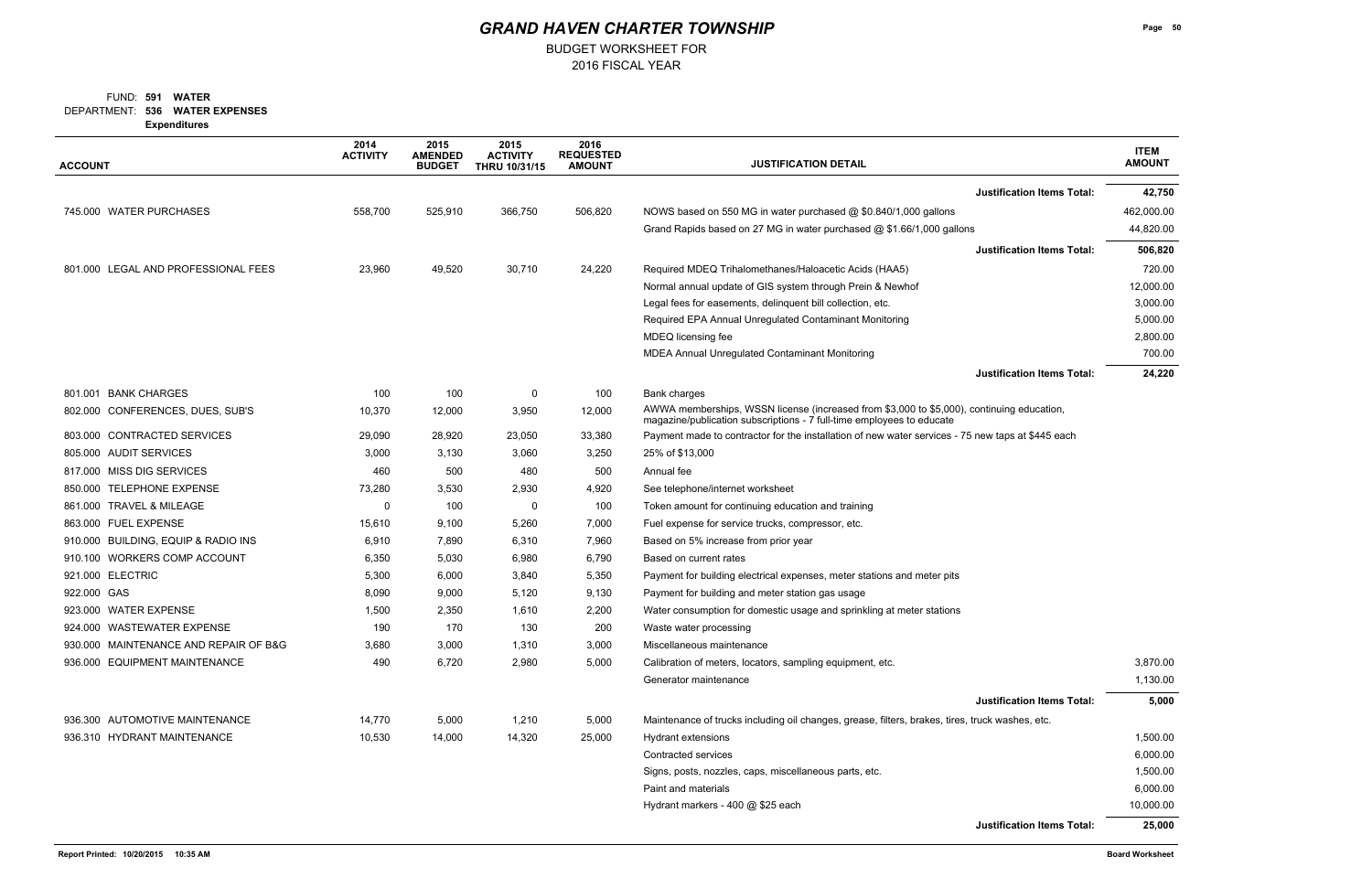# GRAND HAVEN CHARTER TOWNSHIP

BUDGET WORKSHEET FOR
2016 FISCAL YEAR

FUND: **591 WATER**
DEPARTMENT: **536 WATER EXPENSES**
**Expenditures**

| ACCOUNT | 2014 ACTIVITY | 2015 AMENDED BUDGET | 2015 ACTIVITY THRU 10/31/15 | 2016 REQUESTED AMOUNT | JUSTIFICATION DETAIL | ITEM AMOUNT |
|---|---|---|---|---|---|---|
| | | | | | **Justification Items Total:** | **42,750** |
| 745.000 WATER PURCHASES | 558,700 | 525,910 | 366,750 | 506,820 | NOWS based on 550 MG in water purchased @ $0.840/1,000 gallons | 462,000.00 |
| | | | | | Grand Rapids based on 27 MG in water purchased @ $1.66/1,000 gallons | 44,820.00 |
| | | | | | **Justification Items Total:** | **506,820** |
| 801.000 LEGAL AND PROFESSIONAL FEES | 23,960 | 49,520 | 30,710 | 24,220 | Required MDEQ Trihalomethanes/Haloacetic Acids (HAA5) | 720.00 |
| | | | | | Normal annual update of GIS system through Prein & Newhof | 12,000.00 |
| | | | | | Legal fees for easements, delinquent bill collection, etc. | 3,000.00 |
| | | | | | Required EPA Annual Unregulated Contaminant Monitoring | 5,000.00 |
| | | | | | MDEQ licensing fee | 2,800.00 |
| | | | | | MDEA Annual Unregulated Contaminant Monitoring | 700.00 |
| | | | | | **Justification Items Total:** | **24,220** |
| 801.001 BANK CHARGES | 100 | 100 | 0 | 100 | Bank charges | |
| 802.000 CONFERENCES, DUES, SUB'S | 10,370 | 12,000 | 3,950 | 12,000 | AWWA memberships, WSSN license (increased from $3,000 to $5,000), continuing education, magazine/publication subscriptions - 7 full-time employees to educate | |
| 803.000 CONTRACTED SERVICES | 29,090 | 28,920 | 23,050 | 33,380 | Payment made to contractor for the installation of new water services - 75 new taps at $445 each | |
| 805.000 AUDIT SERVICES | 3,000 | 3,130 | 3,060 | 3,250 | 25% of $13,000 | |
| 817.000 MISS DIG SERVICES | 460 | 500 | 480 | 500 | Annual fee | |
| 850.000 TELEPHONE EXPENSE | 73,280 | 3,530 | 2,930 | 4,920 | See telephone/internet worksheet | |
| 861.000 TRAVEL & MILEAGE | 0 | 100 | 0 | 100 | Token amount for continuing education and training | |
| 863.000 FUEL EXPENSE | 15,610 | 9,100 | 5,260 | 7,000 | Fuel expense for service trucks, compressor, etc. | |
| 910.000 BUILDING, EQUIP & RADIO INS | 6,910 | 7,890 | 6,310 | 7,960 | Based on 5% increase from prior year | |
| 910.100 WORKERS COMP ACCOUNT | 6,350 | 5,030 | 6,980 | 6,790 | Based on current rates | |
| 921.000 ELECTRIC | 5,300 | 6,000 | 3,840 | 5,350 | Payment for building electrical expenses, meter stations and meter pits | |
| 922.000 GAS | 8,090 | 9,000 | 5,120 | 9,130 | Payment for building and meter station gas usage | |
| 923.000 WATER EXPENSE | 1,500 | 2,350 | 1,610 | 2,200 | Water consumption for domestic usage and sprinkling at meter stations | |
| 924.000 WASTEWATER EXPENSE | 190 | 170 | 130 | 200 | Waste water processing | |
| 930.000 MAINTENANCE AND REPAIR OF B&G | 3,680 | 3,000 | 1,310 | 3,000 | Miscellaneous maintenance | |
| 936.000 EQUIPMENT MAINTENANCE | 490 | 6,720 | 2,980 | 5,000 | Calibration of meters, locators, sampling equipment, etc. | 3,870.00 |
| | | | | | Generator maintenance | 1,130.00 |
| | | | | | **Justification Items Total:** | **5,000** |
| 936.300 AUTOMOTIVE MAINTENANCE | 14,770 | 5,000 | 1,210 | 5,000 | Maintenance of trucks including oil changes, grease, filters, brakes, tires, truck washes, etc. | |
| 936.310 HYDRANT MAINTENANCE | 10,530 | 14,000 | 14,320 | 25,000 | Hydrant extensions | 1,500.00 |
| | | | | | Contracted services | 6,000.00 |
| | | | | | Signs, posts, nozzles, caps, miscellaneous parts, etc. | 1,500.00 |
| | | | | | Paint and materials | 6,000.00 |
| | | | | | Hydrant markers - 400 @ $25 each | 10,000.00 |
| | | | | | **Justification Items Total:** | **25,000** |

Report Printed: 10/20/2015 10:35 AM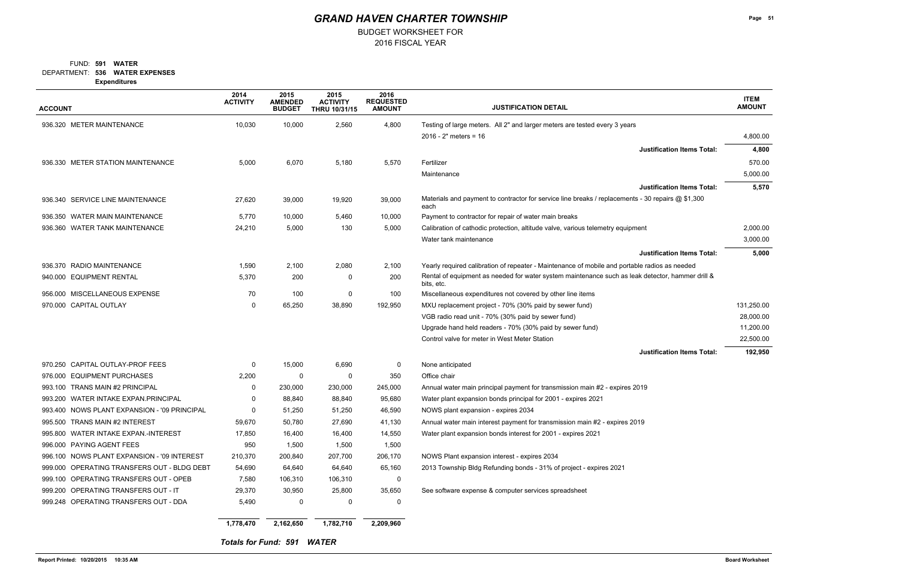# GRAND HAVEN CHARTER TOWNSHIP

BUDGET WORKSHEET FOR
2016 FISCAL YEAR

FUND: **591 WATER**
DEPARTMENT: **536 WATER EXPENSES**
**Expenditures**

| ACCOUNT | 2014 ACTIVITY | 2015 AMENDED BUDGET | 2015 ACTIVITY THRU 10/31/15 | 2016 REQUESTED AMOUNT | JUSTIFICATION DETAIL | ITEM AMOUNT |
|---|---|---|---|---|---|---|
| 936.320 METER MAINTENANCE | 10,030 | 10,000 | 2,560 | 4,800 | Testing of large meters. All 2" and larger meters are tested every 3 years | |
| | | | | | 2016 - 2" meters = 16 | 4,800.00 |
| | | | | | **Justification Items Total:** | **4,800** |
| 936.330 METER STATION MAINTENANCE | 5,000 | 6,070 | 5,180 | 5,570 | Fertilizer | 570.00 |
| | | | | | Maintenance | 5,000.00 |
| | | | | | **Justification Items Total:** | **5,570** |
| 936.340 SERVICE LINE MAINTENANCE | 27,620 | 39,000 | 19,920 | 39,000 | Materials and payment to contractor for service line breaks / replacements - 30 repairs @ $1,300 each | |
| 936.350 WATER MAIN MAINTENANCE | 5,770 | 10,000 | 5,460 | 10,000 | Payment to contractor for repair of water main breaks | |
| 936.360 WATER TANK MAINTENANCE | 24,210 | 5,000 | 130 | 5,000 | Calibration of cathodic protection, altitude valve, various telemetry equipment | 2,000.00 |
| | | | | | Water tank maintenance | 3,000.00 |
| | | | | | **Justification Items Total:** | **5,000** |
| 936.370 RADIO MAINTENANCE | 1,590 | 2,100 | 2,080 | 2,100 | Yearly required calibration of repeater - Maintenance of mobile and portable radios as needed | |
| 940.000 EQUIPMENT RENTAL | 5,370 | 200 | 0 | 200 | Rental of equipment as needed for water system maintenance such as leak detector, hammer drill & bits, etc. | |
| 956.000 MISCELLANEOUS EXPENSE | 70 | 100 | 0 | 100 | Miscellaneous expenditures not covered by other line items | |
| 970.000 CAPITAL OUTLAY | 0 | 65,250 | 38,890 | 192,950 | MXU replacement project - 70% (30% paid by sewer fund) | 131,250.00 |
| | | | | | VGB radio read unit - 70% (30% paid by sewer fund) | 28,000.00 |
| | | | | | Upgrade hand held readers - 70% (30% paid by sewer fund) | 11,200.00 |
| | | | | | Control valve for meter in West Meter Station | 22,500.00 |
| | | | | | **Justification Items Total:** | **192,950** |
| 970.250 CAPITAL OUTLAY-PROF FEES | 0 | 15,000 | 6,690 | 0 | None anticipated | |
| 976.000 EQUIPMENT PURCHASES | 2,200 | 0 | 0 | 350 | Office chair | |
| 993.100 TRANS MAIN #2 PRINCIPAL | 0 | 230,000 | 230,000 | 245,000 | Annual water main principal payment for transmission main #2 - expires 2019 | |
| 993.200 WATER INTAKE EXPAN.PRINCIPAL | 0 | 88,840 | 88,840 | 95,680 | Water plant expansion bonds principal for 2001 - expires 2021 | |
| 993.400 NOWS PLANT EXPANSION - '09 PRINCIPAL | 0 | 51,250 | 51,250 | 46,590 | NOWS plant expansion - expires 2034 | |
| 995.500 TRANS MAIN #2 INTEREST | 59,670 | 50,780 | 27,690 | 41,130 | Annual water main interest payment for transmission main #2 - expires 2019 | |
| 995.800 WATER INTAKE EXPAN.-INTEREST | 17,850 | 16,400 | 16,400 | 14,550 | Water plant expansion bonds interest for 2001 - expires 2021 | |
| 996.000 PAYING AGENT FEES | 950 | 1,500 | 1,500 | 1,500 | | |
| 996.100 NOWS PLANT EXPANSION - '09 INTEREST | 210,370 | 200,840 | 207,700 | 206,170 | NOWS Plant expansion interest - expires 2034 | |
| 999.000 OPERATING TRANSFERS OUT - BLDG DEBT | 54,690 | 64,640 | 64,640 | 65,160 | 2013 Township Bldg Refunding bonds - 31% of project - expires 2021 | |
| 999.100 OPERATING TRANSFERS OUT - OPEB | 7,580 | 106,310 | 106,310 | 0 | | |
| 999.200 OPERATING TRANSFERS OUT - IT | 29,370 | 30,950 | 25,800 | 35,650 | See software expense & computer services spreadsheet | |
| 999.248 OPERATING TRANSFERS OUT - DDA | 5,490 | 0 | 0 | 0 | | |
| | **1,778,470** | **2,162,650** | **1,782,710** | **2,209,960** | | |

***Totals for Fund: 591 WATER***

**Report Printed: 10/20/2015 10:35 AM** — **Board Worksheet**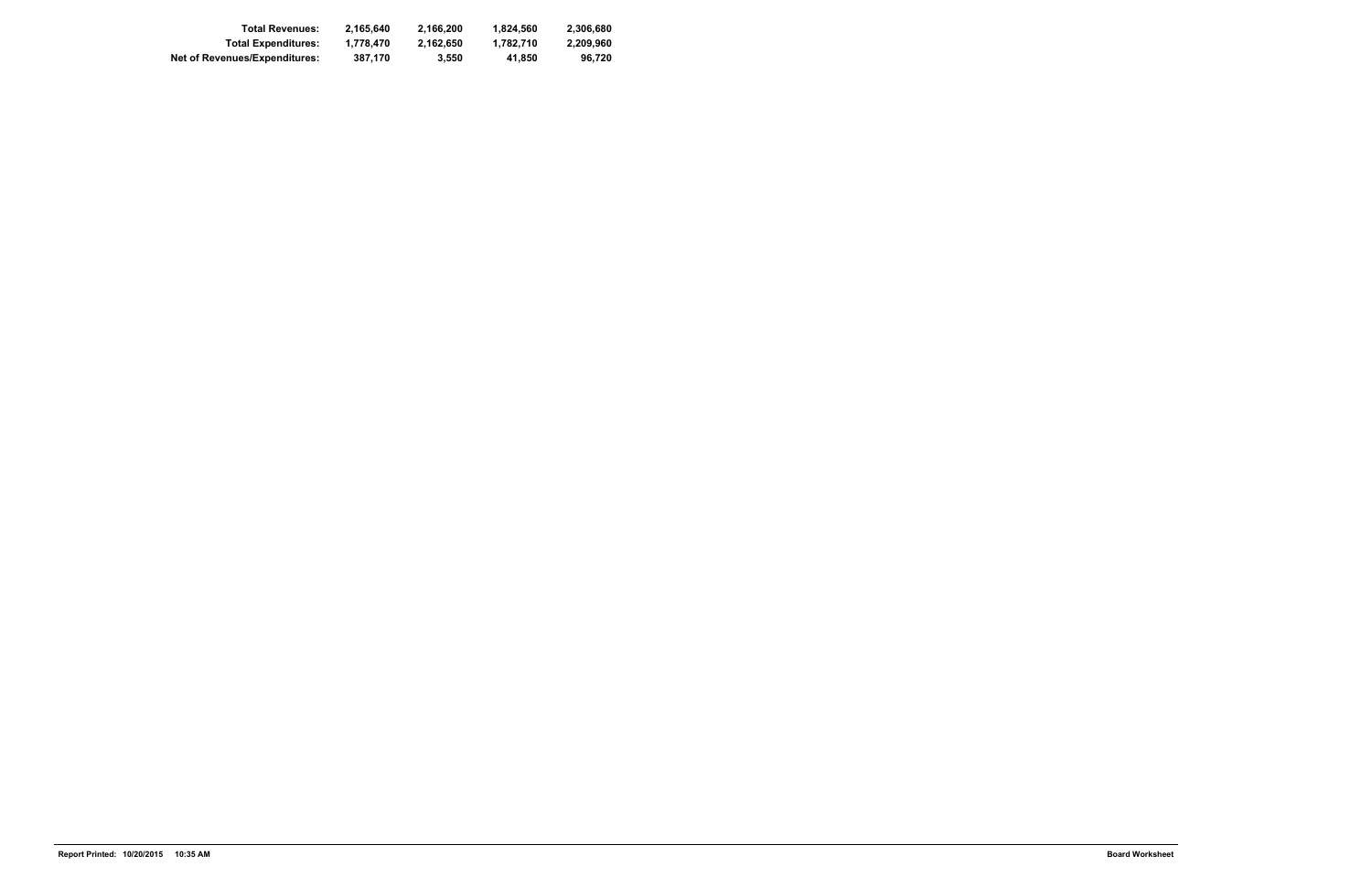| | | | | |
|---|---|---|---|---|
| **Total Revenues:** | **2,165,640** | **2,166,200** | **1,824,560** | **2,306,680** |
| **Total Expenditures:** | **1,778,470** | **2,162,650** | **1,782,710** | **2,209,960** |
| **Net of Revenues/Expenditures:** | **387,170** | **3,550** | **41,850** | **96,720** |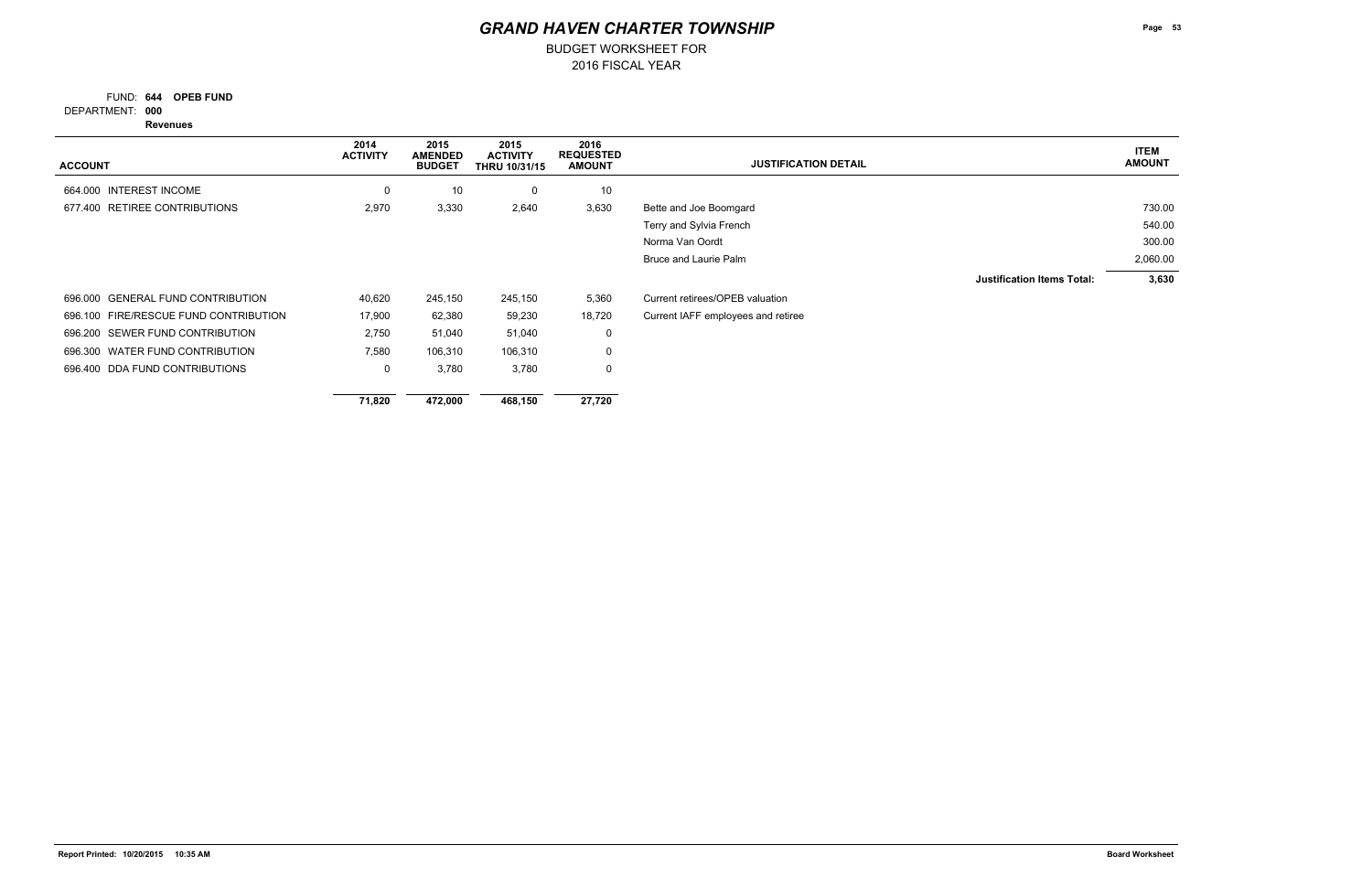# GRAND HAVEN CHARTER TOWNSHIP

BUDGET WORKSHEET FOR
2016 FISCAL YEAR

FUND: **644 OPEB FUND**
DEPARTMENT: **000**
**Revenues**

| ACCOUNT | 2014 ACTIVITY | 2015 AMENDED BUDGET | 2015 ACTIVITY THRU 10/31/15 | 2016 REQUESTED AMOUNT | JUSTIFICATION DETAIL | ITEM AMOUNT |
|---|---|---|---|---|---|---|
| 664.000 INTEREST INCOME | 0 | 10 | 0 | 10 | | |
| 677.400 RETIREE CONTRIBUTIONS | 2,970 | 3,330 | 2,640 | 3,630 | Bette and Joe Boomgard | 730.00 |
| | | | | | Terry and Sylvia French | 540.00 |
| | | | | | Norma Van Oordt | 300.00 |
| | | | | | Bruce and Laurie Palm | 2,060.00 |
| | | | | | **Justification Items Total:** | **3,630** |
| 696.000 GENERAL FUND CONTRIBUTION | 40,620 | 245,150 | 245,150 | 5,360 | Current retirees/OPEB valuation | |
| 696.100 FIRE/RESCUE FUND CONTRIBUTION | 17,900 | 62,380 | 59,230 | 18,720 | Current IAFF employees and retiree | |
| 696.200 SEWER FUND CONTRIBUTION | 2,750 | 51,040 | 51,040 | 0 | | |
| 696.300 WATER FUND CONTRIBUTION | 7,580 | 106,310 | 106,310 | 0 | | |
| 696.400 DDA FUND CONTRIBUTIONS | 0 | 3,780 | 3,780 | 0 | | |
| | **71,820** | **472,000** | **468,150** | **27,720** | | |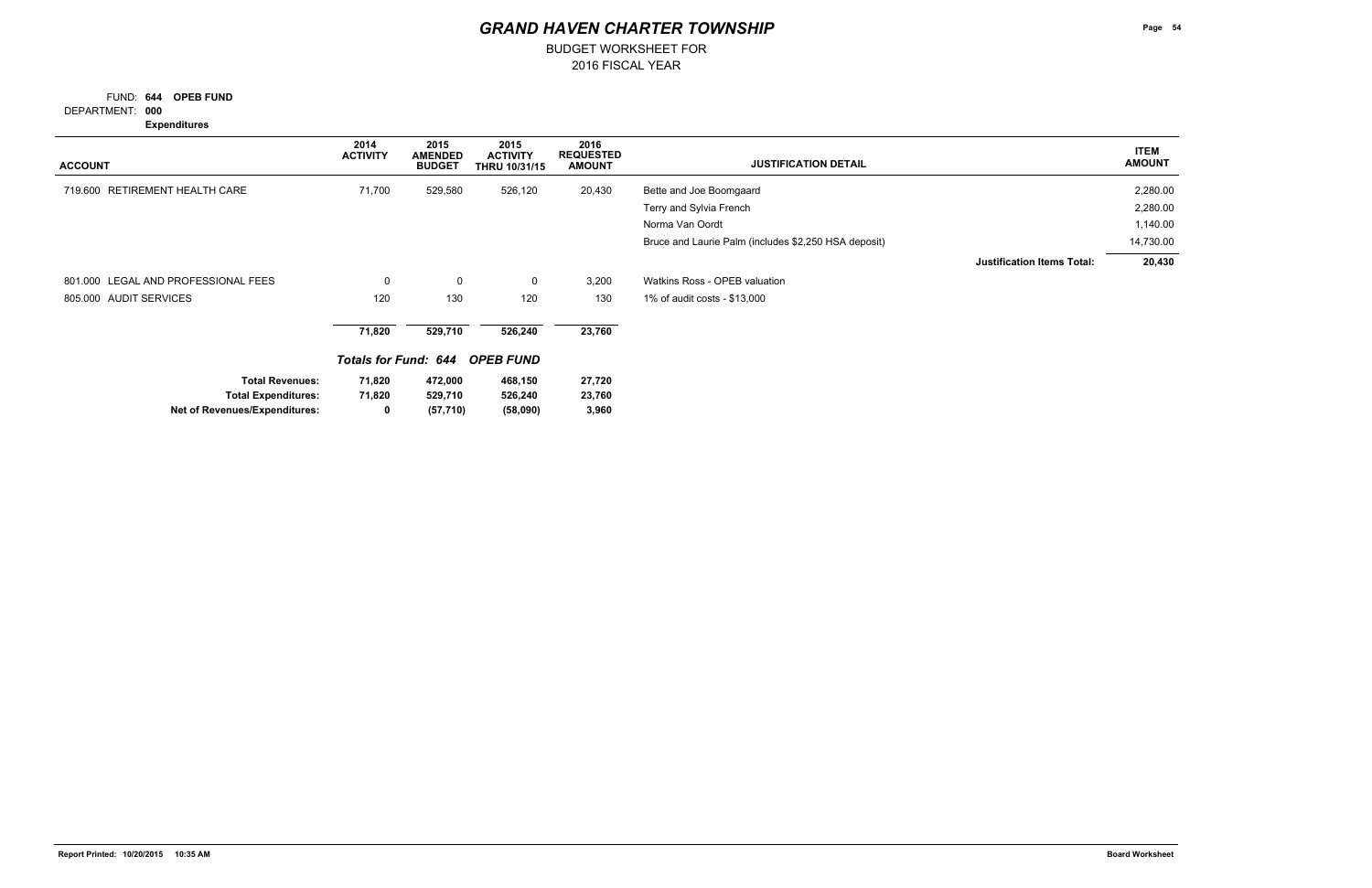# GRAND HAVEN CHARTER TOWNSHIP

BUDGET WORKSHEET FOR
2016 FISCAL YEAR

FUND: **644 OPEB FUND**
DEPARTMENT: **000**
**Expenditures**

| ACCOUNT | 2014 ACTIVITY | 2015 AMENDED BUDGET | 2015 ACTIVITY THRU 10/31/15 | 2016 REQUESTED AMOUNT | JUSTIFICATION DETAIL | ITEM AMOUNT |
|---|---|---|---|---|---|---|
| 719.600 RETIREMENT HEALTH CARE | 71,700 | 529,580 | 526,120 | 20,430 | Bette and Joe Boomgaard | 2,280.00 |
| | | | | | Terry and Sylvia French | 2,280.00 |
| | | | | | Norma Van Oordt | 1,140.00 |
| | | | | | Bruce and Laurie Palm (includes $2,250 HSA deposit) | 14,730.00 |
| | | | | | **Justification Items Total:** | **20,430** |
| 801.000 LEGAL AND PROFESSIONAL FEES | 0 | 0 | 0 | 3,200 | Watkins Ross - OPEB valuation | |
| 805.000 AUDIT SERVICES | 120 | 130 | 120 | 130 | 1% of audit costs - $13,000 | |
| | **71,820** | **529,710** | **526,240** | **23,760** | | |

***Totals for Fund: 644 OPEB FUND***

| | 2014 ACTIVITY | 2015 AMENDED BUDGET | 2015 ACTIVITY THRU 10/31/15 | 2016 REQUESTED AMOUNT |
|---|---|---|---|---|
| **Total Revenues:** | **71,820** | **472,000** | **468,150** | **27,720** |
| **Total Expenditures:** | **71,820** | **529,710** | **526,240** | **23,760** |
| **Net of Revenues/Expenditures:** | **0** | **(57,710)** | **(58,090)** | **3,960** |

Report Printed: 10/20/2015 10:35 AM

Board Worksheet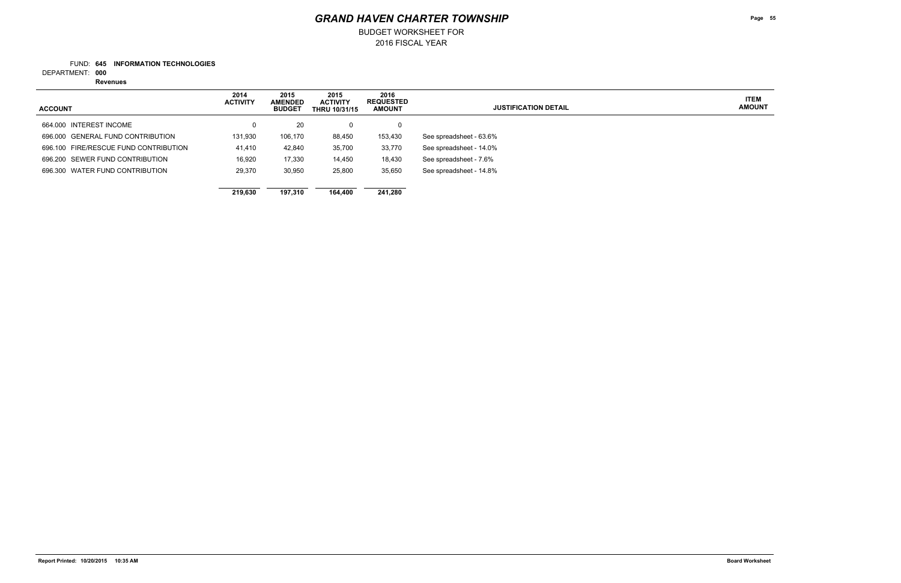# GRAND HAVEN CHARTER TOWNSHIP

BUDGET WORKSHEET FOR
2016 FISCAL YEAR

FUND: **645 INFORMATION TECHNOLOGIES**
DEPARTMENT: **000**
**Revenues**

| ACCOUNT | 2014 ACTIVITY | 2015 AMENDED BUDGET | 2015 ACTIVITY THRU 10/31/15 | 2016 REQUESTED AMOUNT | JUSTIFICATION DETAIL | ITEM AMOUNT |
|---|---|---|---|---|---|---|
| 664.000 INTEREST INCOME | 0 | 20 | 0 | 0 | | |
| 696.000 GENERAL FUND CONTRIBUTION | 131,930 | 106,170 | 88,450 | 153,430 | See spreadsheet - 63.6% | |
| 696.100 FIRE/RESCUE FUND CONTRIBUTION | 41,410 | 42,840 | 35,700 | 33,770 | See spreadsheet - 14.0% | |
| 696.200 SEWER FUND CONTRIBUTION | 16,920 | 17,330 | 14,450 | 18,430 | See spreadsheet - 7.6% | |
| 696.300 WATER FUND CONTRIBUTION | 29,370 | 30,950 | 25,800 | 35,650 | See spreadsheet - 14.8% | |
| | **219,630** | **197,310** | **164,400** | **241,280** | | |

Report Printed: 10/20/2015 10:35 AM

Board Worksheet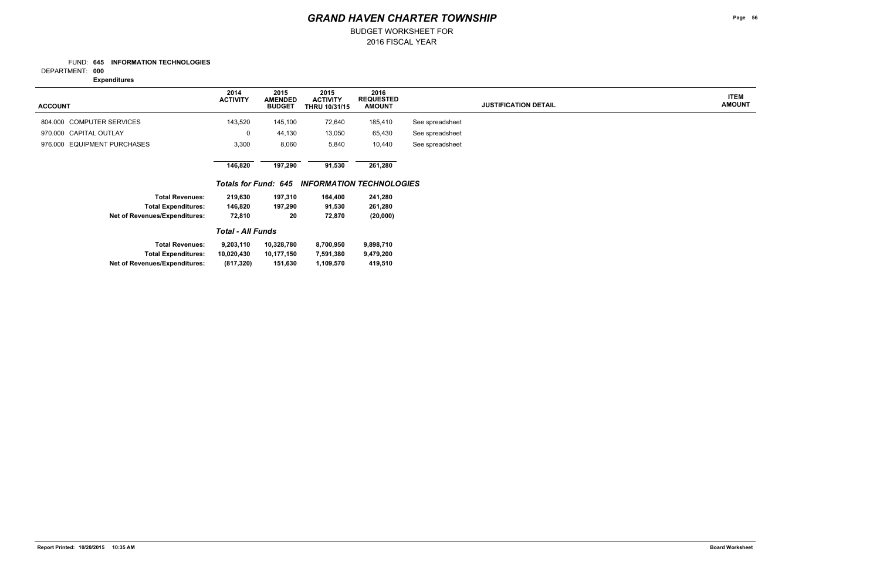# GRAND HAVEN CHARTER TOWNSHIP

BUDGET WORKSHEET FOR
2016 FISCAL YEAR

FUND: **645 INFORMATION TECHNOLOGIES**
DEPARTMENT: **000**
**Expenditures**

| ACCOUNT | 2014 ACTIVITY | 2015 AMENDED BUDGET | 2015 ACTIVITY THRU 10/31/15 | 2016 REQUESTED AMOUNT | JUSTIFICATION DETAIL | ITEM AMOUNT |
|---|---|---|---|---|---|---|
| 804.000 COMPUTER SERVICES | 143,520 | 145,100 | 72,640 | 185,410 | See spreadsheet | |
| 970.000 CAPITAL OUTLAY | 0 | 44,130 | 13,050 | 65,430 | See spreadsheet | |
| 976.000 EQUIPMENT PURCHASES | 3,300 | 8,060 | 5,840 | 10,440 | See spreadsheet | |
| | **146,820** | **197,290** | **91,530** | **261,280** | | |

***Totals for Fund: 645 INFORMATION TECHNOLOGIES***

| | 2014 ACTIVITY | 2015 AMENDED BUDGET | 2015 ACTIVITY THRU 10/31/15 | 2016 REQUESTED AMOUNT |
|---|---|---|---|---|
| **Total Revenues:** | **219,630** | **197,310** | **164,400** | **241,280** |
| **Total Expenditures:** | **146,820** | **197,290** | **91,530** | **261,280** |
| **Net of Revenues/Expenditures:** | **72,810** | **20** | **72,870** | **(20,000)** |

***Total - All Funds***

| | 2014 ACTIVITY | 2015 AMENDED BUDGET | 2015 ACTIVITY THRU 10/31/15 | 2016 REQUESTED AMOUNT |
|---|---|---|---|---|
| **Total Revenues:** | **9,203,110** | **10,328,780** | **8,700,950** | **9,898,710** |
| **Total Expenditures:** | **10,020,430** | **10,177,150** | **7,591,380** | **9,479,200** |
| **Net of Revenues/Expenditures:** | **(817,320)** | **151,630** | **1,109,570** | **419,510** |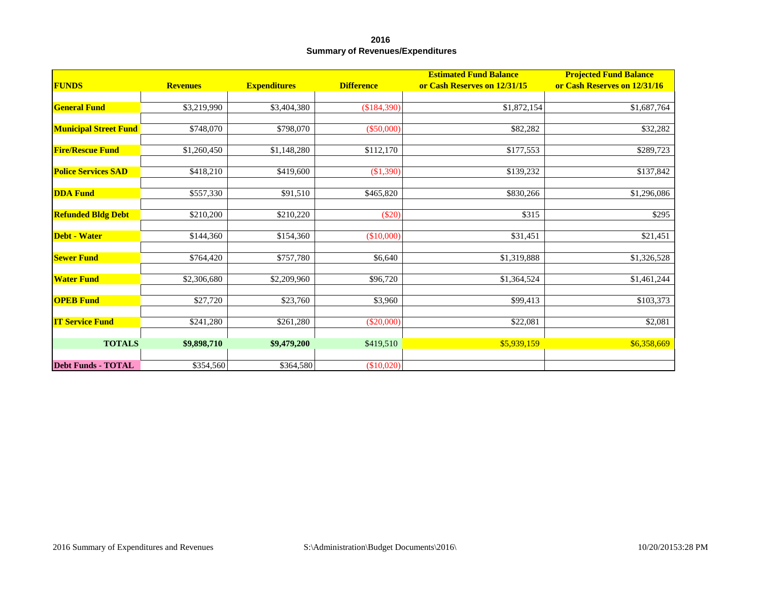**2016**
**Summary of Revenues/Expenditures**

| FUNDS | Revenues | Expenditures | Difference | Estimated Fund Balance or Cash Reserves on 12/31/15 | Projected Fund Balance or Cash Reserves on 12/31/16 |
|---|---|---|---|---|---|
| **General Fund** | $3,219,990 | $3,404,380 | ($184,390) | $1,872,154 | $1,687,764 |
| **Municipal Street Fund** | $748,070 | $798,070 | ($50,000) | $82,282 | $32,282 |
| **Fire/Rescue Fund** | $1,260,450 | $1,148,280 | $112,170 | $177,553 | $289,723 |
| **Police Services SAD** | $418,210 | $419,600 | ($1,390) | $139,232 | $137,842 |
| **DDA Fund** | $557,330 | $91,510 | $465,820 | $830,266 | $1,296,086 |
| **Refunded Bldg Debt** | $210,200 | $210,220 | ($20) | $315 | $295 |
| **Debt - Water** | $144,360 | $154,360 | ($10,000) | $31,451 | $21,451 |
| **Sewer Fund** | $764,420 | $757,780 | $6,640 | $1,319,888 | $1,326,528 |
| **Water Fund** | $2,306,680 | $2,209,960 | $96,720 | $1,364,524 | $1,461,244 |
| **OPEB Fund** | $27,720 | $23,760 | $3,960 | $99,413 | $103,373 |
| **IT Service Fund** | $241,280 | $261,280 | ($20,000) | $22,081 | $2,081 |
| **TOTALS** | **$9,898,710** | **$9,479,200** | $419,510 | $5,939,159 | $6,358,669 |
| **Debt Funds - TOTAL** | $354,560 | $364,580 | ($10,020) | | |

2016 Summary of Expenditures and Revenues S:\Administration\Budget Documents\2016\ 10/20/20153:28 PM